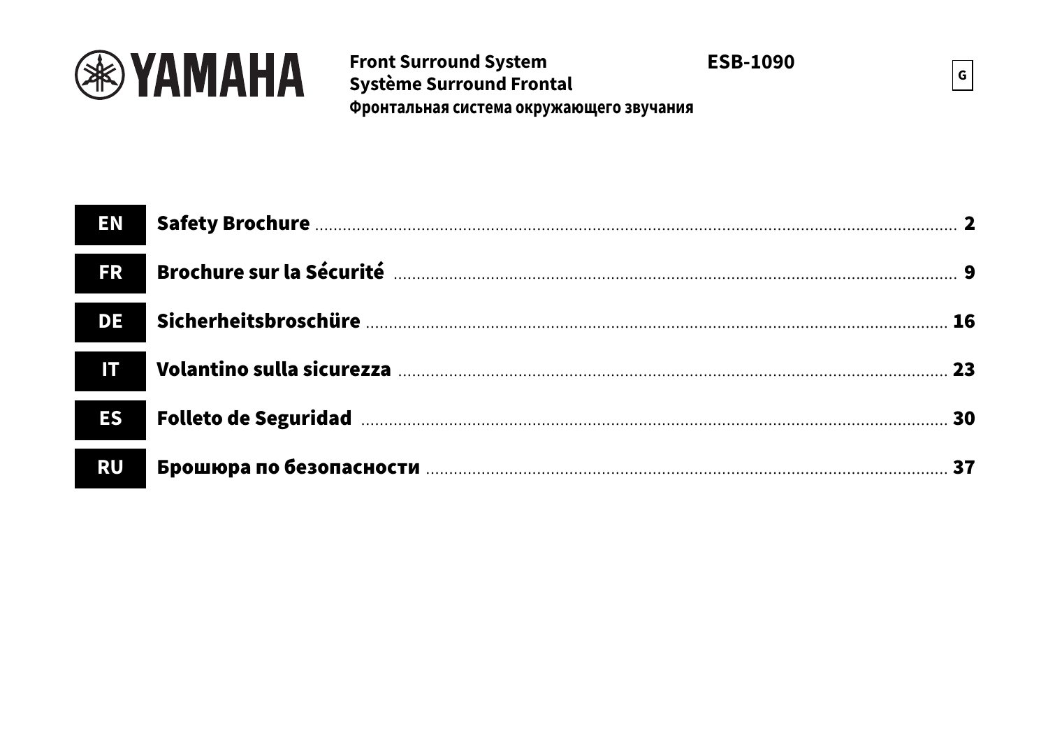YAMAHA

**Front Surround System**
**Système Surround Frontal**
**Фронтальная система окружающего звучания**

**ESB-1090**

G

| | | |
|---|---|---|
| **EN** | **Safety Brochure** | **2** |
| **FR** | **Brochure sur la Sécurité** | **9** |
| **DE** | **Sicherheitsbroschüre** | **16** |
| **IT** | **Volantino sulla sicurezza** | **23** |
| **ES** | **Folleto de Seguridad** | **30** |
| **RU** | **Брошюра по безопасности** | **37** |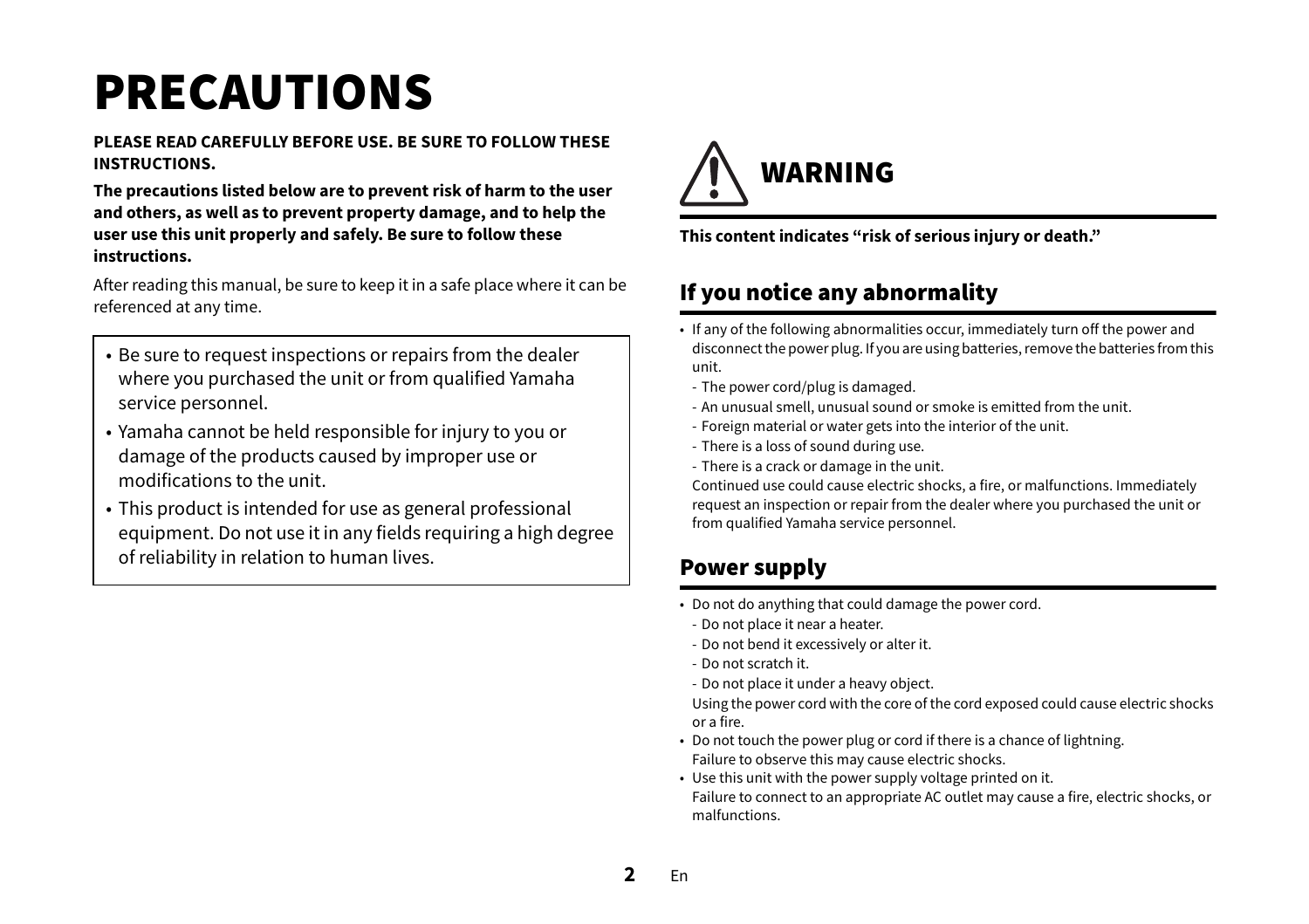# PRECAUTIONS

**PLEASE READ CAREFULLY BEFORE USE. BE SURE TO FOLLOW THESE INSTRUCTIONS.**

**The precautions listed below are to prevent risk of harm to the user and others, as well as to prevent property damage, and to help the user use this unit properly and safely. Be sure to follow these instructions.**

After reading this manual, be sure to keep it in a safe place where it can be referenced at any time.

- Be sure to request inspections or repairs from the dealer where you purchased the unit or from qualified Yamaha service personnel.
- Yamaha cannot be held responsible for injury to you or damage of the products caused by improper use or modifications to the unit.
- This product is intended for use as general professional equipment. Do not use it in any fields requiring a high degree of reliability in relation to human lives.

## WARNING

**This content indicates "risk of serious injury or death."**

### If you notice any abnormality

- If any of the following abnormalities occur, immediately turn off the power and disconnect the power plug. If you are using batteries, remove the batteries from this unit.
  - The power cord/plug is damaged.
  - An unusual smell, unusual sound or smoke is emitted from the unit.
  - Foreign material or water gets into the interior of the unit.
  - There is a loss of sound during use.
  - There is a crack or damage in the unit.

  Continued use could cause electric shocks, a fire, or malfunctions. Immediately request an inspection or repair from the dealer where you purchased the unit or from qualified Yamaha service personnel.

### Power supply

- Do not do anything that could damage the power cord.
  - Do not place it near a heater.
  - Do not bend it excessively or alter it.
  - Do not scratch it.
  - Do not place it under a heavy object.

  Using the power cord with the core of the cord exposed could cause electric shocks or a fire.
- Do not touch the power plug or cord if there is a chance of lightning.
  Failure to observe this may cause electric shocks.
- Use this unit with the power supply voltage printed on it.
  Failure to connect to an appropriate AC outlet may cause a fire, electric shocks, or malfunctions.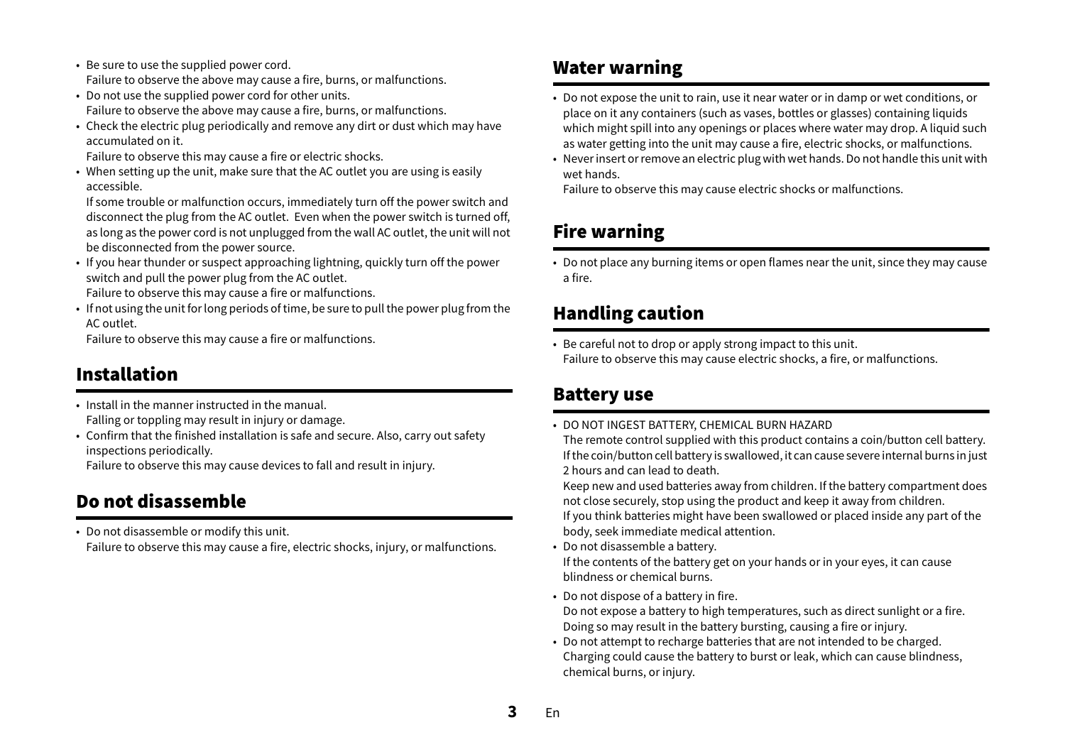- Be sure to use the supplied power cord.
  Failure to observe the above may cause a fire, burns, or malfunctions.
- Do not use the supplied power cord for other units.
  Failure to observe the above may cause a fire, burns, or malfunctions.
- Check the electric plug periodically and remove any dirt or dust which may have accumulated on it.
  Failure to observe this may cause a fire or electric shocks.
- When setting up the unit, make sure that the AC outlet you are using is easily accessible.
  If some trouble or malfunction occurs, immediately turn off the power switch and disconnect the plug from the AC outlet. Even when the power switch is turned off, as long as the power cord is not unplugged from the wall AC outlet, the unit will not be disconnected from the power source.
- If you hear thunder or suspect approaching lightning, quickly turn off the power switch and pull the power plug from the AC outlet.
  Failure to observe this may cause a fire or malfunctions.
- If not using the unit for long periods of time, be sure to pull the power plug from the AC outlet.
  Failure to observe this may cause a fire or malfunctions.

## Installation

- Install in the manner instructed in the manual.
  Falling or toppling may result in injury or damage.
- Confirm that the finished installation is safe and secure. Also, carry out safety inspections periodically.
  Failure to observe this may cause devices to fall and result in injury.

## Do not disassemble

- Do not disassemble or modify this unit.
  Failure to observe this may cause a fire, electric shocks, injury, or malfunctions.

## Water warning

- Do not expose the unit to rain, use it near water or in damp or wet conditions, or place on it any containers (such as vases, bottles or glasses) containing liquids which might spill into any openings or places where water may drop. A liquid such as water getting into the unit may cause a fire, electric shocks, or malfunctions.
- Never insert or remove an electric plug with wet hands. Do not handle this unit with wet hands.
  Failure to observe this may cause electric shocks or malfunctions.

## Fire warning

- Do not place any burning items or open flames near the unit, since they may cause a fire.

## Handling caution

- Be careful not to drop or apply strong impact to this unit.
  Failure to observe this may cause electric shocks, a fire, or malfunctions.

## Battery use

- DO NOT INGEST BATTERY, CHEMICAL BURN HAZARD
  The remote control supplied with this product contains a coin/button cell battery. If the coin/button cell battery is swallowed, it can cause severe internal burns in just 2 hours and can lead to death.
  Keep new and used batteries away from children. If the battery compartment does not close securely, stop using the product and keep it away from children.
  If you think batteries might have been swallowed or placed inside any part of the body, seek immediate medical attention.
- Do not disassemble a battery.
  If the contents of the battery get on your hands or in your eyes, it can cause blindness or chemical burns.
- Do not dispose of a battery in fire.
  Do not expose a battery to high temperatures, such as direct sunlight or a fire. Doing so may result in the battery bursting, causing a fire or injury.
- Do not attempt to recharge batteries that are not intended to be charged.
  Charging could cause the battery to burst or leak, which can cause blindness, chemical burns, or injury.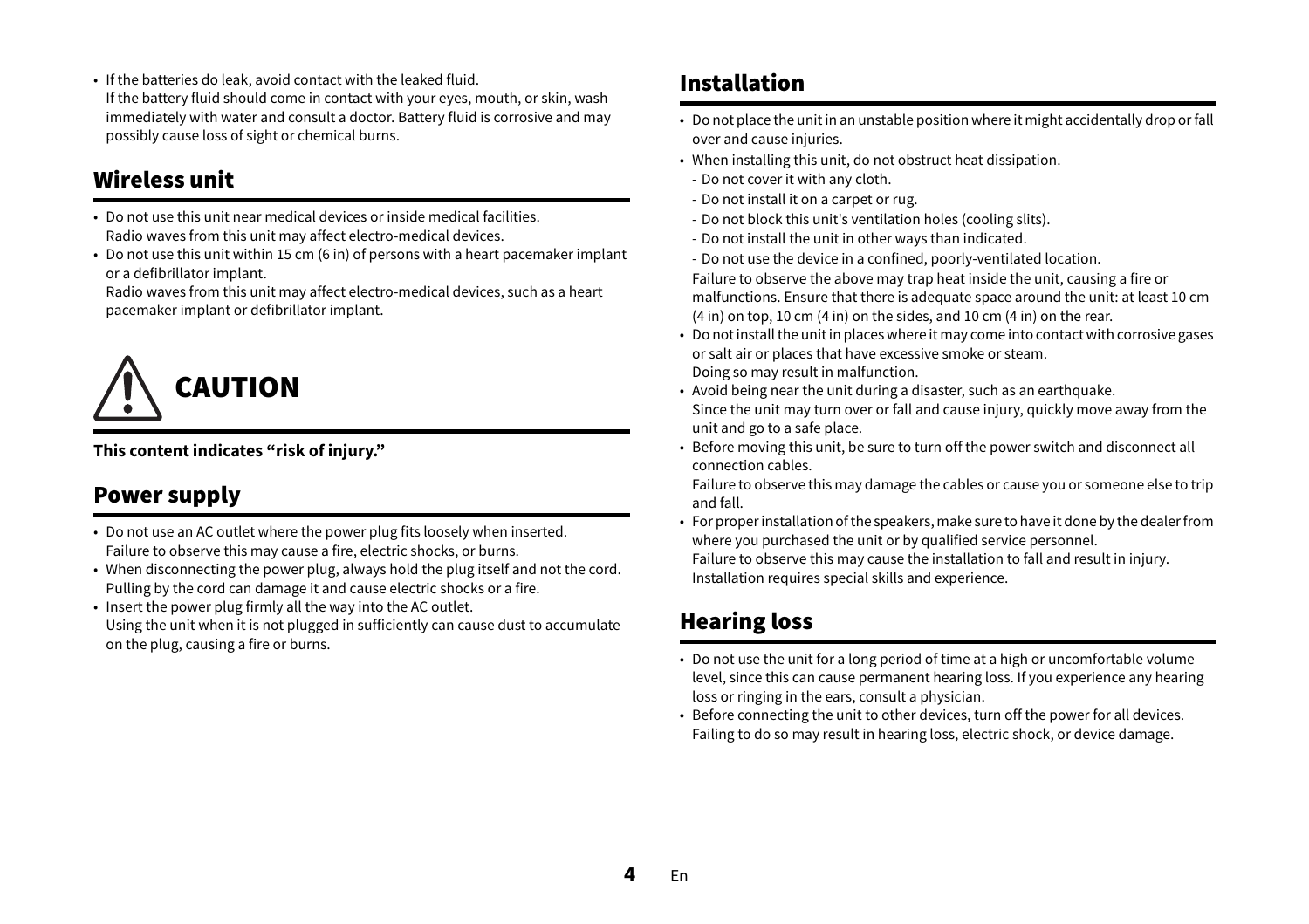- If the batteries do leak, avoid contact with the leaked fluid.
  If the battery fluid should come in contact with your eyes, mouth, or skin, wash immediately with water and consult a doctor. Battery fluid is corrosive and may possibly cause loss of sight or chemical burns.

## Wireless unit

- Do not use this unit near medical devices or inside medical facilities.
  Radio waves from this unit may affect electro-medical devices.
- Do not use this unit within 15 cm (6 in) of persons with a heart pacemaker implant or a defibrillator implant.
  Radio waves from this unit may affect electro-medical devices, such as a heart pacemaker implant or defibrillator implant.

# CAUTION

**This content indicates "risk of injury."**

## Power supply

- Do not use an AC outlet where the power plug fits loosely when inserted.
  Failure to observe this may cause a fire, electric shocks, or burns.
- When disconnecting the power plug, always hold the plug itself and not the cord.
  Pulling by the cord can damage it and cause electric shocks or a fire.
- Insert the power plug firmly all the way into the AC outlet.
  Using the unit when it is not plugged in sufficiently can cause dust to accumulate on the plug, causing a fire or burns.

## Installation

- Do not place the unit in an unstable position where it might accidentally drop or fall over and cause injuries.
- When installing this unit, do not obstruct heat dissipation.
  - Do not cover it with any cloth.
  - Do not install it on a carpet or rug.
  - Do not block this unit's ventilation holes (cooling slits).
  - Do not install the unit in other ways than indicated.
  - Do not use the device in a confined, poorly-ventilated location.

  Failure to observe the above may trap heat inside the unit, causing a fire or malfunctions. Ensure that there is adequate space around the unit: at least 10 cm (4 in) on top, 10 cm (4 in) on the sides, and 10 cm (4 in) on the rear.
- Do not install the unit in places where it may come into contact with corrosive gases or salt air or places that have excessive smoke or steam.
  Doing so may result in malfunction.
- Avoid being near the unit during a disaster, such as an earthquake.
  Since the unit may turn over or fall and cause injury, quickly move away from the unit and go to a safe place.
- Before moving this unit, be sure to turn off the power switch and disconnect all connection cables.
  Failure to observe this may damage the cables or cause you or someone else to trip and fall.
- For proper installation of the speakers, make sure to have it done by the dealer from where you purchased the unit or by qualified service personnel.
  Failure to observe this may cause the installation to fall and result in injury. Installation requires special skills and experience.

## Hearing loss

- Do not use the unit for a long period of time at a high or uncomfortable volume level, since this can cause permanent hearing loss. If you experience any hearing loss or ringing in the ears, consult a physician.
- Before connecting the unit to other devices, turn off the power for all devices.
  Failing to do so may result in hearing loss, electric shock, or device damage.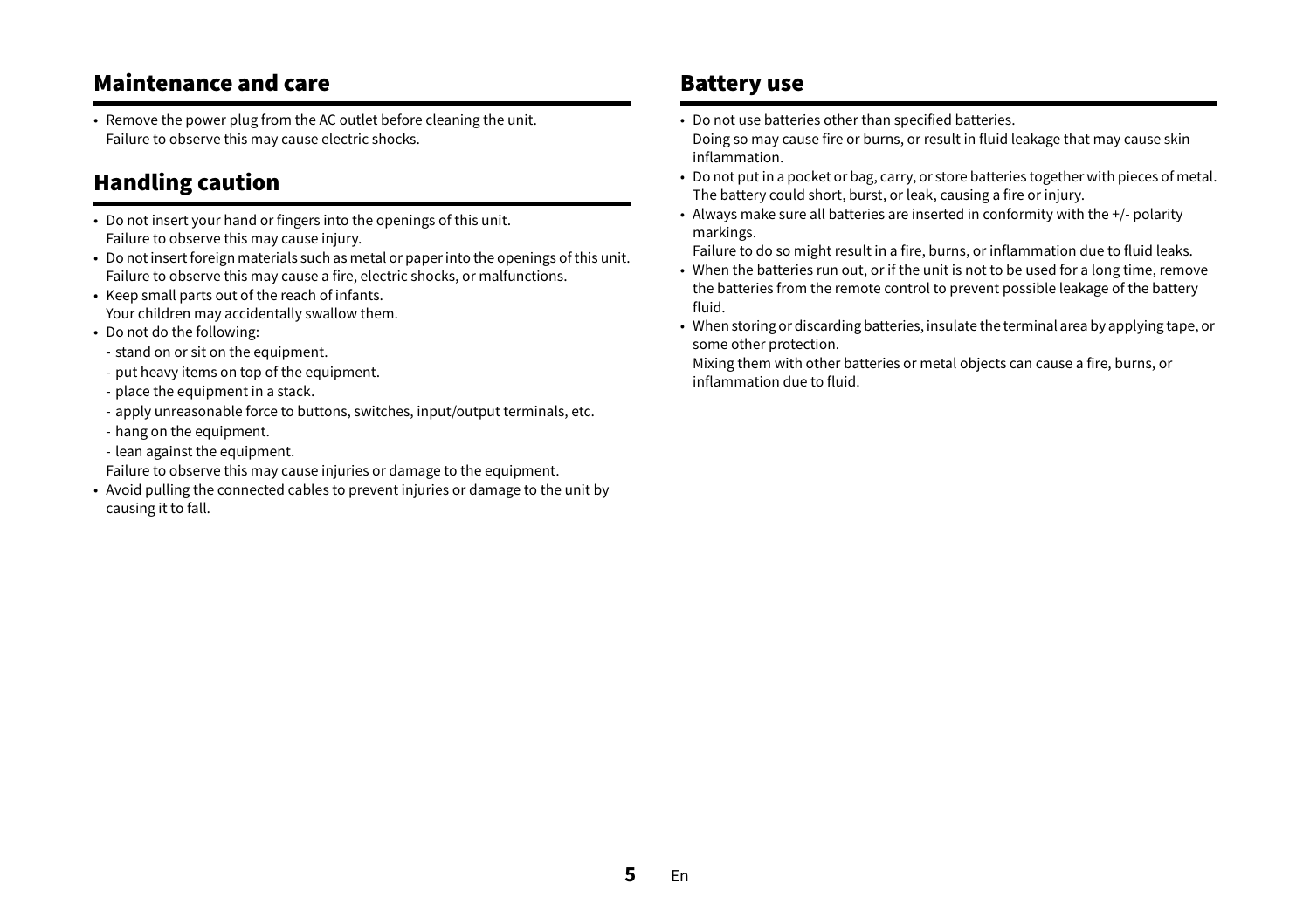## Maintenance and care

- Remove the power plug from the AC outlet before cleaning the unit.
  Failure to observe this may cause electric shocks.

## Handling caution

- Do not insert your hand or fingers into the openings of this unit.
  Failure to observe this may cause injury.
- Do not insert foreign materials such as metal or paper into the openings of this unit.
  Failure to observe this may cause a fire, electric shocks, or malfunctions.
- Keep small parts out of the reach of infants.
  Your children may accidentally swallow them.
- Do not do the following:
  - stand on or sit on the equipment.
  - put heavy items on top of the equipment.
  - place the equipment in a stack.
  - apply unreasonable force to buttons, switches, input/output terminals, etc.
  - hang on the equipment.
  - lean against the equipment.

  Failure to observe this may cause injuries or damage to the equipment.
- Avoid pulling the connected cables to prevent injuries or damage to the unit by causing it to fall.

## Battery use

- Do not use batteries other than specified batteries.
  Doing so may cause fire or burns, or result in fluid leakage that may cause skin inflammation.
- Do not put in a pocket or bag, carry, or store batteries together with pieces of metal.
  The battery could short, burst, or leak, causing a fire or injury.
- Always make sure all batteries are inserted in conformity with the +/- polarity markings.
  Failure to do so might result in a fire, burns, or inflammation due to fluid leaks.
- When the batteries run out, or if the unit is not to be used for a long time, remove the batteries from the remote control to prevent possible leakage of the battery fluid.
- When storing or discarding batteries, insulate the terminal area by applying tape, or some other protection.
  Mixing them with other batteries or metal objects can cause a fire, burns, or inflammation due to fluid.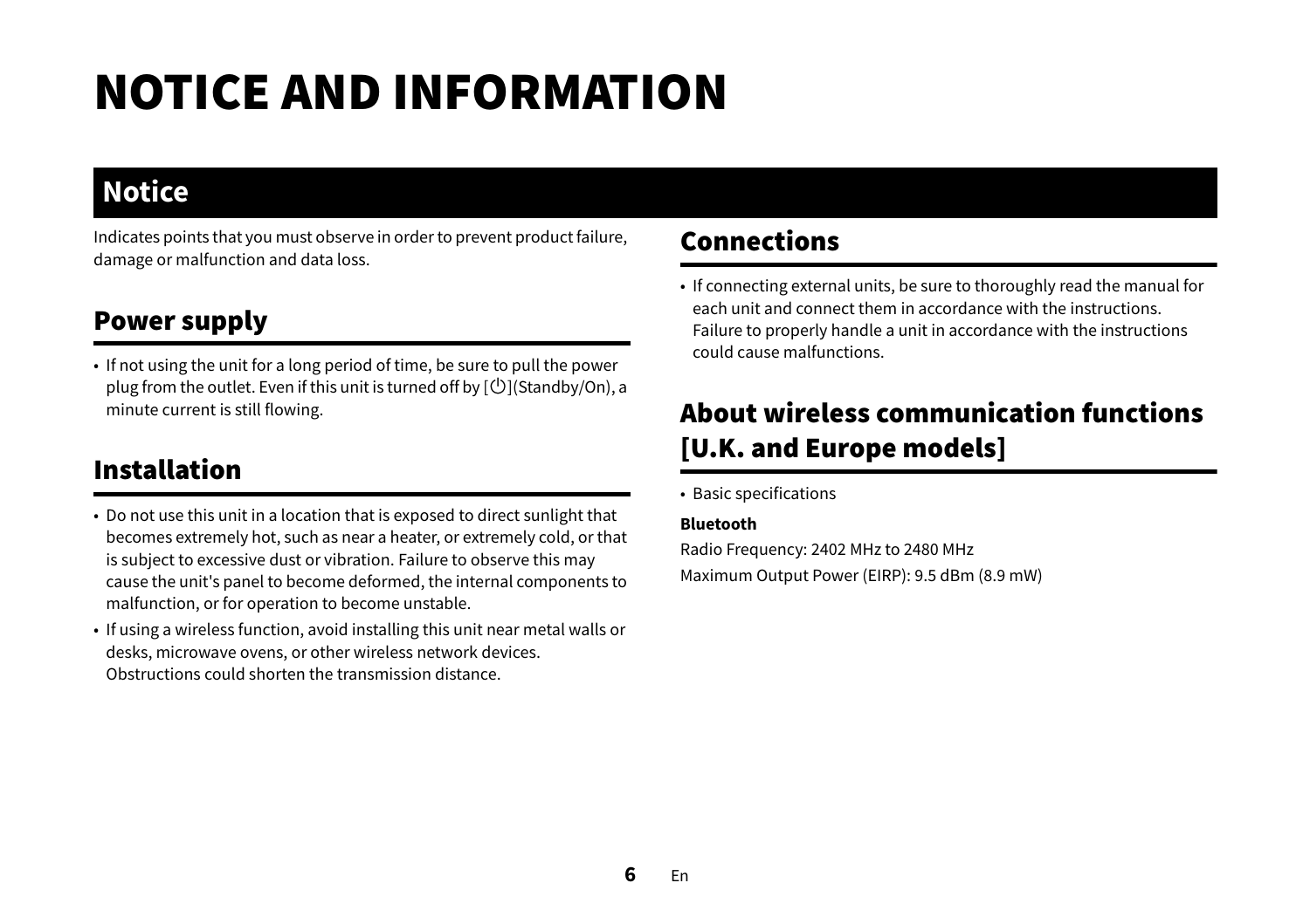# NOTICE AND INFORMATION

## Notice

Indicates points that you must observe in order to prevent product failure, damage or malfunction and data loss.

### Power supply

- If not using the unit for a long period of time, be sure to pull the power plug from the outlet. Even if this unit is turned off by [⏻](Standby/On), a minute current is still flowing.

### Installation

- Do not use this unit in a location that is exposed to direct sunlight that becomes extremely hot, such as near a heater, or extremely cold, or that is subject to excessive dust or vibration. Failure to observe this may cause the unit's panel to become deformed, the internal components to malfunction, or for operation to become unstable.
- If using a wireless function, avoid installing this unit near metal walls or desks, microwave ovens, or other wireless network devices. Obstructions could shorten the transmission distance.

### Connections

- If connecting external units, be sure to thoroughly read the manual for each unit and connect them in accordance with the instructions. Failure to properly handle a unit in accordance with the instructions could cause malfunctions.

### About wireless communication functions [U.K. and Europe models]

- Basic specifications

**Bluetooth**

Radio Frequency: 2402 MHz to 2480 MHz

Maximum Output Power (EIRP): 9.5 dBm (8.9 mW)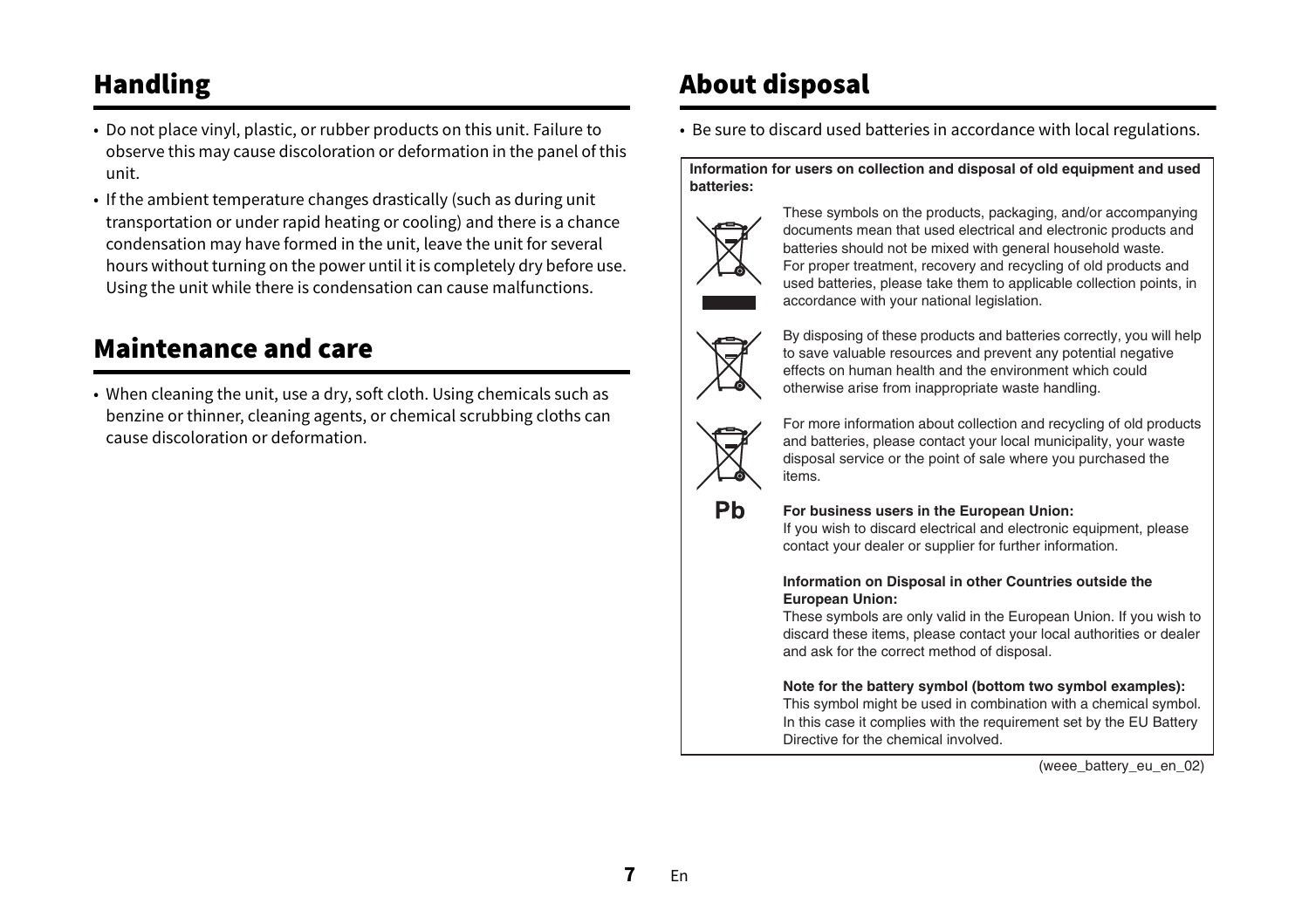## Handling

- Do not place vinyl, plastic, or rubber products on this unit. Failure to observe this may cause discoloration or deformation in the panel of this unit.
- If the ambient temperature changes drastically (such as during unit transportation or under rapid heating or cooling) and there is a chance condensation may have formed in the unit, leave the unit for several hours without turning on the power until it is completely dry before use. Using the unit while there is condensation can cause malfunctions.

## Maintenance and care

- When cleaning the unit, use a dry, soft cloth. Using chemicals such as benzine or thinner, cleaning agents, or chemical scrubbing cloths can cause discoloration or deformation.

## About disposal

- Be sure to discard used batteries in accordance with local regulations.

**Information for users on collection and disposal of old equipment and used batteries:**

These symbols on the products, packaging, and/or accompanying documents mean that used electrical and electronic products and batteries should not be mixed with general household waste.
For proper treatment, recovery and recycling of old products and used batteries, please take them to applicable collection points, in accordance with your national legislation.

By disposing of these products and batteries correctly, you will help to save valuable resources and prevent any potential negative effects on human health and the environment which could otherwise arise from inappropriate waste handling.

For more information about collection and recycling of old products and batteries, please contact your local municipality, your waste disposal service or the point of sale where you purchased the items.

Pb

**For business users in the European Union:**
If you wish to discard electrical and electronic equipment, please contact your dealer or supplier for further information.

**Information on Disposal in other Countries outside the European Union:**
These symbols are only valid in the European Union. If you wish to discard these items, please contact your local authorities or dealer and ask for the correct method of disposal.

**Note for the battery symbol (bottom two symbol examples):**
This symbol might be used in combination with a chemical symbol. In this case it complies with the requirement set by the EU Battery Directive for the chemical involved.

(weee_battery_eu_en_02)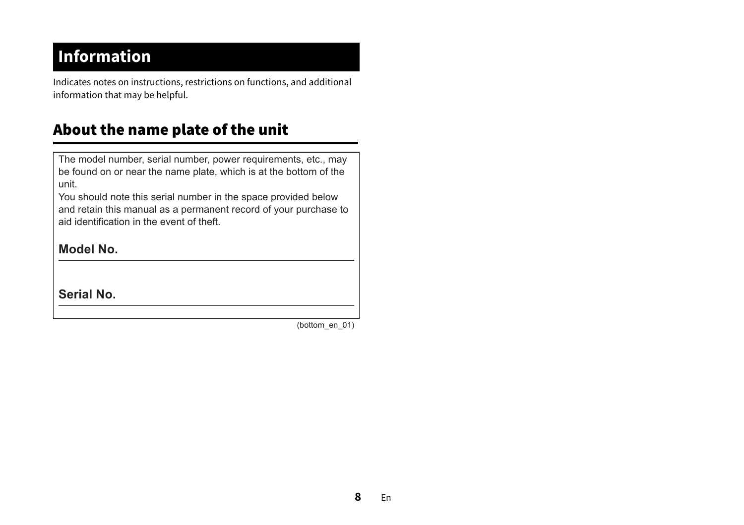# Information

Indicates notes on instructions, restrictions on functions, and additional information that may be helpful.

## About the name plate of the unit

The model number, serial number, power requirements, etc., may be found on or near the name plate, which is at the bottom of the unit.
You should note this serial number in the space provided below and retain this manual as a permanent record of your purchase to aid identification in the event of theft.

**Model No.**

---

**Serial No.**

---

(bottom_en_01)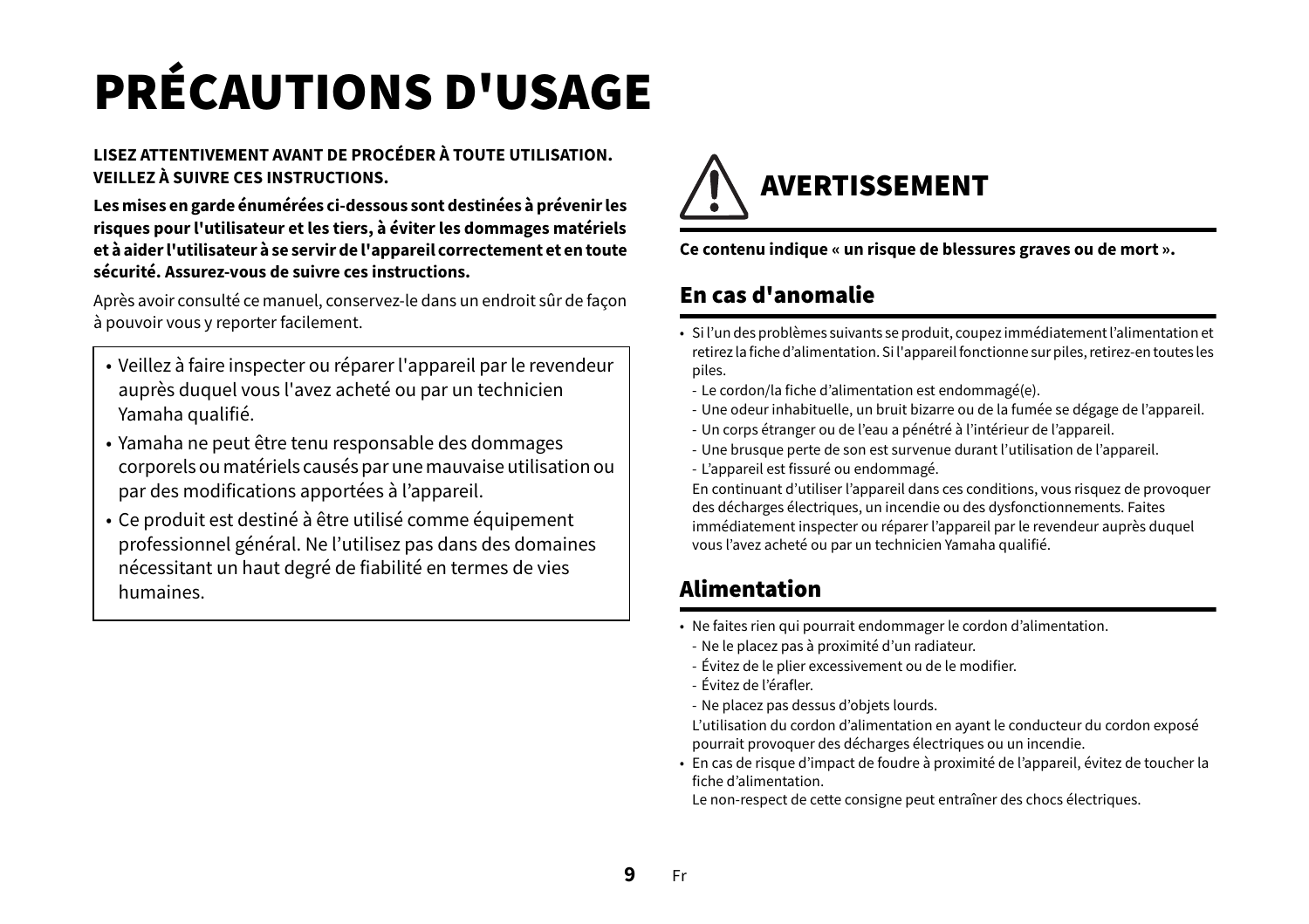# PRÉCAUTIONS D'USAGE

**LISEZ ATTENTIVEMENT AVANT DE PROCÉDER À TOUTE UTILISATION. VEILLEZ À SUIVRE CES INSTRUCTIONS.**

**Les mises en garde énumérées ci-dessous sont destinées à prévenir les risques pour l'utilisateur et les tiers, à éviter les dommages matériels et à aider l'utilisateur à se servir de l'appareil correctement et en toute sécurité. Assurez-vous de suivre ces instructions.**

Après avoir consulté ce manuel, conservez-le dans un endroit sûr de façon à pouvoir vous y reporter facilement.

- Veillez à faire inspecter ou réparer l'appareil par le revendeur auprès duquel vous l'avez acheté ou par un technicien Yamaha qualifié.
- Yamaha ne peut être tenu responsable des dommages corporels ou matériels causés par une mauvaise utilisation ou par des modifications apportées à l'appareil.
- Ce produit est destiné à être utilisé comme équipement professionnel général. Ne l'utilisez pas dans des domaines nécessitant un haut degré de fiabilité en termes de vies humaines.

## AVERTISSEMENT

**Ce contenu indique « un risque de blessures graves ou de mort ».**

### En cas d'anomalie

- Si l'un des problèmes suivants se produit, coupez immédiatement l'alimentation et retirez la fiche d'alimentation. Si l'appareil fonctionne sur piles, retirez-en toutes les piles.
  - Le cordon/la fiche d'alimentation est endommagé(e).
  - Une odeur inhabituelle, un bruit bizarre ou de la fumée se dégage de l'appareil.
  - Un corps étranger ou de l'eau a pénétré à l'intérieur de l'appareil.
  - Une brusque perte de son est survenue durant l'utilisation de l'appareil.
  - L'appareil est fissuré ou endommagé.

  En continuant d'utiliser l'appareil dans ces conditions, vous risquez de provoquer des décharges électriques, un incendie ou des dysfonctionnements. Faites immédiatement inspecter ou réparer l'appareil par le revendeur auprès duquel vous l'avez acheté ou par un technicien Yamaha qualifié.

### Alimentation

- Ne faites rien qui pourrait endommager le cordon d'alimentation.
  - Ne le placez pas à proximité d'un radiateur.
  - Évitez de le plier excessivement ou de le modifier.
  - Évitez de l'érafler.
  - Ne placez pas dessus d'objets lourds.

  L'utilisation du cordon d'alimentation en ayant le conducteur du cordon exposé pourrait provoquer des décharges électriques ou un incendie.
- En cas de risque d'impact de foudre à proximité de l'appareil, évitez de toucher la fiche d'alimentation.
  Le non-respect de cette consigne peut entraîner des chocs électriques.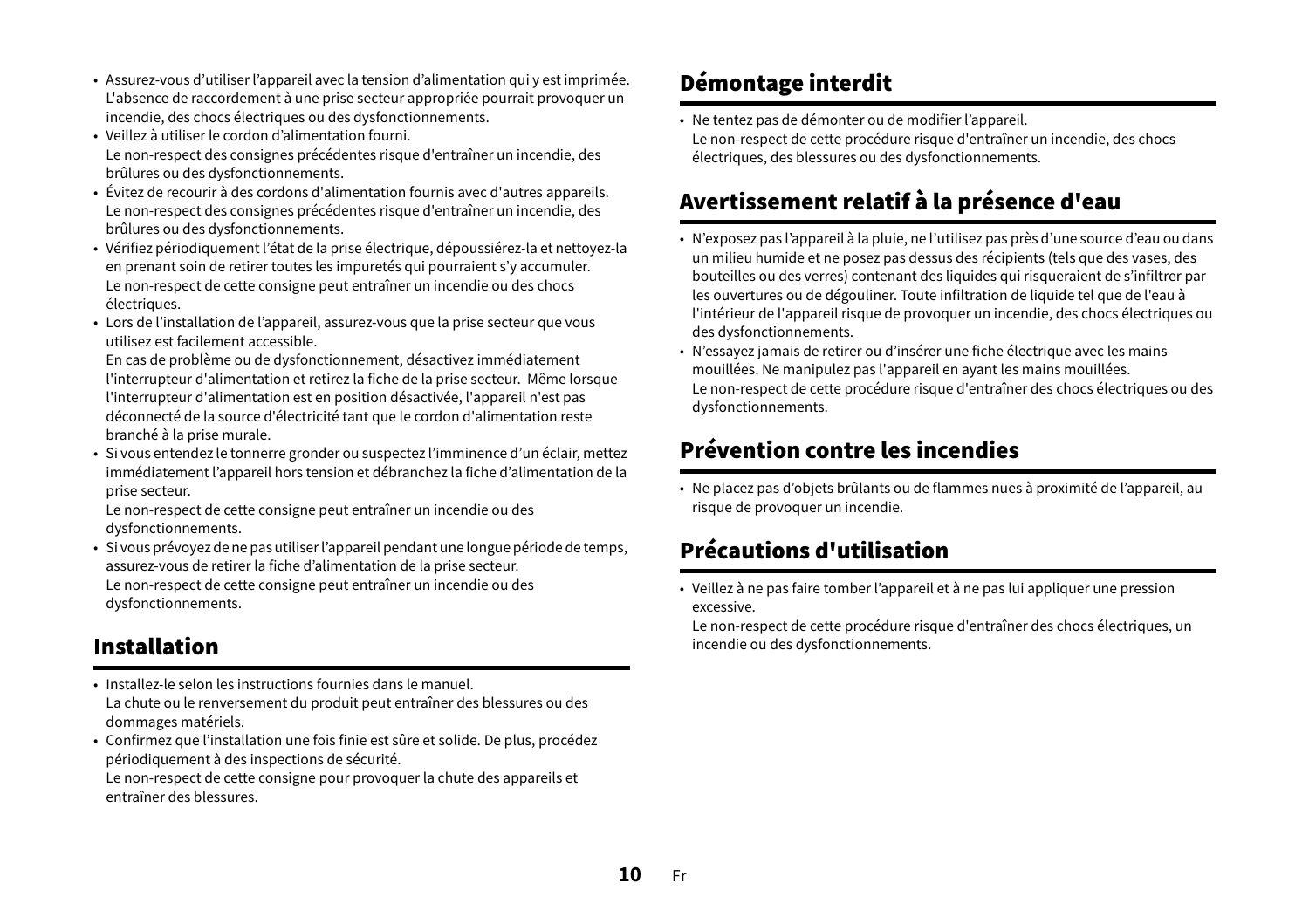- Assurez-vous d'utiliser l'appareil avec la tension d'alimentation qui y est imprimée. L'absence de raccordement à une prise secteur appropriée pourrait provoquer un incendie, des chocs électriques ou des dysfonctionnements.
- Veillez à utiliser le cordon d'alimentation fourni.
  Le non-respect des consignes précédentes risque d'entraîner un incendie, des brûlures ou des dysfonctionnements.
- Évitez de recourir à des cordons d'alimentation fournis avec d'autres appareils.
  Le non-respect des consignes précédentes risque d'entraîner un incendie, des brûlures ou des dysfonctionnements.
- Vérifiez périodiquement l'état de la prise électrique, dépoussiérez-la et nettoyez-la en prenant soin de retirer toutes les impuretés qui pourraient s'y accumuler.
  Le non-respect de cette consigne peut entraîner un incendie ou des chocs électriques.
- Lors de l'installation de l'appareil, assurez-vous que la prise secteur que vous utilisez est facilement accessible.
  En cas de problème ou de dysfonctionnement, désactivez immédiatement l'interrupteur d'alimentation et retirez la fiche de la prise secteur. Même lorsque l'interrupteur d'alimentation est en position désactivée, l'appareil n'est pas déconnecté de la source d'électricité tant que le cordon d'alimentation reste branché à la prise murale.
- Si vous entendez le tonnerre gronder ou suspectez l'imminence d'un éclair, mettez immédiatement l'appareil hors tension et débranchez la fiche d'alimentation de la prise secteur.
  Le non-respect de cette consigne peut entraîner un incendie ou des dysfonctionnements.
- Si vous prévoyez de ne pas utiliser l'appareil pendant une longue période de temps, assurez-vous de retirer la fiche d'alimentation de la prise secteur.
  Le non-respect de cette consigne peut entraîner un incendie ou des dysfonctionnements.

## Installation

- Installez-le selon les instructions fournies dans le manuel.
  La chute ou le renversement du produit peut entraîner des blessures ou des dommages matériels.
- Confirmez que l'installation une fois finie est sûre et solide. De plus, procédez périodiquement à des inspections de sécurité.
  Le non-respect de cette consigne pour provoquer la chute des appareils et entraîner des blessures.

## Démontage interdit

- Ne tentez pas de démonter ou de modifier l'appareil.
  Le non-respect de cette procédure risque d'entraîner un incendie, des chocs électriques, des blessures ou des dysfonctionnements.

## Avertissement relatif à la présence d'eau

- N'exposez pas l'appareil à la pluie, ne l'utilisez pas près d'une source d'eau ou dans un milieu humide et ne posez pas dessus des récipients (tels que des vases, des bouteilles ou des verres) contenant des liquides qui risqueraient de s'infiltrer par les ouvertures ou de dégouliner. Toute infiltration de liquide tel que de l'eau à l'intérieur de l'appareil risque de provoquer un incendie, des chocs électriques ou des dysfonctionnements.
- N'essayez jamais de retirer ou d'insérer une fiche électrique avec les mains mouillées. Ne manipulez pas l'appareil en ayant les mains mouillées.
  Le non-respect de cette procédure risque d'entraîner des chocs électriques ou des dysfonctionnements.

## Prévention contre les incendies

- Ne placez pas d'objets brûlants ou de flammes nues à proximité de l'appareil, au risque de provoquer un incendie.

## Précautions d'utilisation

- Veillez à ne pas faire tomber l'appareil et à ne pas lui appliquer une pression excessive.
  Le non-respect de cette procédure risque d'entraîner des chocs électriques, un incendie ou des dysfonctionnements.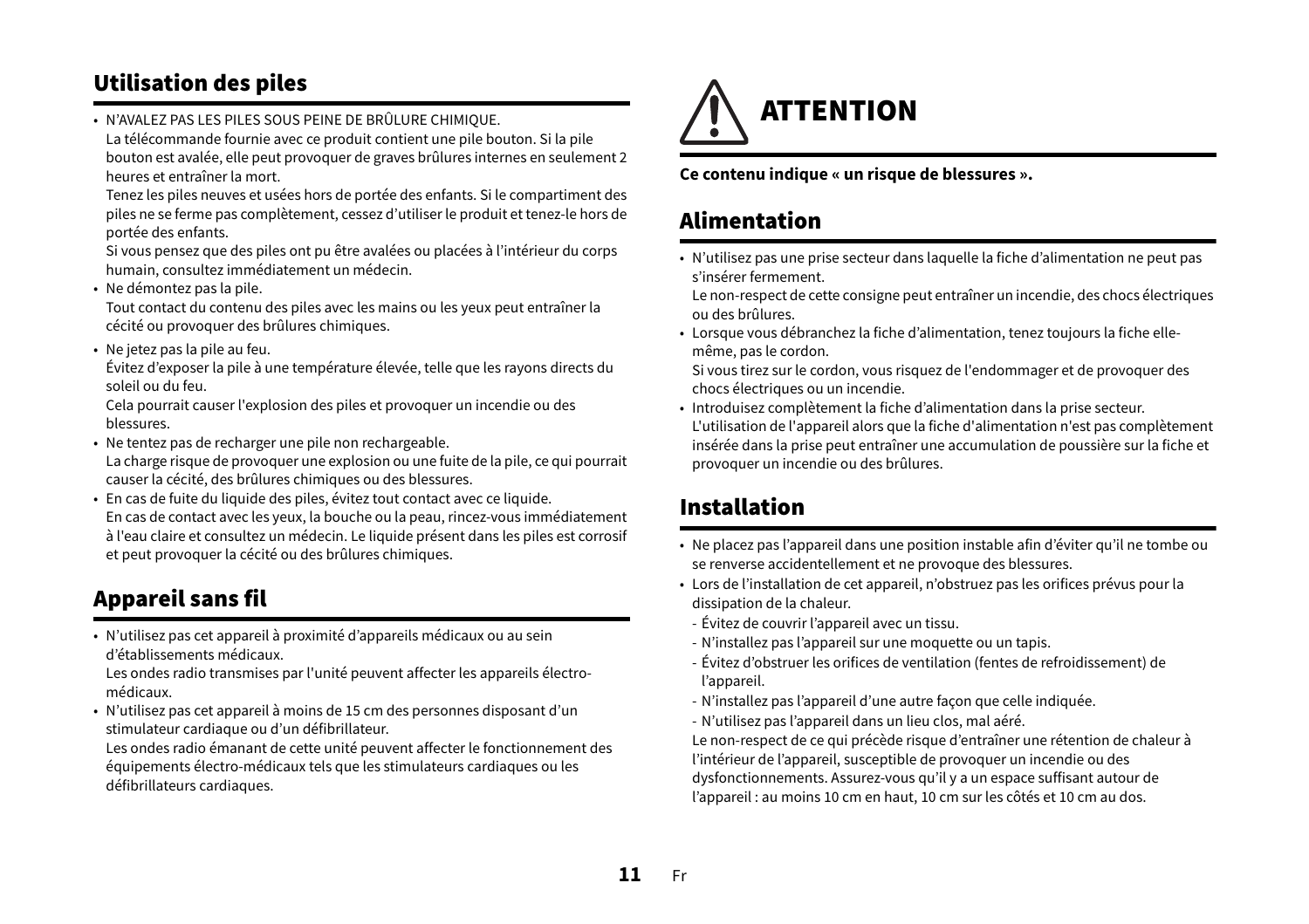## Utilisation des piles

- N'AVALEZ PAS LES PILES SOUS PEINE DE BRÛLURE CHIMIQUE.
  La télécommande fournie avec ce produit contient une pile bouton. Si la pile bouton est avalée, elle peut provoquer de graves brûlures internes en seulement 2 heures et entraîner la mort.
  Tenez les piles neuves et usées hors de portée des enfants. Si le compartiment des piles ne se ferme pas complètement, cessez d'utiliser le produit et tenez-le hors de portée des enfants.
  Si vous pensez que des piles ont pu être avalées ou placées à l'intérieur du corps humain, consultez immédiatement un médecin.
- Ne démontez pas la pile.
  Tout contact du contenu des piles avec les mains ou les yeux peut entraîner la cécité ou provoquer des brûlures chimiques.
- Ne jetez pas la pile au feu.
  Évitez d'exposer la pile à une température élevée, telle que les rayons directs du soleil ou du feu.
  Cela pourrait causer l'explosion des piles et provoquer un incendie ou des blessures.
- Ne tentez pas de recharger une pile non rechargeable.
  La charge risque de provoquer une explosion ou une fuite de la pile, ce qui pourrait causer la cécité, des brûlures chimiques ou des blessures.
- En cas de fuite du liquide des piles, évitez tout contact avec ce liquide.
  En cas de contact avec les yeux, la bouche ou la peau, rincez-vous immédiatement à l'eau claire et consultez un médecin. Le liquide présent dans les piles est corrosif et peut provoquer la cécité ou des brûlures chimiques.

## Appareil sans fil

- N'utilisez pas cet appareil à proximité d'appareils médicaux ou au sein d'établissements médicaux.
  Les ondes radio transmises par l'unité peuvent affecter les appareils électro-médicaux.
- N'utilisez pas cet appareil à moins de 15 cm des personnes disposant d'un stimulateur cardiaque ou d'un défibrillateur.
  Les ondes radio émanant de cette unité peuvent affecter le fonctionnement des équipements électro-médicaux tels que les stimulateurs cardiaques ou les défibrillateurs cardiaques.

# ATTENTION

**Ce contenu indique « un risque de blessures ».**

## Alimentation

- N'utilisez pas une prise secteur dans laquelle la fiche d'alimentation ne peut pas s'insérer fermement.
  Le non-respect de cette consigne peut entraîner un incendie, des chocs électriques ou des brûlures.
- Lorsque vous débranchez la fiche d'alimentation, tenez toujours la fiche elle-même, pas le cordon.
  Si vous tirez sur le cordon, vous risquez de l'endommager et de provoquer des chocs électriques ou un incendie.
- Introduisez complètement la fiche d'alimentation dans la prise secteur.
  L'utilisation de l'appareil alors que la fiche d'alimentation n'est pas complètement insérée dans la prise peut entraîner une accumulation de poussière sur la fiche et provoquer un incendie ou des brûlures.

## Installation

- Ne placez pas l'appareil dans une position instable afin d'éviter qu'il ne tombe ou se renverse accidentellement et ne provoque des blessures.
- Lors de l'installation de cet appareil, n'obstruez pas les orifices prévus pour la dissipation de la chaleur.
  - Évitez de couvrir l'appareil avec un tissu.
  - N'installez pas l'appareil sur une moquette ou un tapis.
  - Évitez d'obstruer les orifices de ventilation (fentes de refroidissement) de l'appareil.
  - N'installez pas l'appareil d'une autre façon que celle indiquée.
  - N'utilisez pas l'appareil dans un lieu clos, mal aéré.

  Le non-respect de ce qui précède risque d'entraîner une rétention de chaleur à l'intérieur de l'appareil, susceptible de provoquer un incendie ou des dysfonctionnements. Assurez-vous qu'il y a un espace suffisant autour de l'appareil : au moins 10 cm en haut, 10 cm sur les côtés et 10 cm au dos.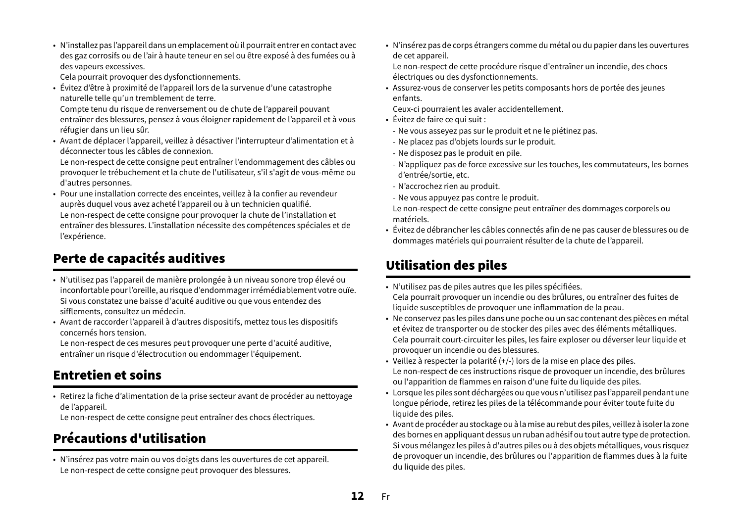- N'installez pas l'appareil dans un emplacement où il pourrait entrer en contact avec des gaz corrosifs ou de l'air à haute teneur en sel ou être exposé à des fumées ou à des vapeurs excessives.
  Cela pourrait provoquer des dysfonctionnements.
- Évitez d'être à proximité de l'appareil lors de la survenue d'une catastrophe naturelle telle qu'un tremblement de terre.
  Compte tenu du risque de renversement ou de chute de l'appareil pouvant entraîner des blessures, pensez à vous éloigner rapidement de l'appareil et à vous réfugier dans un lieu sûr.
- Avant de déplacer l'appareil, veillez à désactiver l'interrupteur d'alimentation et à déconnecter tous les câbles de connexion.
  Le non-respect de cette consigne peut entraîner l'endommagement des câbles ou provoquer le trébuchement et la chute de l'utilisateur, s'il s'agit de vous-même ou d'autres personnes.
- Pour une installation correcte des enceintes, veillez à la confier au revendeur auprès duquel vous avez acheté l'appareil ou à un technicien qualifié.
  Le non-respect de cette consigne pour provoquer la chute de l'installation et entraîner des blessures. L'installation nécessite des compétences spéciales et de l'expérience.

## Perte de capacités auditives

- N'utilisez pas l'appareil de manière prolongée à un niveau sonore trop élevé ou inconfortable pour l'oreille, au risque d'endommager irrémédiablement votre ouïe. Si vous constatez une baisse d'acuité auditive ou que vous entendez des sifflements, consultez un médecin.
- Avant de raccorder l'appareil à d'autres dispositifs, mettez tous les dispositifs concernés hors tension.
  Le non-respect de ces mesures peut provoquer une perte d'acuité auditive, entraîner un risque d'électrocution ou endommager l'équipement.

## Entretien et soins

- Retirez la fiche d'alimentation de la prise secteur avant de procéder au nettoyage de l'appareil.
  Le non-respect de cette consigne peut entraîner des chocs électriques.

## Précautions d'utilisation

- N'insérez pas votre main ou vos doigts dans les ouvertures de cet appareil.
  Le non-respect de cette consigne peut provoquer des blessures.
- N'insérez pas de corps étrangers comme du métal ou du papier dans les ouvertures de cet appareil.
  Le non-respect de cette procédure risque d'entraîner un incendie, des chocs électriques ou des dysfonctionnements.
- Assurez-vous de conserver les petits composants hors de portée des jeunes enfants.
  Ceux-ci pourraient les avaler accidentellement.
- Évitez de faire ce qui suit :
  - Ne vous asseyez pas sur le produit et ne le piétinez pas.
  - Ne placez pas d'objets lourds sur le produit.
  - Ne disposez pas le produit en pile.
  - N'appliquez pas de force excessive sur les touches, les commutateurs, les bornes d'entrée/sortie, etc.
  - N'accrochez rien au produit.
  - Ne vous appuyez pas contre le produit.

  Le non-respect de cette consigne peut entraîner des dommages corporels ou matériels.
- Évitez de débrancher les câbles connectés afin de ne pas causer de blessures ou de dommages matériels qui pourraient résulter de la chute de l'appareil.

## Utilisation des piles

- N'utilisez pas de piles autres que les piles spécifiées.
  Cela pourrait provoquer un incendie ou des brûlures, ou entraîner des fuites de liquide susceptibles de provoquer une inflammation de la peau.
- Ne conservez pas les piles dans une poche ou un sac contenant des pièces en métal et évitez de transporter ou de stocker des piles avec des éléments métalliques.
  Cela pourrait court-circuiter les piles, les faire exploser ou déverser leur liquide et provoquer un incendie ou des blessures.
- Veillez à respecter la polarité (+/-) lors de la mise en place des piles.
  Le non-respect de ces instructions risque de provoquer un incendie, des brûlures ou l'apparition de flammes en raison d'une fuite du liquide des piles.
- Lorsque les piles sont déchargées ou que vous n'utilisez pas l'appareil pendant une longue période, retirez les piles de la télécommande pour éviter toute fuite du liquide des piles.
- Avant de procéder au stockage ou à la mise au rebut des piles, veillez à isoler la zone des bornes en appliquant dessus un ruban adhésif ou tout autre type de protection. Si vous mélangez les piles à d'autres piles ou à des objets métalliques, vous risquez de provoquer un incendie, des brûlures ou l'apparition de flammes dues à la fuite du liquide des piles.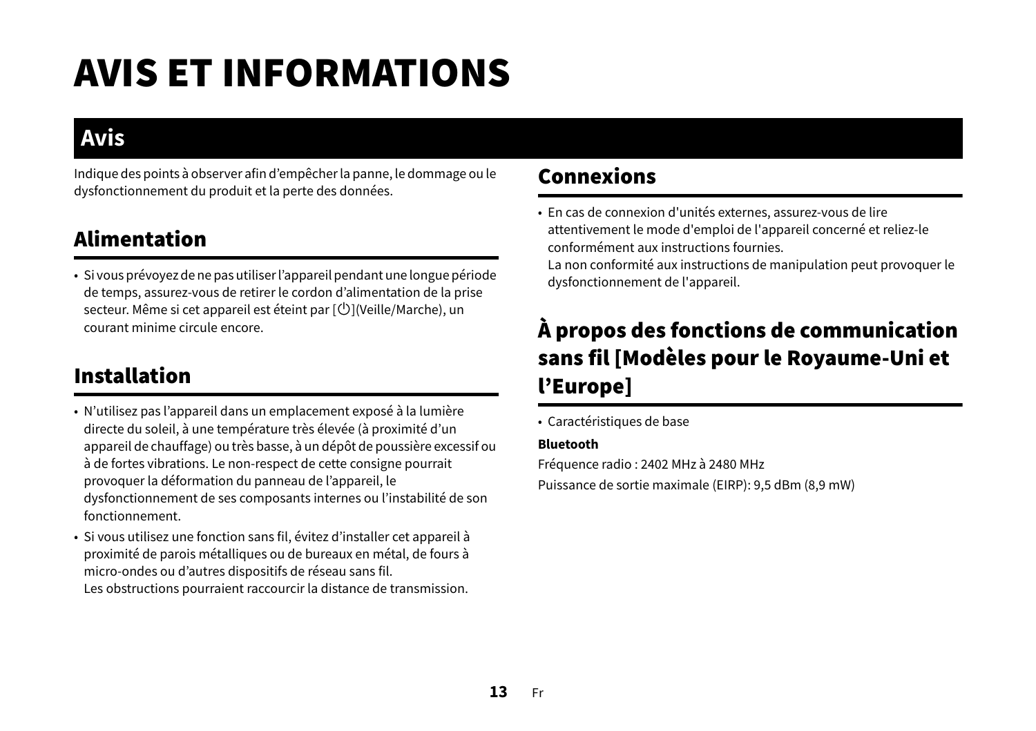# AVIS ET INFORMATIONS

## Avis

Indique des points à observer afin d'empêcher la panne, le dommage ou le dysfonctionnement du produit et la perte des données.

### Alimentation

- Si vous prévoyez de ne pas utiliser l'appareil pendant une longue période de temps, assurez-vous de retirer le cordon d'alimentation de la prise secteur. Même si cet appareil est éteint par [⏻](Veille/Marche), un courant minime circule encore.

### Installation

- N'utilisez pas l'appareil dans un emplacement exposé à la lumière directe du soleil, à une température très élevée (à proximité d'un appareil de chauffage) ou très basse, à un dépôt de poussière excessif ou à de fortes vibrations. Le non-respect de cette consigne pourrait provoquer la déformation du panneau de l'appareil, le dysfonctionnement de ses composants internes ou l'instabilité de son fonctionnement.
- Si vous utilisez une fonction sans fil, évitez d'installer cet appareil à proximité de parois métalliques ou de bureaux en métal, de fours à micro-ondes ou d'autres dispositifs de réseau sans fil.
  Les obstructions pourraient raccourcir la distance de transmission.

### Connexions

- En cas de connexion d'unités externes, assurez-vous de lire attentivement le mode d'emploi de l'appareil concerné et reliez-le conformément aux instructions fournies.
  La non conformité aux instructions de manipulation peut provoquer le dysfonctionnement de l'appareil.

### À propos des fonctions de communication sans fil [Modèles pour le Royaume-Uni et l'Europe]

- Caractéristiques de base

**Bluetooth**

Fréquence radio : 2402 MHz à 2480 MHz

Puissance de sortie maximale (EIRP): 9,5 dBm (8,9 mW)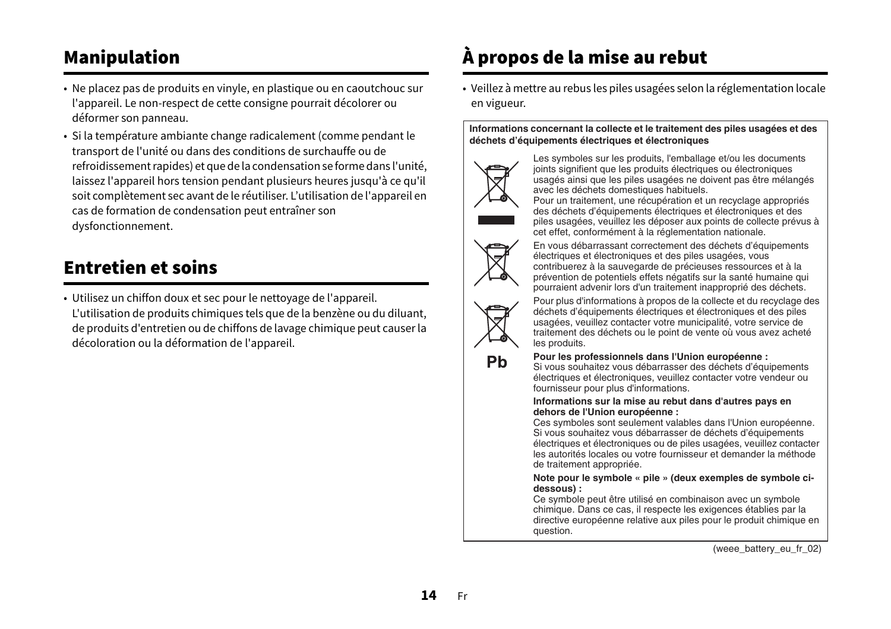## Manipulation

- Ne placez pas de produits en vinyle, en plastique ou en caoutchouc sur l'appareil. Le non-respect de cette consigne pourrait décolorer ou déformer son panneau.
- Si la température ambiante change radicalement (comme pendant le transport de l'unité ou dans des conditions de surchauffe ou de refroidissement rapides) et que de la condensation se forme dans l'unité, laissez l'appareil hors tension pendant plusieurs heures jusqu'à ce qu'il soit complètement sec avant de le réutiliser. L'utilisation de l'appareil en cas de formation de condensation peut entraîner son dysfonctionnement.

## Entretien et soins

- Utilisez un chiffon doux et sec pour le nettoyage de l'appareil. L'utilisation de produits chimiques tels que de la benzène ou du diluant, de produits d'entretien ou de chiffons de lavage chimique peut causer la décoloration ou la déformation de l'appareil.

## À propos de la mise au rebut

- Veillez à mettre au rebus les piles usagées selon la réglementation locale en vigueur.

**Informations concernant la collecte et le traitement des piles usagées et des déchets d'équipements électriques et électroniques**

Les symboles sur les produits, l'emballage et/ou les documents joints signifient que les produits électriques ou électroniques usagés ainsi que les piles usagées ne doivent pas être mélangés avec les déchets domestiques habituels.
Pour un traitement, une récupération et un recyclage appropriés des déchets d'équipements électriques et électroniques et des piles usagées, veuillez les déposer aux points de collecte prévus à cet effet, conformément à la réglementation nationale.

En vous débarrassant correctement des déchets d'équipements électriques et électroniques et des piles usagées, vous contribuerez à la sauvegarde de précieuses ressources et à la prévention de potentiels effets négatifs sur la santé humaine qui pourraient advenir lors d'un traitement inapproprié des déchets.

Pour plus d'informations à propos de la collecte et du recyclage des déchets d'équipements électriques et électroniques et des piles usagées, veuillez contacter votre municipalité, votre service de traitement des déchets ou le point de vente où vous avez acheté les produits.

Pb

**Pour les professionnels dans l'Union européenne :**
Si vous souhaitez vous débarrasser des déchets d'équipements électriques et électroniques, veuillez contacter votre vendeur ou fournisseur pour plus d'informations.

**Informations sur la mise au rebut dans d'autres pays en dehors de l'Union européenne :**
Ces symboles sont seulement valables dans l'Union européenne. Si vous souhaitez vous débarrasser de déchets d'équipements électriques et électroniques ou de piles usagées, veuillez contacter les autorités locales ou votre fournisseur et demander la méthode de traitement appropriée.

**Note pour le symbole « pile » (deux exemples de symbole ci-dessous) :**
Ce symbole peut être utilisé en combinaison avec un symbole chimique. Dans ce cas, il respecte les exigences établies par la directive européenne relative aux piles pour le produit chimique en question.

(weee_battery_eu_fr_02)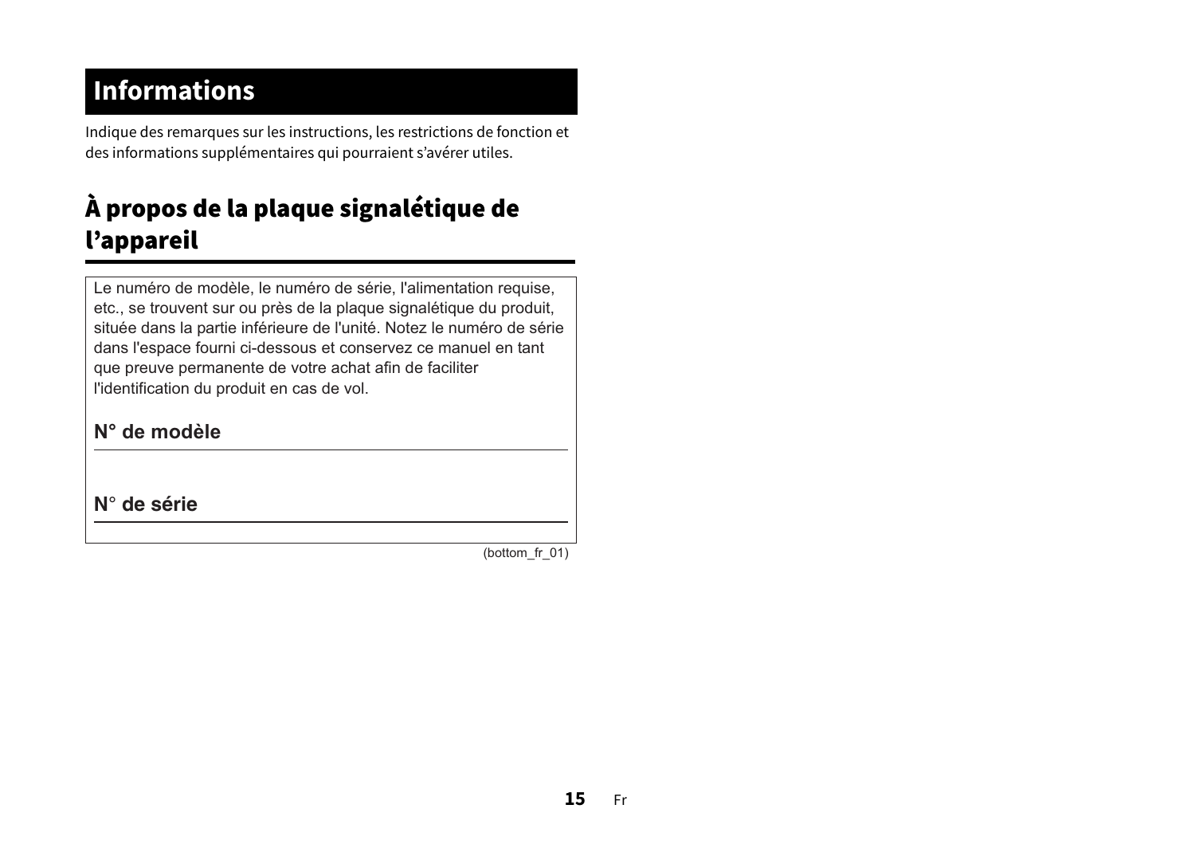# Informations

Indique des remarques sur les instructions, les restrictions de fonction et des informations supplémentaires qui pourraient s'avérer utiles.

## À propos de la plaque signalétique de l'appareil

Le numéro de modèle, le numéro de série, l'alimentation requise, etc., se trouvent sur ou près de la plaque signalétique du produit, située dans la partie inférieure de l'unité. Notez le numéro de série dans l'espace fourni ci-dessous et conservez ce manuel en tant que preuve permanente de votre achat afin de faciliter l'identification du produit en cas de vol.

**N° de modèle**

---

**N° de série**

---

(bottom_fr_01)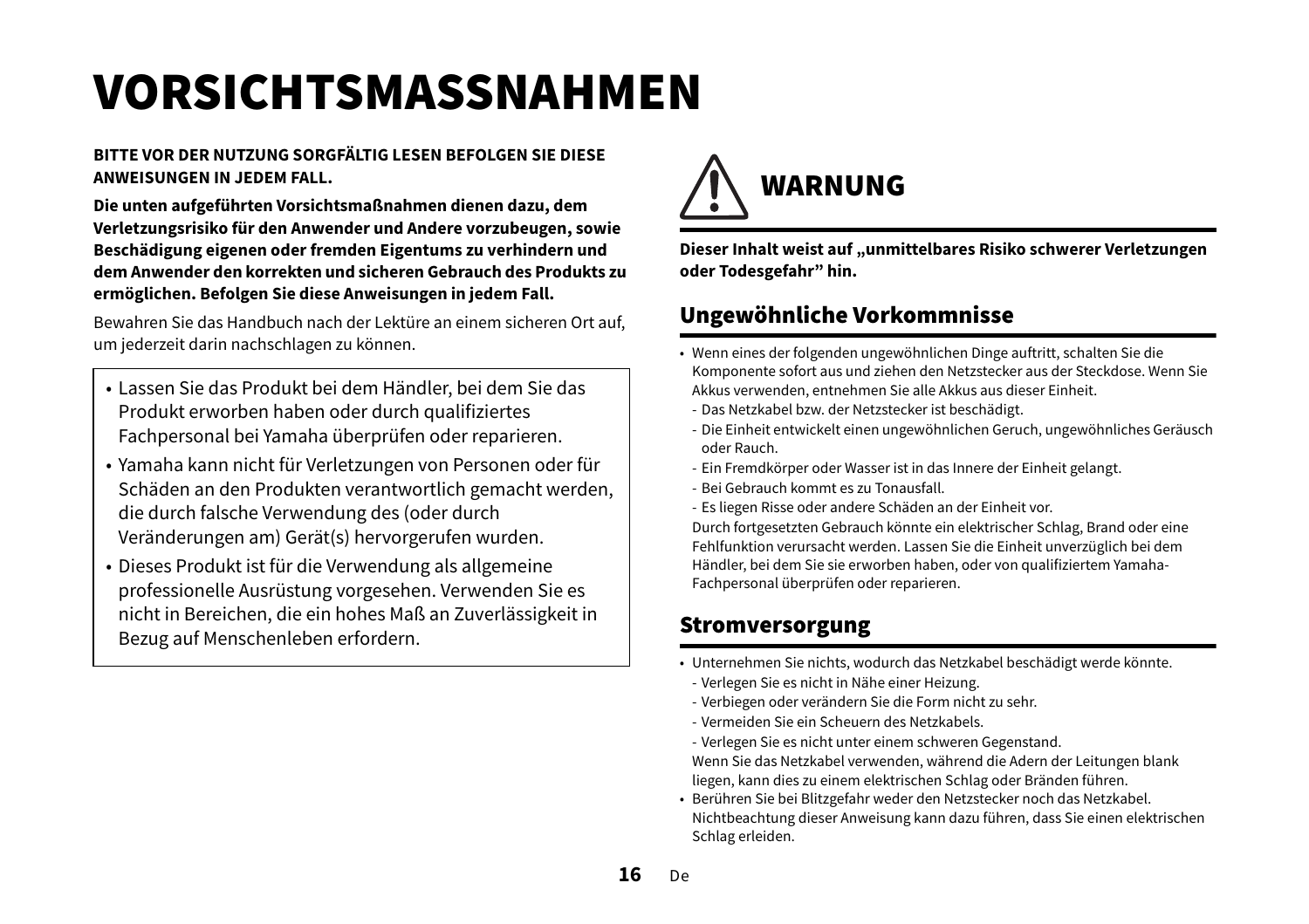# VORSICHTSMASSNAHMEN

**BITTE VOR DER NUTZUNG SORGFÄLTIG LESEN BEFOLGEN SIE DIESE ANWEISUNGEN IN JEDEM FALL.**

**Die unten aufgeführten Vorsichtsmaßnahmen dienen dazu, dem Verletzungsrisiko für den Anwender und Andere vorzubeugen, sowie Beschädigung eigenen oder fremden Eigentums zu verhindern und dem Anwender den korrekten und sicheren Gebrauch des Produkts zu ermöglichen. Befolgen Sie diese Anweisungen in jedem Fall.**

Bewahren Sie das Handbuch nach der Lektüre an einem sicheren Ort auf, um jederzeit darin nachschlagen zu können.

- Lassen Sie das Produkt bei dem Händler, bei dem Sie das Produkt erworben haben oder durch qualifiziertes Fachpersonal bei Yamaha überprüfen oder reparieren.
- Yamaha kann nicht für Verletzungen von Personen oder für Schäden an den Produkten verantwortlich gemacht werden, die durch falsche Verwendung des (oder durch Veränderungen am) Gerät(s) hervorgerufen wurden.
- Dieses Produkt ist für die Verwendung als allgemeine professionelle Ausrüstung vorgesehen. Verwenden Sie es nicht in Bereichen, die ein hohes Maß an Zuverlässigkeit in Bezug auf Menschenleben erfordern.

## WARNUNG

**Dieser Inhalt weist auf „unmittelbares Risiko schwerer Verletzungen oder Todesgefahr" hin.**

### Ungewöhnliche Vorkommnisse

- Wenn eines der folgenden ungewöhnlichen Dinge auftritt, schalten Sie die Komponente sofort aus und ziehen den Netzstecker aus der Steckdose. Wenn Sie Akkus verwenden, entnehmen Sie alle Akkus aus dieser Einheit.
  - Das Netzkabel bzw. der Netzstecker ist beschädigt.
  - Die Einheit entwickelt einen ungewöhnlichen Geruch, ungewöhnliches Geräusch oder Rauch.
  - Ein Fremdkörper oder Wasser ist in das Innere der Einheit gelangt.
  - Bei Gebrauch kommt es zu Tonausfall.
  - Es liegen Risse oder andere Schäden an der Einheit vor.

  Durch fortgesetzten Gebrauch könnte ein elektrischer Schlag, Brand oder eine Fehlfunktion verursacht werden. Lassen Sie die Einheit unverzüglich bei dem Händler, bei dem Sie sie erworben haben, oder von qualifiziertem Yamaha-Fachpersonal überprüfen oder reparieren.

### Stromversorgung

- Unternehmen Sie nichts, wodurch das Netzkabel beschädigt werde könnte.
  - Verlegen Sie es nicht in Nähe einer Heizung.
  - Verbiegen oder verändern Sie die Form nicht zu sehr.
  - Vermeiden Sie ein Scheuern des Netzkabels.
  - Verlegen Sie es nicht unter einem schweren Gegenstand.

  Wenn Sie das Netzkabel verwenden, während die Adern der Leitungen blank liegen, kann dies zu einem elektrischen Schlag oder Bränden führen.
- Berühren Sie bei Blitzgefahr weder den Netzstecker noch das Netzkabel. Nichtbeachtung dieser Anweisung kann dazu führen, dass Sie einen elektrischen Schlag erleiden.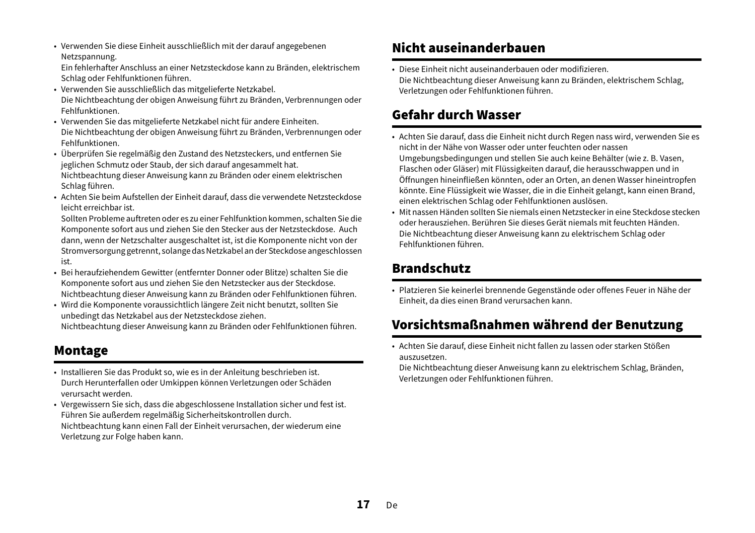- Verwenden Sie diese Einheit ausschließlich mit der darauf angegebenen Netzspannung.
  Ein fehlerhafter Anschluss an einer Netzsteckdose kann zu Bränden, elektrischem Schlag oder Fehlfunktionen führen.
- Verwenden Sie ausschließlich das mitgelieferte Netzkabel.
  Die Nichtbeachtung der obigen Anweisung führt zu Bränden, Verbrennungen oder Fehlfunktionen.
- Verwenden Sie das mitgelieferte Netzkabel nicht für andere Einheiten.
  Die Nichtbeachtung der obigen Anweisung führt zu Bränden, Verbrennungen oder Fehlfunktionen.
- Überprüfen Sie regelmäßig den Zustand des Netzsteckers, und entfernen Sie jeglichen Schmutz oder Staub, der sich darauf angesammelt hat.
  Nichtbeachtung dieser Anweisung kann zu Bränden oder einem elektrischen Schlag führen.
- Achten Sie beim Aufstellen der Einheit darauf, dass die verwendete Netzsteckdose leicht erreichbar ist.
  Sollten Probleme auftreten oder es zu einer Fehlfunktion kommen, schalten Sie die Komponente sofort aus und ziehen Sie den Stecker aus der Netzsteckdose. Auch dann, wenn der Netzschalter ausgeschaltet ist, ist die Komponente nicht von der Stromversorgung getrennt, solange das Netzkabel an der Steckdose angeschlossen ist.
- Bei heraufziehendem Gewitter (entfernter Donner oder Blitze) schalten Sie die Komponente sofort aus und ziehen Sie den Netzstecker aus der Steckdose.
  Nichtbeachtung dieser Anweisung kann zu Bränden oder Fehlfunktionen führen.
- Wird die Komponente voraussichtlich längere Zeit nicht benutzt, sollten Sie unbedingt das Netzkabel aus der Netzsteckdose ziehen.
  Nichtbeachtung dieser Anweisung kann zu Bränden oder Fehlfunktionen führen.

## Montage

- Installieren Sie das Produkt so, wie es in der Anleitung beschrieben ist.
  Durch Herunterfallen oder Umkippen können Verletzungen oder Schäden verursacht werden.
- Vergewissern Sie sich, dass die abgeschlossene Installation sicher und fest ist.
  Führen Sie außerdem regelmäßig Sicherheitskontrollen durch.
  Nichtbeachtung kann einen Fall der Einheit verursachen, der wiederum eine Verletzung zur Folge haben kann.

## Nicht auseinanderbauen

- Diese Einheit nicht auseinanderbauen oder modifizieren.
  Die Nichtbeachtung dieser Anweisung kann zu Bränden, elektrischem Schlag, Verletzungen oder Fehlfunktionen führen.

## Gefahr durch Wasser

- Achten Sie darauf, dass die Einheit nicht durch Regen nass wird, verwenden Sie es nicht in der Nähe von Wasser oder unter feuchten oder nassen Umgebungsbedingungen und stellen Sie auch keine Behälter (wie z. B. Vasen, Flaschen oder Gläser) mit Flüssigkeiten darauf, die herausschwappen und in Öffnungen hineinfließen könnten, oder an Orten, an denen Wasser hineintropfen könnte. Eine Flüssigkeit wie Wasser, die in die Einheit gelangt, kann einen Brand, einen elektrischen Schlag oder Fehlfunktionen auslösen.
- Mit nassen Händen sollten Sie niemals einen Netzstecker in eine Steckdose stecken oder herausziehen. Berühren Sie dieses Gerät niemals mit feuchten Händen.
  Die Nichtbeachtung dieser Anweisung kann zu elektrischem Schlag oder Fehlfunktionen führen.

## Brandschutz

- Platzieren Sie keinerlei brennende Gegenstände oder offenes Feuer in Nähe der Einheit, da dies einen Brand verursachen kann.

## Vorsichtsmaßnahmen während der Benutzung

- Achten Sie darauf, diese Einheit nicht fallen zu lassen oder starken Stößen auszusetzen.
  Die Nichtbeachtung dieser Anweisung kann zu elektrischem Schlag, Bränden, Verletzungen oder Fehlfunktionen führen.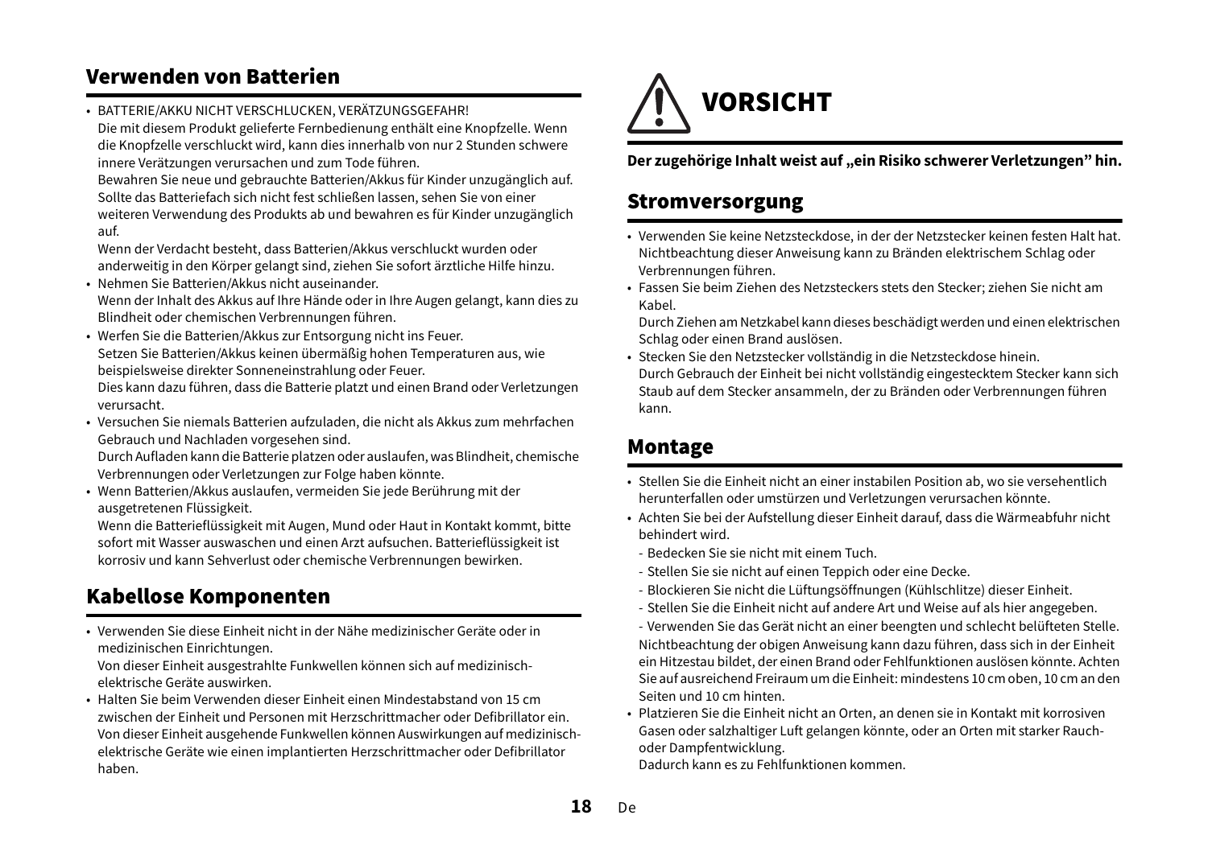## Verwenden von Batterien

- BATTERIE/AKKU NICHT VERSCHLUCKEN, VERÄTZUNGSGEFAHR!
  Die mit diesem Produkt gelieferte Fernbedienung enthält eine Knopfzelle. Wenn die Knopfzelle verschluckt wird, kann dies innerhalb von nur 2 Stunden schwere innere Verätzungen verursachen und zum Tode führen.
  Bewahren Sie neue und gebrauchte Batterien/Akkus für Kinder unzugänglich auf. Sollte das Batteriefach sich nicht fest schließen lassen, sehen Sie von einer weiteren Verwendung des Produkts ab und bewahren es für Kinder unzugänglich auf.
  Wenn der Verdacht besteht, dass Batterien/Akkus verschluckt wurden oder anderweitig in den Körper gelangt sind, ziehen Sie sofort ärztliche Hilfe hinzu.
- Nehmen Sie Batterien/Akkus nicht auseinander.
  Wenn der Inhalt des Akkus auf Ihre Hände oder in Ihre Augen gelangt, kann dies zu Blindheit oder chemischen Verbrennungen führen.
- Werfen Sie die Batterien/Akkus zur Entsorgung nicht ins Feuer.
  Setzen Sie Batterien/Akkus keinen übermäßig hohen Temperaturen aus, wie beispielsweise direkter Sonneneinstrahlung oder Feuer.
  Dies kann dazu führen, dass die Batterie platzt und einen Brand oder Verletzungen verursacht.
- Versuchen Sie niemals Batterien aufzuladen, die nicht als Akkus zum mehrfachen Gebrauch und Nachladen vorgesehen sind.
  Durch Aufladen kann die Batterie platzen oder auslaufen, was Blindheit, chemische Verbrennungen oder Verletzungen zur Folge haben könnte.
- Wenn Batterien/Akkus auslaufen, vermeiden Sie jede Berührung mit der ausgetretenen Flüssigkeit.
  Wenn die Batterieflüssigkeit mit Augen, Mund oder Haut in Kontakt kommt, bitte sofort mit Wasser auswaschen und einen Arzt aufsuchen. Batterieflüssigkeit ist korrosiv und kann Sehverlust oder chemische Verbrennungen bewirken.

## Kabellose Komponenten

- Verwenden Sie diese Einheit nicht in der Nähe medizinischer Geräte oder in medizinischen Einrichtungen.
  Von dieser Einheit ausgestrahlte Funkwellen können sich auf medizinisch-elektrische Geräte auswirken.
- Halten Sie beim Verwenden dieser Einheit einen Mindestabstand von 15 cm zwischen der Einheit und Personen mit Herzschrittmacher oder Defibrillator ein.
  Von dieser Einheit ausgehende Funkwellen können Auswirkungen auf medizinisch-elektrische Geräte wie einen implantierten Herzschrittmacher oder Defibrillator haben.

# VORSICHT

**Der zugehörige Inhalt weist auf „ein Risiko schwerer Verletzungen" hin.**

## Stromversorgung

- Verwenden Sie keine Netzsteckdose, in der der Netzstecker keinen festen Halt hat.
  Nichtbeachtung dieser Anweisung kann zu Bränden elektrischem Schlag oder Verbrennungen führen.
- Fassen Sie beim Ziehen des Netzsteckers stets den Stecker; ziehen Sie nicht am Kabel.
  Durch Ziehen am Netzkabel kann dieses beschädigt werden und einen elektrischen Schlag oder einen Brand auslösen.
- Stecken Sie den Netzstecker vollständig in die Netzsteckdose hinein.
  Durch Gebrauch der Einheit bei nicht vollständig eingestecktem Stecker kann sich Staub auf dem Stecker ansammeln, der zu Bränden oder Verbrennungen führen kann.

## Montage

- Stellen Sie die Einheit nicht an einer instabilen Position ab, wo sie versehentlich herunterfallen oder umstürzen und Verletzungen verursachen könnte.
- Achten Sie bei der Aufstellung dieser Einheit darauf, dass die Wärmeabfuhr nicht behindert wird.
  - Bedecken Sie sie nicht mit einem Tuch.
  - Stellen Sie sie nicht auf einen Teppich oder eine Decke.
  - Blockieren Sie nicht die Lüftungsöffnungen (Kühlschlitze) dieser Einheit.
  - Stellen Sie die Einheit nicht auf andere Art und Weise auf als hier angegeben.
  - Verwenden Sie das Gerät nicht an einer beengten und schlecht belüfteten Stelle.

  Nichtbeachtung der obigen Anweisung kann dazu führen, dass sich in der Einheit ein Hitzestau bildet, der einen Brand oder Fehlfunktionen auslösen könnte. Achten Sie auf ausreichend Freiraum um die Einheit: mindestens 10 cm oben, 10 cm an den Seiten und 10 cm hinten.
- Platzieren Sie die Einheit nicht an Orten, an denen sie in Kontakt mit korrosiven Gasen oder salzhaltiger Luft gelangen könnte, oder an Orten mit starker Rauch- oder Dampfentwicklung.
  Dadurch kann es zu Fehlfunktionen kommen.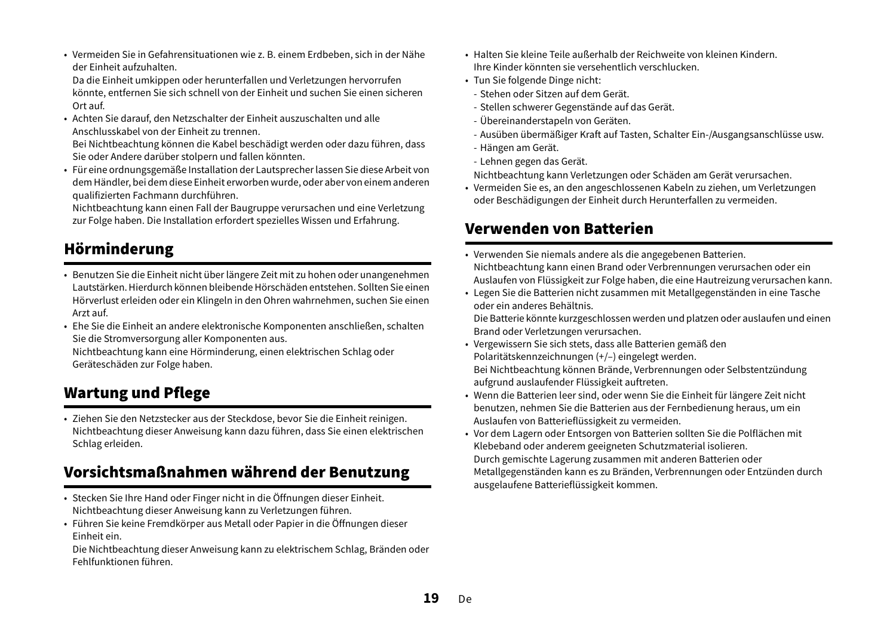- Vermeiden Sie in Gefahrensituationen wie z. B. einem Erdbeben, sich in der Nähe der Einheit aufzuhalten.
  Da die Einheit umkippen oder herunterfallen und Verletzungen hervorrufen könnte, entfernen Sie sich schnell von der Einheit und suchen Sie einen sicheren Ort auf.
- Achten Sie darauf, den Netzschalter der Einheit auszuschalten und alle Anschlusskabel von der Einheit zu trennen.
  Bei Nichtbeachtung können die Kabel beschädigt werden oder dazu führen, dass Sie oder Andere darüber stolpern und fallen könnten.
- Für eine ordnungsgemäße Installation der Lautsprecher lassen Sie diese Arbeit von dem Händler, bei dem diese Einheit erworben wurde, oder aber von einem anderen qualifizierten Fachmann durchführen.
  Nichtbeachtung kann einen Fall der Baugruppe verursachen und eine Verletzung zur Folge haben. Die Installation erfordert spezielles Wissen und Erfahrung.

## Hörminderung

- Benutzen Sie die Einheit nicht über längere Zeit mit zu hohen oder unangenehmen Lautstärken. Hierdurch können bleibende Hörschäden entstehen. Sollten Sie einen Hörverlust erleiden oder ein Klingeln in den Ohren wahrnehmen, suchen Sie einen Arzt auf.
- Ehe Sie die Einheit an andere elektronische Komponenten anschließen, schalten Sie die Stromversorgung aller Komponenten aus.
  Nichtbeachtung kann eine Hörminderung, einen elektrischen Schlag oder Geräteschäden zur Folge haben.

## Wartung und Pflege

- Ziehen Sie den Netzstecker aus der Steckdose, bevor Sie die Einheit reinigen.
  Nichtbeachtung dieser Anweisung kann dazu führen, dass Sie einen elektrischen Schlag erleiden.

## Vorsichtsmaßnahmen während der Benutzung

- Stecken Sie Ihre Hand oder Finger nicht in die Öffnungen dieser Einheit.
  Nichtbeachtung dieser Anweisung kann zu Verletzungen führen.
- Führen Sie keine Fremdkörper aus Metall oder Papier in die Öffnungen dieser Einheit ein.
  Die Nichtbeachtung dieser Anweisung kann zu elektrischem Schlag, Bränden oder Fehlfunktionen führen.
- Halten Sie kleine Teile außerhalb der Reichweite von kleinen Kindern.
  Ihre Kinder könnten sie versehentlich verschlucken.
- Tun Sie folgende Dinge nicht:
  - Stehen oder Sitzen auf dem Gerät.
  - Stellen schwerer Gegenstände auf das Gerät.
  - Übereinanderstapeln von Geräten.
  - Ausüben übermäßiger Kraft auf Tasten, Schalter Ein-/Ausgangsanschlüsse usw.
  - Hängen am Gerät.
  - Lehnen gegen das Gerät.

  Nichtbeachtung kann Verletzungen oder Schäden am Gerät verursachen.
- Vermeiden Sie es, an den angeschlossenen Kabeln zu ziehen, um Verletzungen oder Beschädigungen der Einheit durch Herunterfallen zu vermeiden.

## Verwenden von Batterien

- Verwenden Sie niemals andere als die angegebenen Batterien.
  Nichtbeachtung kann einen Brand oder Verbrennungen verursachen oder ein Auslaufen von Flüssigkeit zur Folge haben, die eine Hautreizung verursachen kann.
- Legen Sie die Batterien nicht zusammen mit Metallgegenständen in eine Tasche oder ein anderes Behältnis.
  Die Batterie könnte kurzgeschlossen werden und platzen oder auslaufen und einen Brand oder Verletzungen verursachen.
- Vergewissern Sie sich stets, dass alle Batterien gemäß den Polaritätskennzeichnungen (+/−) eingelegt werden.
  Bei Nichtbeachtung können Brände, Verbrennungen oder Selbstentzündung aufgrund auslaufender Flüssigkeit auftreten.
- Wenn die Batterien leer sind, oder wenn Sie die Einheit für längere Zeit nicht benutzen, nehmen Sie die Batterien aus der Fernbedienung heraus, um ein Auslaufen von Batterieflüssigkeit zu vermeiden.
- Vor dem Lagern oder Entsorgen von Batterien sollten Sie die Polflächen mit Klebeband oder anderem geeigneten Schutzmaterial isolieren.
  Durch gemischte Lagerung zusammen mit anderen Batterien oder Metallgegenständen kann es zu Bränden, Verbrennungen oder Entzünden durch ausgelaufene Batterieflüssigkeit kommen.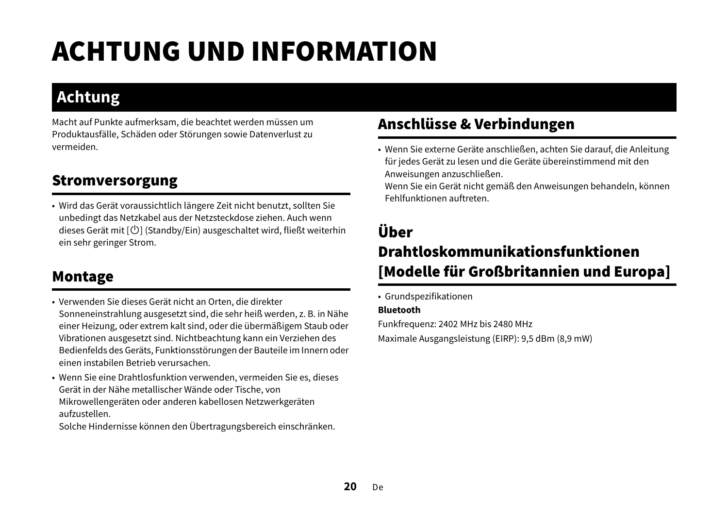# ACHTUNG UND INFORMATION

## Achtung

Macht auf Punkte aufmerksam, die beachtet werden müssen um Produktausfälle, Schäden oder Störungen sowie Datenverlust zu vermeiden.

### Stromversorgung

- Wird das Gerät voraussichtlich längere Zeit nicht benutzt, sollten Sie unbedingt das Netzkabel aus der Netzsteckdose ziehen. Auch wenn dieses Gerät mit [⏻] (Standby/Ein) ausgeschaltet wird, fließt weiterhin ein sehr geringer Strom.

### Montage

- Verwenden Sie dieses Gerät nicht an Orten, die direkter Sonneneinstrahlung ausgesetzt sind, die sehr heiß werden, z. B. in Nähe einer Heizung, oder extrem kalt sind, oder die übermäßigem Staub oder Vibrationen ausgesetzt sind. Nichtbeachtung kann ein Verziehen des Bedienfelds des Geräts, Funktionsstörungen der Bauteile im Innern oder einen instabilen Betrieb verursachen.
- Wenn Sie eine Drahtlosfunktion verwenden, vermeiden Sie es, dieses Gerät in der Nähe metallischer Wände oder Tische, von Mikrowellengeräten oder anderen kabellosen Netzwerkgeräten aufzustellen.
  Solche Hindernisse können den Übertragungsbereich einschränken.

### Anschlüsse & Verbindungen

- Wenn Sie externe Geräte anschließen, achten Sie darauf, die Anleitung für jedes Gerät zu lesen und die Geräte übereinstimmend mit den Anweisungen anzuschließen.
  Wenn Sie ein Gerät nicht gemäß den Anweisungen behandeln, können Fehlfunktionen auftreten.

### Über Drahtloskommunikationsfunktionen [Modelle für Großbritannien und Europa]

- Grundspezifikationen

**Bluetooth**

Funkfrequenz: 2402 MHz bis 2480 MHz

Maximale Ausgangsleistung (EIRP): 9,5 dBm (8,9 mW)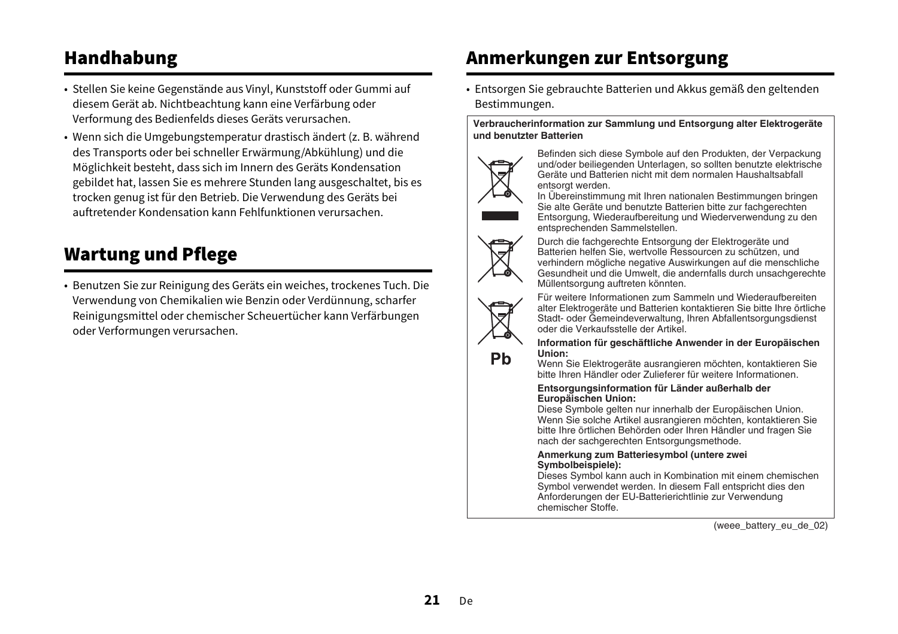## Handhabung

- Stellen Sie keine Gegenstände aus Vinyl, Kunststoff oder Gummi auf diesem Gerät ab. Nichtbeachtung kann eine Verfärbung oder Verformung des Bedienfelds dieses Geräts verursachen.
- Wenn sich die Umgebungstemperatur drastisch ändert (z. B. während des Transports oder bei schneller Erwärmung/Abkühlung) und die Möglichkeit besteht, dass sich im Innern des Geräts Kondensation gebildet hat, lassen Sie es mehrere Stunden lang ausgeschaltet, bis es trocken genug ist für den Betrieb. Die Verwendung des Geräts bei auftretender Kondensation kann Fehlfunktionen verursachen.

## Wartung und Pflege

- Benutzen Sie zur Reinigung des Geräts ein weiches, trockenes Tuch. Die Verwendung von Chemikalien wie Benzin oder Verdünnung, scharfer Reinigungsmittel oder chemischer Scheuertücher kann Verfärbungen oder Verformungen verursachen.

## Anmerkungen zur Entsorgung

- Entsorgen Sie gebrauchte Batterien und Akkus gemäß den geltenden Bestimmungen.

**Verbraucherinformation zur Sammlung und Entsorgung alter Elektrogeräte und benutzter Batterien**

Befinden sich diese Symbole auf den Produkten, der Verpackung und/oder beiliegenden Unterlagen, so sollten benutzte elektrische Geräte und Batterien nicht mit dem normalen Haushaltsabfall entsorgt werden.
In Übereinstimmung mit Ihren nationalen Bestimmungen bringen Sie alte Geräte und benutzte Batterien bitte zur fachgerechten Entsorgung, Wiederaufbereitung und Wiederverwendung zu den entsprechenden Sammelstellen.

Durch die fachgerechte Entsorgung der Elektrogeräte und Batterien helfen Sie, wertvolle Ressourcen zu schützen, und verhindern mögliche negative Auswirkungen auf die menschliche Gesundheit und die Umwelt, die andernfalls durch unsachgerechte Müllentsorgung auftreten könnten.

Für weitere Informationen zum Sammeln und Wiederaufbereiten alter Elektrogeräte und Batterien kontaktieren Sie bitte Ihre örtliche Stadt- oder Gemeindeverwaltung, Ihren Abfallentsorgungsdienst oder die Verkaufsstelle der Artikel.

Pb

**Information für geschäftliche Anwender in der Europäischen Union:**
Wenn Sie Elektrogeräte ausrangieren möchten, kontaktieren Sie bitte Ihren Händler oder Zulieferer für weitere Informationen.

**Entsorgungsinformation für Länder außerhalb der Europäischen Union:**
Diese Symbole gelten nur innerhalb der Europäischen Union. Wenn Sie solche Artikel ausrangieren möchten, kontaktieren Sie bitte Ihre örtlichen Behörden oder Ihren Händler und fragen Sie nach der sachgerechten Entsorgungsmethode.

**Anmerkung zum Batteriesymbol (untere zwei Symbolbeispiele):**
Dieses Symbol kann auch in Kombination mit einem chemischen Symbol verwendet werden. In diesem Fall entspricht dies den Anforderungen der EU-Batterierichtlinie zur Verwendung chemischer Stoffe.

(weee_battery_eu_de_02)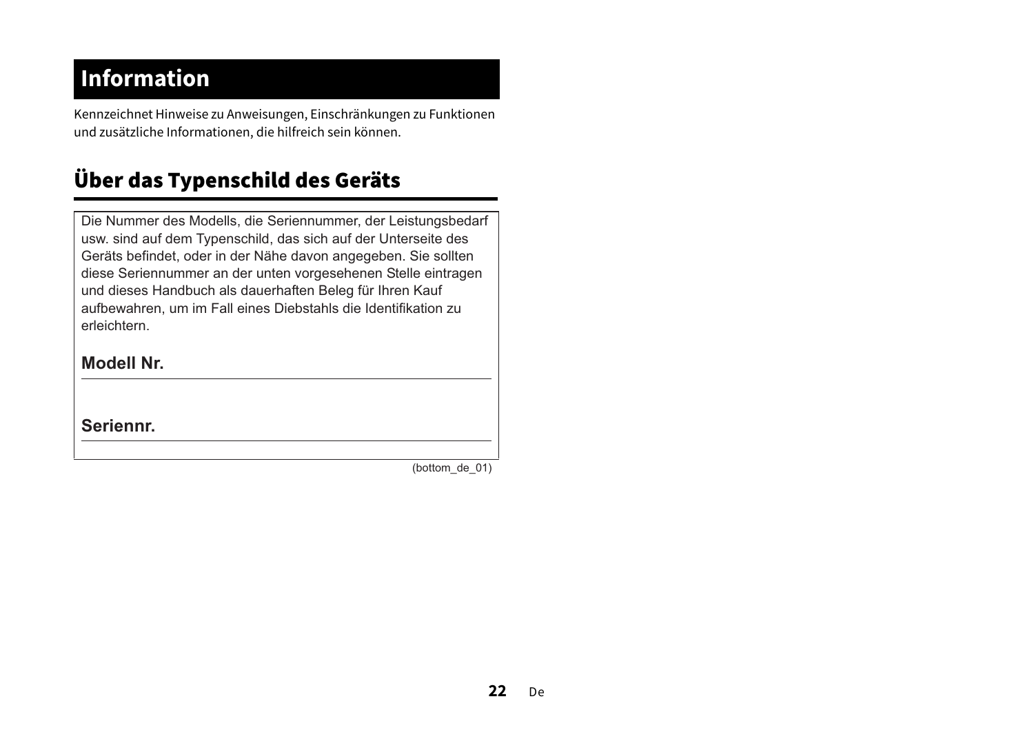## Information

Kennzeichnet Hinweise zu Anweisungen, Einschränkungen zu Funktionen und zusätzliche Informationen, die hilfreich sein können.

## Über das Typenschild des Geräts

Die Nummer des Modells, die Seriennummer, der Leistungsbedarf usw. sind auf dem Typenschild, das sich auf der Unterseite des Geräts befindet, oder in der Nähe davon angegeben. Sie sollten diese Seriennummer an der unten vorgesehenen Stelle eintragen und dieses Handbuch als dauerhaften Beleg für Ihren Kauf aufbewahren, um im Fall eines Diebstahls die Identifikation zu erleichtern.

**Modell Nr.**

---

**Seriennr.**

---

(bottom_de_01)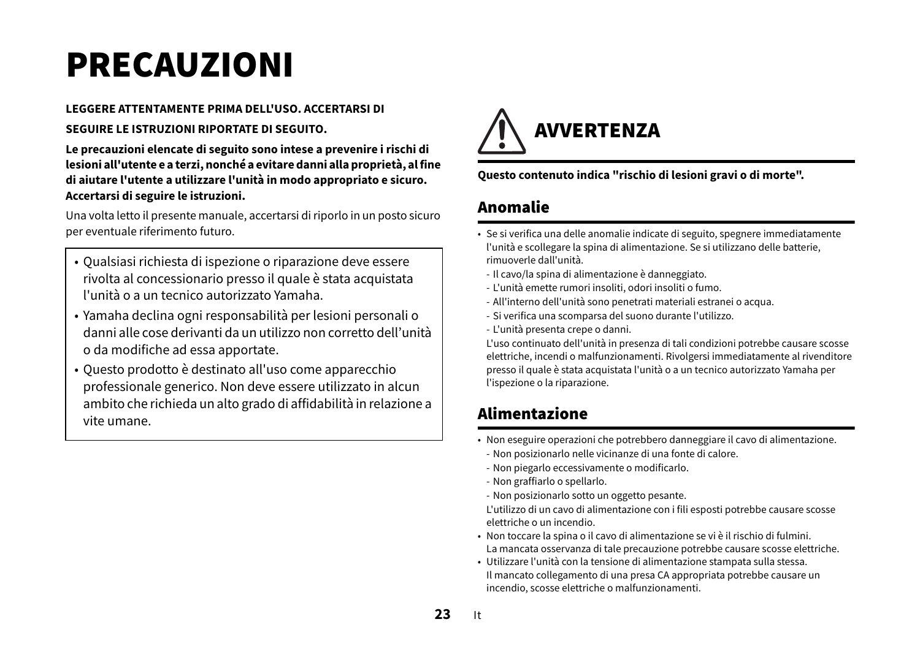# PRECAUZIONI

**LEGGERE ATTENTAMENTE PRIMA DELL'USO. ACCERTARSI DI SEGUIRE LE ISTRUZIONI RIPORTATE DI SEGUITO.**

**Le precauzioni elencate di seguito sono intese a prevenire i rischi di lesioni all'utente e a terzi, nonché a evitare danni alla proprietà, al fine di aiutare l'utente a utilizzare l'unità in modo appropriato e sicuro. Accertarsi di seguire le istruzioni.**

Una volta letto il presente manuale, accertarsi di riporlo in un posto sicuro per eventuale riferimento futuro.

- Qualsiasi richiesta di ispezione o riparazione deve essere rivolta al concessionario presso il quale è stata acquistata l'unità o a un tecnico autorizzato Yamaha.
- Yamaha declina ogni responsabilità per lesioni personali o danni alle cose derivanti da un utilizzo non corretto dell'unità o da modifiche ad essa apportate.
- Questo prodotto è destinato all'uso come apparecchio professionale generico. Non deve essere utilizzato in alcun ambito che richieda un alto grado di affidabilità in relazione a vite umane.

## AVVERTENZA

**Questo contenuto indica "rischio di lesioni gravi o di morte".**

### Anomalie

- Se si verifica una delle anomalie indicate di seguito, spegnere immediatamente l'unità e scollegare la spina di alimentazione. Se si utilizzano delle batterie, rimuoverle dall'unità.
  - Il cavo/la spina di alimentazione è danneggiato.
  - L'unità emette rumori insoliti, odori insoliti o fumo.
  - All'interno dell'unità sono penetrati materiali estranei o acqua.
  - Si verifica una scomparsa del suono durante l'utilizzo.
  - L'unità presenta crepe o danni.

  L'uso continuato dell'unità in presenza di tali condizioni potrebbe causare scosse elettriche, incendi o malfunzionamenti. Rivolgersi immediatamente al rivenditore presso il quale è stata acquistata l'unità o a un tecnico autorizzato Yamaha per l'ispezione o la riparazione.

### Alimentazione

- Non eseguire operazioni che potrebbero danneggiare il cavo di alimentazione.
  - Non posizionarlo nelle vicinanze di una fonte di calore.
  - Non piegarlo eccessivamente o modificarlo.
  - Non graffiarlo o spellarlo.
  - Non posizionarlo sotto un oggetto pesante.

  L'utilizzo di un cavo di alimentazione con i fili esposti potrebbe causare scosse elettriche o un incendio.
- Non toccare la spina o il cavo di alimentazione se vi è il rischio di fulmini.
  La mancata osservanza di tale precauzione potrebbe causare scosse elettriche.
- Utilizzare l'unità con la tensione di alimentazione stampata sulla stessa.
  Il mancato collegamento di una presa CA appropriata potrebbe causare un incendio, scosse elettriche o malfunzionamenti.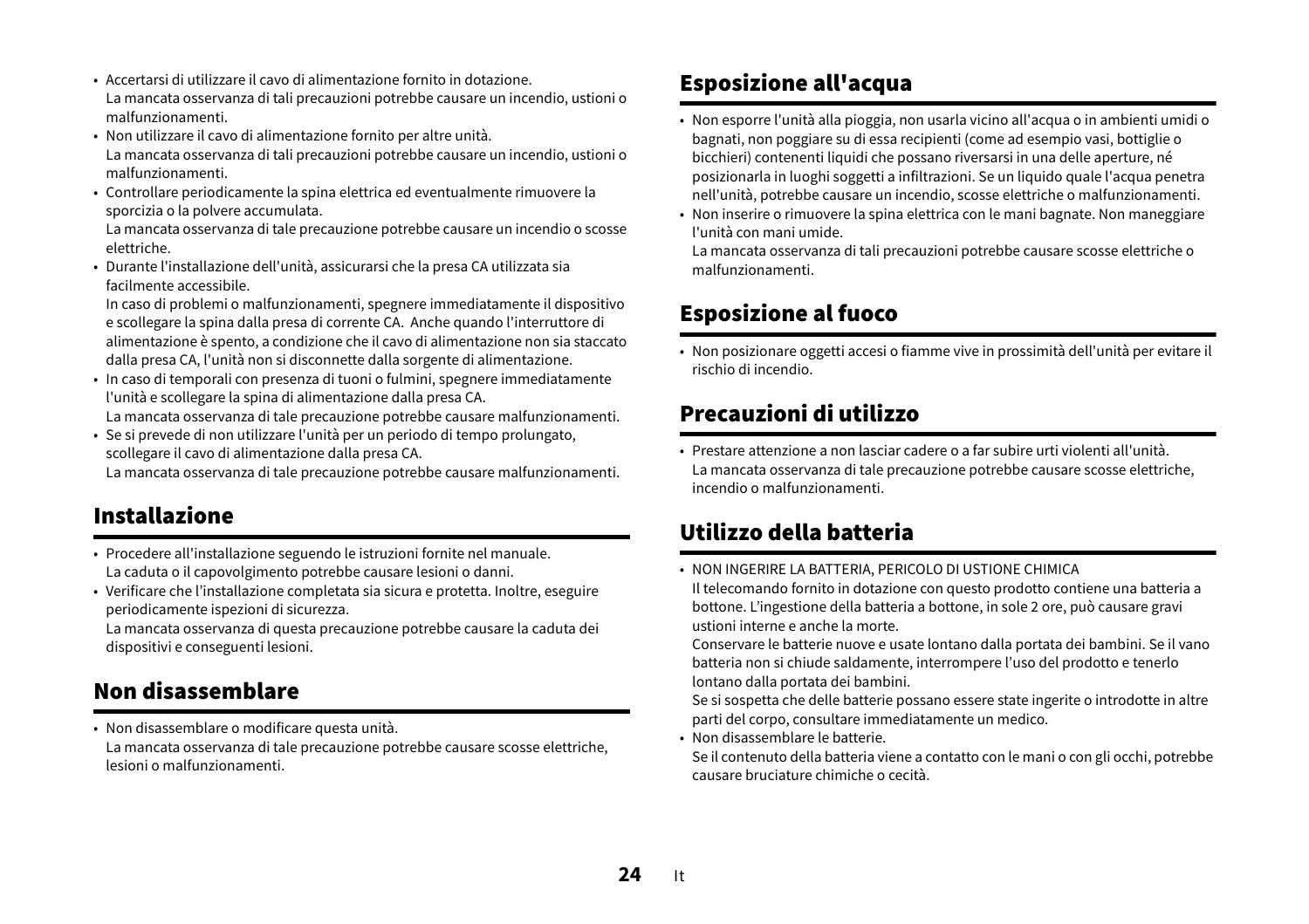- Accertarsi di utilizzare il cavo di alimentazione fornito in dotazione.
  La mancata osservanza di tali precauzioni potrebbe causare un incendio, ustioni o malfunzionamenti.
- Non utilizzare il cavo di alimentazione fornito per altre unità.
  La mancata osservanza di tali precauzioni potrebbe causare un incendio, ustioni o malfunzionamenti.
- Controllare periodicamente la spina elettrica ed eventualmente rimuovere la sporcizia o la polvere accumulata.
  La mancata osservanza di tale precauzione potrebbe causare un incendio o scosse elettriche.
- Durante l'installazione dell'unità, assicurarsi che la presa CA utilizzata sia facilmente accessibile.
  In caso di problemi o malfunzionamenti, spegnere immediatamente il dispositivo e scollegare la spina dalla presa di corrente CA. Anche quando l'interruttore di alimentazione è spento, a condizione che il cavo di alimentazione non sia staccato dalla presa CA, l'unità non si disconnette dalla sorgente di alimentazione.
- In caso di temporali con presenza di tuoni o fulmini, spegnere immediatamente l'unità e scollegare la spina di alimentazione dalla presa CA.
  La mancata osservanza di tale precauzione potrebbe causare malfunzionamenti.
- Se si prevede di non utilizzare l'unità per un periodo di tempo prolungato, scollegare il cavo di alimentazione dalla presa CA.
  La mancata osservanza di tale precauzione potrebbe causare malfunzionamenti.

## Installazione

- Procedere all'installazione seguendo le istruzioni fornite nel manuale.
  La caduta o il capovolgimento potrebbe causare lesioni o danni.
- Verificare che l'installazione completata sia sicura e protetta. Inoltre, eseguire periodicamente ispezioni di sicurezza.
  La mancata osservanza di questa precauzione potrebbe causare la caduta dei dispositivi e conseguenti lesioni.

## Non disassemblare

- Non disassemblare o modificare questa unità.
  La mancata osservanza di tale precauzione potrebbe causare scosse elettriche, lesioni o malfunzionamenti.

## Esposizione all'acqua

- Non esporre l'unità alla pioggia, non usarla vicino all'acqua o in ambienti umidi o bagnati, non poggiare su di essa recipienti (come ad esempio vasi, bottiglie o bicchieri) contenenti liquidi che possano riversarsi in una delle aperture, né posizionarla in luoghi soggetti a infiltrazioni. Se un liquido quale l'acqua penetra nell'unità, potrebbe causare un incendio, scosse elettriche o malfunzionamenti.
- Non inserire o rimuovere la spina elettrica con le mani bagnate. Non maneggiare l'unità con mani umide.
  La mancata osservanza di tali precauzioni potrebbe causare scosse elettriche o malfunzionamenti.

## Esposizione al fuoco

- Non posizionare oggetti accesi o fiamme vive in prossimità dell'unità per evitare il rischio di incendio.

## Precauzioni di utilizzo

- Prestare attenzione a non lasciar cadere o a far subire urti violenti all'unità.
  La mancata osservanza di tale precauzione potrebbe causare scosse elettriche, incendio o malfunzionamenti.

## Utilizzo della batteria

- NON INGERIRE LA BATTERIA, PERICOLO DI USTIONE CHIMICA
  Il telecomando fornito in dotazione con questo prodotto contiene una batteria a bottone. L'ingestione della batteria a bottone, in sole 2 ore, può causare gravi ustioni interne e anche la morte.
  Conservare le batterie nuove e usate lontano dalla portata dei bambini. Se il vano batteria non si chiude saldamente, interrompere l'uso del prodotto e tenerlo lontano dalla portata dei bambini.
  Se si sospetta che delle batterie possano essere state ingerite o introdotte in altre parti del corpo, consultare immediatamente un medico.
- Non disassemblare le batterie.
  Se il contenuto della batteria viene a contatto con le mani o con gli occhi, potrebbe causare bruciature chimiche o cecità.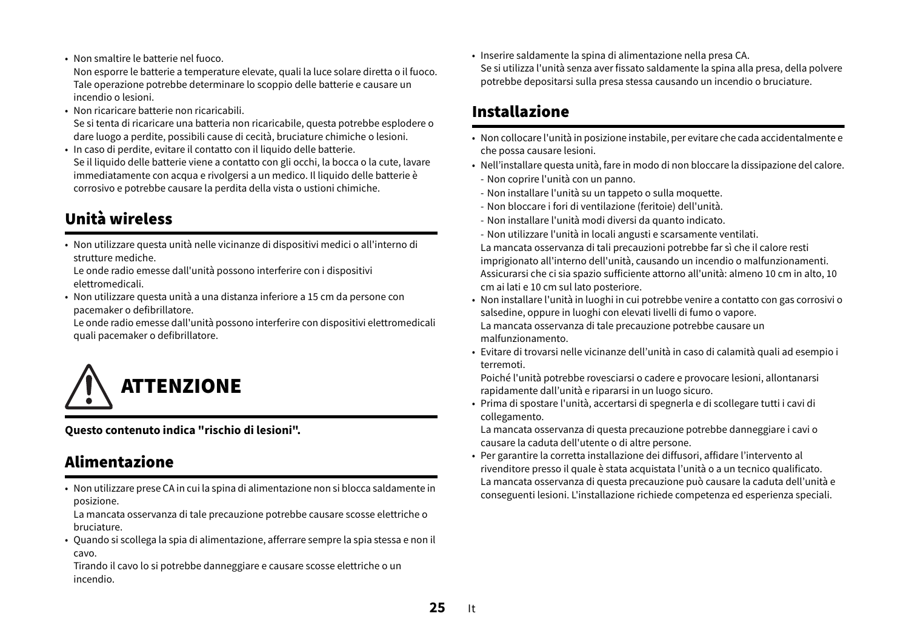- Non smaltire le batterie nel fuoco.
  Non esporre le batterie a temperature elevate, quali la luce solare diretta o il fuoco. Tale operazione potrebbe determinare lo scoppio delle batterie e causare un incendio o lesioni.
- Non ricaricare batterie non ricaricabili.
  Se si tenta di ricaricare una batteria non ricaricabile, questa potrebbe esplodere o dare luogo a perdite, possibili cause di cecità, bruciature chimiche o lesioni.
- In caso di perdite, evitare il contatto con il liquido delle batterie.
  Se il liquido delle batterie viene a contatto con gli occhi, la bocca o la cute, lavare immediatamente con acqua e rivolgersi a un medico. Il liquido delle batterie è corrosivo e potrebbe causare la perdita della vista o ustioni chimiche.

## Unità wireless

- Non utilizzare questa unità nelle vicinanze di dispositivi medici o all'interno di strutture mediche.
  Le onde radio emesse dall'unità possono interferire con i dispositivi elettromedicali.
- Non utilizzare questa unità a una distanza inferiore a 15 cm da persone con pacemaker o defibrillatore.
  Le onde radio emesse dall'unità possono interferire con dispositivi elettromedicali quali pacemaker o defibrillatore.

# ATTENZIONE

**Questo contenuto indica "rischio di lesioni".**

## Alimentazione

- Non utilizzare prese CA in cui la spina di alimentazione non si blocca saldamente in posizione.
  La mancata osservanza di tale precauzione potrebbe causare scosse elettriche o bruciature.
- Quando si scollega la spia di alimentazione, afferrare sempre la spia stessa e non il cavo.
  Tirando il cavo lo si potrebbe danneggiare e causare scosse elettriche o un incendio.
- Inserire saldamente la spina di alimentazione nella presa CA.
  Se si utilizza l'unità senza aver fissato saldamente la spina alla presa, della polvere potrebbe depositarsi sulla presa stessa causando un incendio o bruciature.

## Installazione

- Non collocare l'unità in posizione instabile, per evitare che cada accidentalmente e che possa causare lesioni.
- Nell'installare questa unità, fare in modo di non bloccare la dissipazione del calore.
  - Non coprire l'unità con un panno.
  - Non installare l'unità su un tappeto o sulla moquette.
  - Non bloccare i fori di ventilazione (feritoie) dell'unità.
  - Non installare l'unità modi diversi da quanto indicato.
  - Non utilizzare l'unità in locali angusti e scarsamente ventilati.

  La mancata osservanza di tali precauzioni potrebbe far sì che il calore resti imprigionato all'interno dell'unità, causando un incendio o malfunzionamenti. Assicurarsi che ci sia spazio sufficiente attorno all'unità: almeno 10 cm in alto, 10 cm ai lati e 10 cm sul lato posteriore.
- Non installare l'unità in luoghi in cui potrebbe venire a contatto con gas corrosivi o salsedine, oppure in luoghi con elevati livelli di fumo o vapore.
  La mancata osservanza di tale precauzione potrebbe causare un malfunzionamento.
- Evitare di trovarsi nelle vicinanze dell'unità in caso di calamità quali ad esempio i terremoti.
  Poiché l'unità potrebbe rovesciarsi o cadere e provocare lesioni, allontanarsi rapidamente dall'unità e ripararsi in un luogo sicuro.
- Prima di spostare l'unità, accertarsi di spegnerla e di scollegare tutti i cavi di collegamento.
  La mancata osservanza di questa precauzione potrebbe danneggiare i cavi o causare la caduta dell'utente o di altre persone.
- Per garantire la corretta installazione dei diffusori, affidare l'intervento al rivenditore presso il quale è stata acquistata l'unità o a un tecnico qualificato.
  La mancata osservanza di questa precauzione può causare la caduta dell'unità e conseguenti lesioni. L'installazione richiede competenza ed esperienza speciali.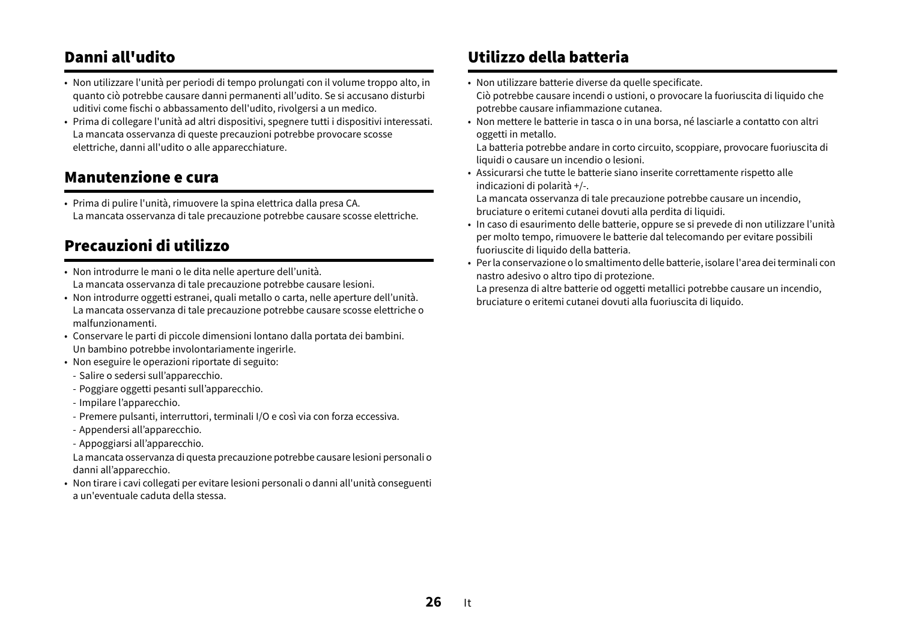## Danni all'udito

- Non utilizzare l'unità per periodi di tempo prolungati con il volume troppo alto, in quanto ciò potrebbe causare danni permanenti all'udito. Se si accusano disturbi uditivi come fischi o abbassamento dell'udito, rivolgersi a un medico.
- Prima di collegare l'unità ad altri dispositivi, spegnere tutti i dispositivi interessati. La mancata osservanza di queste precauzioni potrebbe provocare scosse elettriche, danni all'udito o alle apparecchiature.

## Manutenzione e cura

- Prima di pulire l'unità, rimuovere la spina elettrica dalla presa CA. La mancata osservanza di tale precauzione potrebbe causare scosse elettriche.

## Precauzioni di utilizzo

- Non introdurre le mani o le dita nelle aperture dell'unità. La mancata osservanza di tale precauzione potrebbe causare lesioni.
- Non introdurre oggetti estranei, quali metallo o carta, nelle aperture dell'unità. La mancata osservanza di tale precauzione potrebbe causare scosse elettriche o malfunzionamenti.
- Conservare le parti di piccole dimensioni lontano dalla portata dei bambini. Un bambino potrebbe involontariamente ingerirle.
- Non eseguire le operazioni riportate di seguito:
  - Salire o sedersi sull'apparecchio.
  - Poggiare oggetti pesanti sull'apparecchio.
  - Impilare l'apparecchio.
  - Premere pulsanti, interruttori, terminali I/O e così via con forza eccessiva.
  - Appendersi all'apparecchio.
  - Appoggiarsi all'apparecchio.

  La mancata osservanza di questa precauzione potrebbe causare lesioni personali o danni all'apparecchio.
- Non tirare i cavi collegati per evitare lesioni personali o danni all'unità conseguenti a un'eventuale caduta della stessa.

## Utilizzo della batteria

- Non utilizzare batterie diverse da quelle specificate. Ciò potrebbe causare incendi o ustioni, o provocare la fuoriuscita di liquido che potrebbe causare infiammazione cutanea.
- Non mettere le batterie in tasca o in una borsa, né lasciarle a contatto con altri oggetti in metallo. La batteria potrebbe andare in corto circuito, scoppiare, provocare fuoriuscita di liquidi o causare un incendio o lesioni.
- Assicurarsi che tutte le batterie siano inserite correttamente rispetto alle indicazioni di polarità +/-. La mancata osservanza di tale precauzione potrebbe causare un incendio, bruciature o eritemi cutanei dovuti alla perdita di liquidi.
- In caso di esaurimento delle batterie, oppure se si prevede di non utilizzare l'unità per molto tempo, rimuovere le batterie dal telecomando per evitare possibili fuoriuscite di liquido della batteria.
- Per la conservazione o lo smaltimento delle batterie, isolare l'area dei terminali con nastro adesivo o altro tipo di protezione. La presenza di altre batterie od oggetti metallici potrebbe causare un incendio, bruciature o eritemi cutanei dovuti alla fuoriuscita di liquido.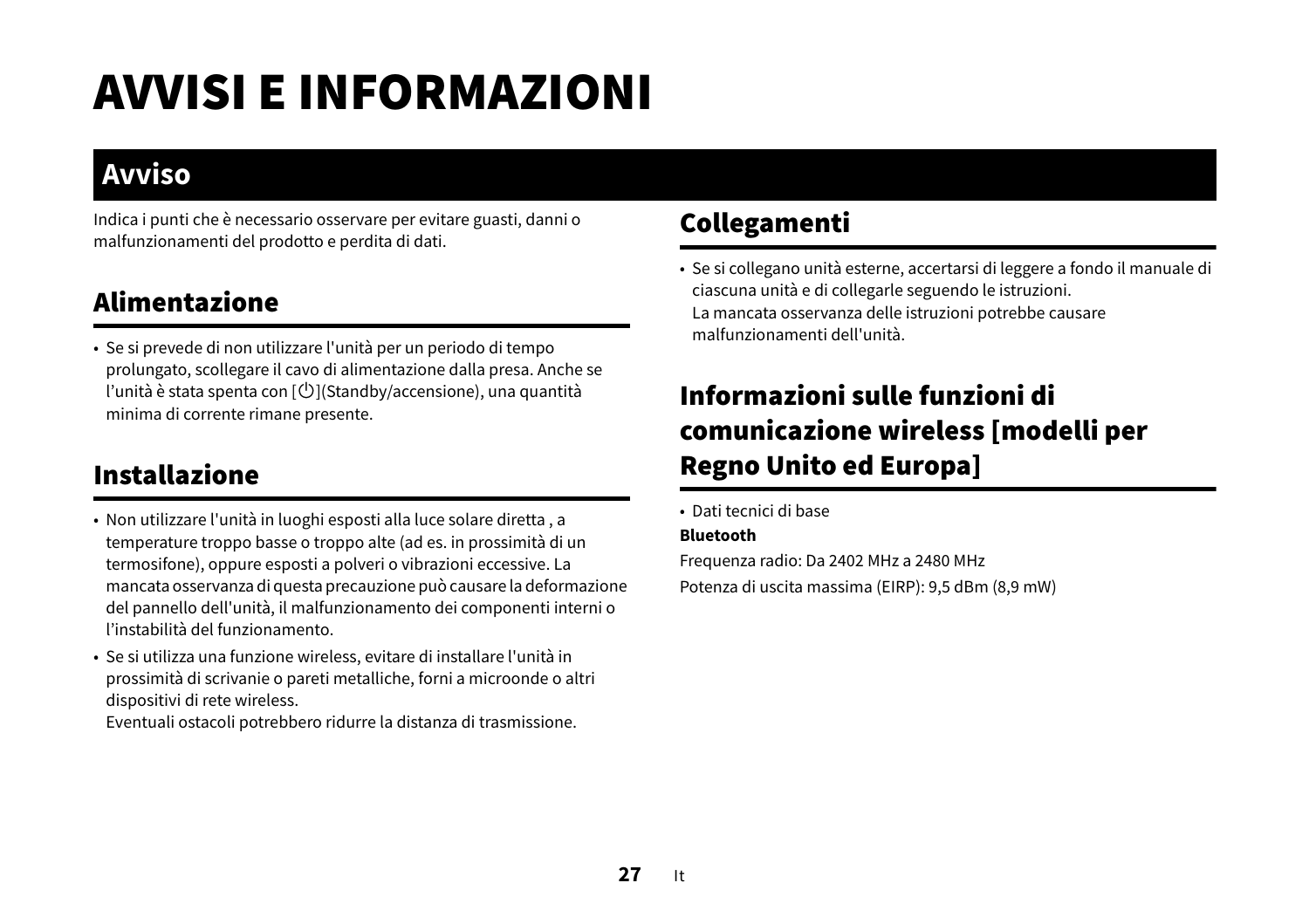# AVVISI E INFORMAZIONI

## Avviso

Indica i punti che è necessario osservare per evitare guasti, danni o malfunzionamenti del prodotto e perdita di dati.

### Alimentazione

- Se si prevede di non utilizzare l'unità per un periodo di tempo prolungato, scollegare il cavo di alimentazione dalla presa. Anche se l'unità è stata spenta con [⏻](Standby/accensione), una quantità minima di corrente rimane presente.

### Installazione

- Non utilizzare l'unità in luoghi esposti alla luce solare diretta , a temperature troppo basse o troppo alte (ad es. in prossimità di un termosifone), oppure esposti a polveri o vibrazioni eccessive. La mancata osservanza di questa precauzione può causare la deformazione del pannello dell'unità, il malfunzionamento dei componenti interni o l'instabilità del funzionamento.
- Se si utilizza una funzione wireless, evitare di installare l'unità in prossimità di scrivanie o pareti metalliche, forni a microonde o altri dispositivi di rete wireless.
  Eventuali ostacoli potrebbero ridurre la distanza di trasmissione.

### Collegamenti

- Se si collegano unità esterne, accertarsi di leggere a fondo il manuale di ciascuna unità e di collegarle seguendo le istruzioni.
  La mancata osservanza delle istruzioni potrebbe causare malfunzionamenti dell'unità.

### Informazioni sulle funzioni di comunicazione wireless [modelli per Regno Unito ed Europa]

- Dati tecnici di base

**Bluetooth**

Frequenza radio: Da 2402 MHz a 2480 MHz

Potenza di uscita massima (EIRP): 9,5 dBm (8,9 mW)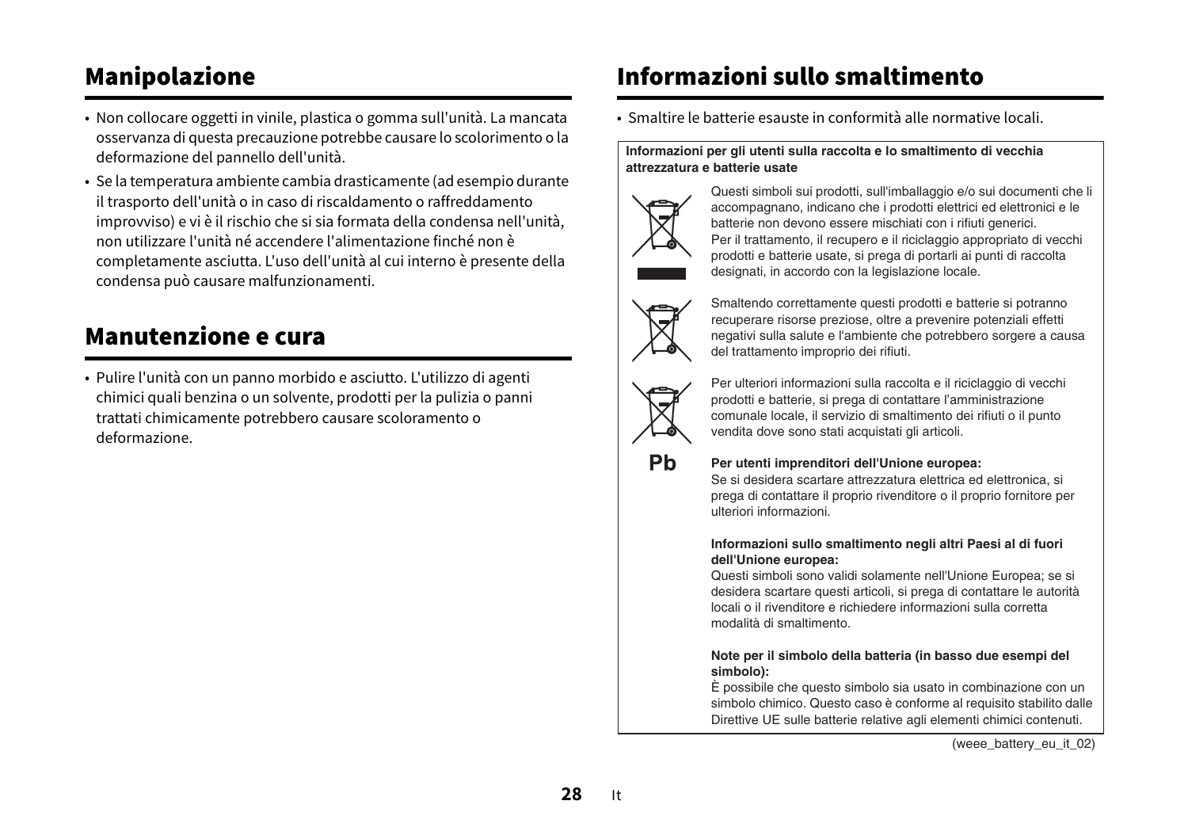## Manipolazione

- Non collocare oggetti in vinile, plastica o gomma sull'unità. La mancata osservanza di questa precauzione potrebbe causare lo scolorimento o la deformazione del pannello dell'unità.
- Se la temperatura ambiente cambia drasticamente (ad esempio durante il trasporto dell'unità o in caso di riscaldamento o raffreddamento improvviso) e vi è il rischio che si sia formata della condensa nell'unità, non utilizzare l'unità né accendere l'alimentazione finché non è completamente asciutta. L'uso dell'unità al cui interno è presente della condensa può causare malfunzionamenti.

## Manutenzione e cura

- Pulire l'unità con un panno morbido e asciutto. L'utilizzo di agenti chimici quali benzina o un solvente, prodotti per la pulizia o panni trattati chimicamente potrebbero causare scoloramento o deformazione.

## Informazioni sullo smaltimento

- Smaltire le batterie esauste in conformità alle normative locali.

**Informazioni per gli utenti sulla raccolta e lo smaltimento di vecchia attrezzatura e batterie usate**

Questi simboli sui prodotti, sull'imballaggio e/o sui documenti che li accompagnano, indicano che i prodotti elettrici ed elettronici e le batterie non devono essere mischiati con i rifiuti generici.
Per il trattamento, il recupero e il riciclaggio appropriato di vecchi prodotti e batterie usate, si prega di portarli ai punti di raccolta designati, in accordo con la legislazione locale.

Smaltendo correttamente questi prodotti e batterie si potranno recuperare risorse preziose, oltre a prevenire potenziali effetti negativi sulla salute e l'ambiente che potrebbero sorgere a causa del trattamento improprio dei rifiuti.

Per ulteriori informazioni sulla raccolta e il riciclaggio di vecchi prodotti e batterie, si prega di contattare l'amministrazione comunale locale, il servizio di smaltimento dei rifiuti o il punto vendita dove sono stati acquistati gli articoli.

Pb

**Per utenti imprenditori dell'Unione europea:**
Se si desidera scartare attrezzatura elettrica ed elettronica, si prega di contattare il proprio rivenditore o il proprio fornitore per ulteriori informazioni.

**Informazioni sullo smaltimento negli altri Paesi al di fuori dell'Unione europea:**
Questi simboli sono validi solamente nell'Unione Europea; se si desidera scartare questi articoli, si prega di contattare le autorità locali o il rivenditore e richiedere informazioni sulla corretta modalità di smaltimento.

**Note per il simbolo della batteria (in basso due esempi del simbolo):**
È possibile che questo simbolo sia usato in combinazione con un simbolo chimico. Questo caso è conforme al requisito stabilito dalle Direttive UE sulle batterie relative agli elementi chimici contenuti.

(weee_battery_eu_it_02)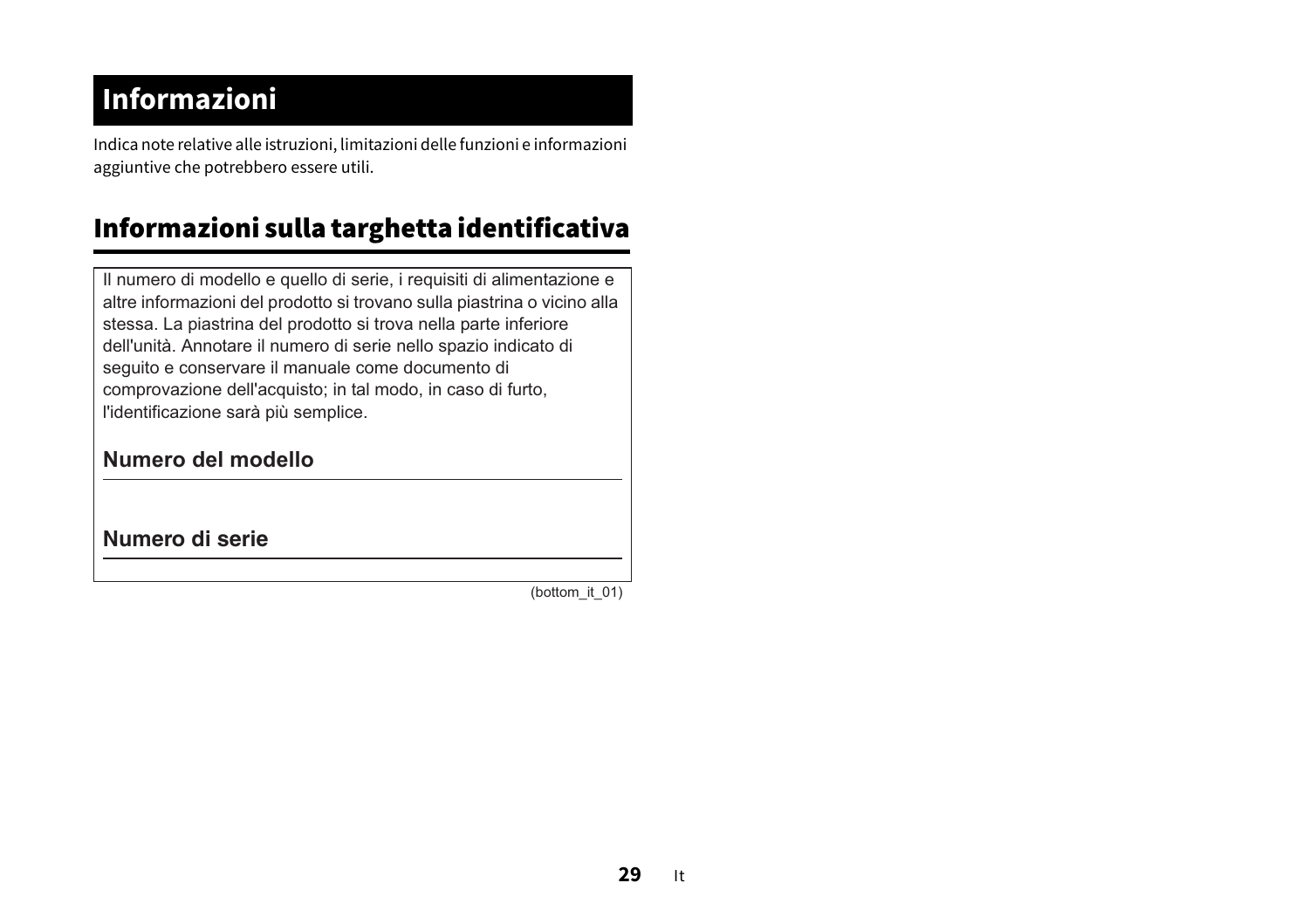# Informazioni

Indica note relative alle istruzioni, limitazioni delle funzioni e informazioni aggiuntive che potrebbero essere utili.

## Informazioni sulla targhetta identificativa

Il numero di modello e quello di serie, i requisiti di alimentazione e altre informazioni del prodotto si trovano sulla piastrina o vicino alla stessa. La piastrina del prodotto si trova nella parte inferiore dell'unità. Annotare il numero di serie nello spazio indicato di seguito e conservare il manuale come documento di comprovazione dell'acquisto; in tal modo, in caso di furto, l'identificazione sarà più semplice.

**Numero del modello**

---

**Numero di serie**

---

(bottom_it_01)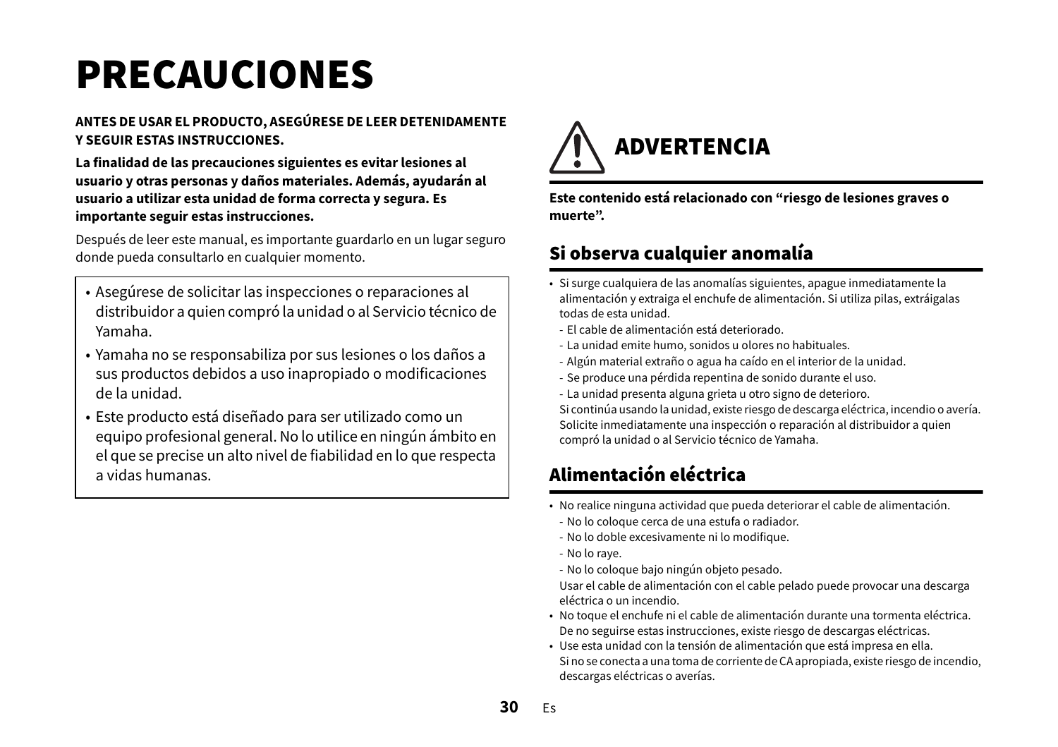# PRECAUCIONES

**ANTES DE USAR EL PRODUCTO, ASEGÚRESE DE LEER DETENIDAMENTE Y SEGUIR ESTAS INSTRUCCIONES.**

**La finalidad de las precauciones siguientes es evitar lesiones al usuario y otras personas y daños materiales. Además, ayudarán al usuario a utilizar esta unidad de forma correcta y segura. Es importante seguir estas instrucciones.**

Después de leer este manual, es importante guardarlo en un lugar seguro donde pueda consultarlo en cualquier momento.

- Asegúrese de solicitar las inspecciones o reparaciones al distribuidor a quien compró la unidad o al Servicio técnico de Yamaha.
- Yamaha no se responsabiliza por sus lesiones o los daños a sus productos debidos a uso inapropiado o modificaciones de la unidad.
- Este producto está diseñado para ser utilizado como un equipo profesional general. No lo utilice en ningún ámbito en el que se precise un alto nivel de fiabilidad en lo que respecta a vidas humanas.

## ADVERTENCIA

**Este contenido está relacionado con “riesgo de lesiones graves o muerte”.**

### Si observa cualquier anomalía

- Si surge cualquiera de las anomalías siguientes, apague inmediatamente la alimentación y extraiga el enchufe de alimentación. Si utiliza pilas, extráigalas todas de esta unidad.
  - El cable de alimentación está deteriorado.
  - La unidad emite humo, sonidos u olores no habituales.
  - Algún material extraño o agua ha caído en el interior de la unidad.
  - Se produce una pérdida repentina de sonido durante el uso.
  - La unidad presenta alguna grieta u otro signo de deterioro.

  Si continúa usando la unidad, existe riesgo de descarga eléctrica, incendio o avería. Solicite inmediatamente una inspección o reparación al distribuidor a quien compró la unidad o al Servicio técnico de Yamaha.

### Alimentación eléctrica

- No realice ninguna actividad que pueda deteriorar el cable de alimentación.
  - No lo coloque cerca de una estufa o radiador.
  - No lo doble excesivamente ni lo modifique.
  - No lo raye.
  - No lo coloque bajo ningún objeto pesado.

  Usar el cable de alimentación con el cable pelado puede provocar una descarga eléctrica o un incendio.
- No toque el enchufe ni el cable de alimentación durante una tormenta eléctrica. De no seguirse estas instrucciones, existe riesgo de descargas eléctricas.
- Use esta unidad con la tensión de alimentación que está impresa en ella. Si no se conecta a una toma de corriente de CA apropiada, existe riesgo de incendio, descargas eléctricas o averías.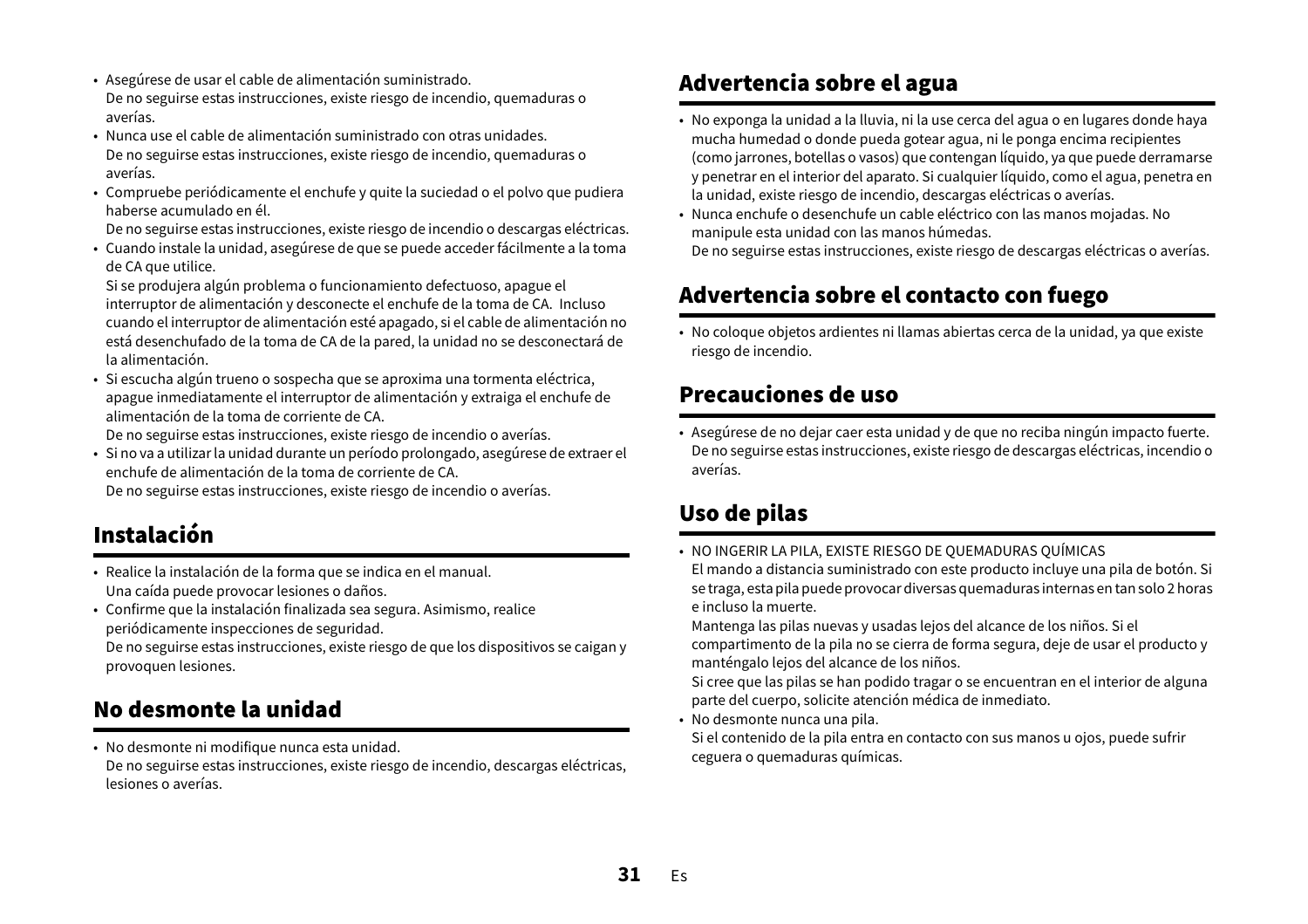- Asegúrese de usar el cable de alimentación suministrado.
  De no seguirse estas instrucciones, existe riesgo de incendio, quemaduras o averías.
- Nunca use el cable de alimentación suministrado con otras unidades.
  De no seguirse estas instrucciones, existe riesgo de incendio, quemaduras o averías.
- Compruebe periódicamente el enchufe y quite la suciedad o el polvo que pudiera haberse acumulado en él.
  De no seguirse estas instrucciones, existe riesgo de incendio o descargas eléctricas.
- Cuando instale la unidad, asegúrese de que se puede acceder fácilmente a la toma de CA que utilice.
  Si se produjera algún problema o funcionamiento defectuoso, apague el interruptor de alimentación y desconecte el enchufe de la toma de CA. Incluso cuando el interruptor de alimentación esté apagado, si el cable de alimentación no está desenchufado de la toma de CA de la pared, la unidad no se desconectará de la alimentación.
- Si escucha algún trueno o sospecha que se aproxima una tormenta eléctrica, apague inmediatamente el interruptor de alimentación y extraiga el enchufe de alimentación de la toma de corriente de CA.
  De no seguirse estas instrucciones, existe riesgo de incendio o averías.
- Si no va a utilizar la unidad durante un período prolongado, asegúrese de extraer el enchufe de alimentación de la toma de corriente de CA.
  De no seguirse estas instrucciones, existe riesgo de incendio o averías.

## Instalación

- Realice la instalación de la forma que se indica en el manual.
  Una caída puede provocar lesiones o daños.
- Confirme que la instalación finalizada sea segura. Asimismo, realice periódicamente inspecciones de seguridad.
  De no seguirse estas instrucciones, existe riesgo de que los dispositivos se caigan y provoquen lesiones.

## No desmonte la unidad

- No desmonte ni modifique nunca esta unidad.
  De no seguirse estas instrucciones, existe riesgo de incendio, descargas eléctricas, lesiones o averías.

## Advertencia sobre el agua

- No exponga la unidad a la lluvia, ni la use cerca del agua o en lugares donde haya mucha humedad o donde pueda gotear agua, ni le ponga encima recipientes (como jarrones, botellas o vasos) que contengan líquido, ya que puede derramarse y penetrar en el interior del aparato. Si cualquier líquido, como el agua, penetra en la unidad, existe riesgo de incendio, descargas eléctricas o averías.
- Nunca enchufe o desenchufe un cable eléctrico con las manos mojadas. No manipule esta unidad con las manos húmedas.
  De no seguirse estas instrucciones, existe riesgo de descargas eléctricas o averías.

## Advertencia sobre el contacto con fuego

- No coloque objetos ardientes ni llamas abiertas cerca de la unidad, ya que existe riesgo de incendio.

## Precauciones de uso

- Asegúrese de no dejar caer esta unidad y de que no reciba ningún impacto fuerte.
  De no seguirse estas instrucciones, existe riesgo de descargas eléctricas, incendio o averías.

## Uso de pilas

- NO INGERIR LA PILA, EXISTE RIESGO DE QUEMADURAS QUÍMICAS
  El mando a distancia suministrado con este producto incluye una pila de botón. Si se traga, esta pila puede provocar diversas quemaduras internas en tan solo 2 horas e incluso la muerte.
  Mantenga las pilas nuevas y usadas lejos del alcance de los niños. Si el compartimento de la pila no se cierra de forma segura, deje de usar el producto y manténgalo lejos del alcance de los niños.
  Si cree que las pilas se han podido tragar o se encuentran en el interior de alguna parte del cuerpo, solicite atención médica de inmediato.
- No desmonte nunca una pila.
  Si el contenido de la pila entra en contacto con sus manos u ojos, puede sufrir ceguera o quemaduras químicas.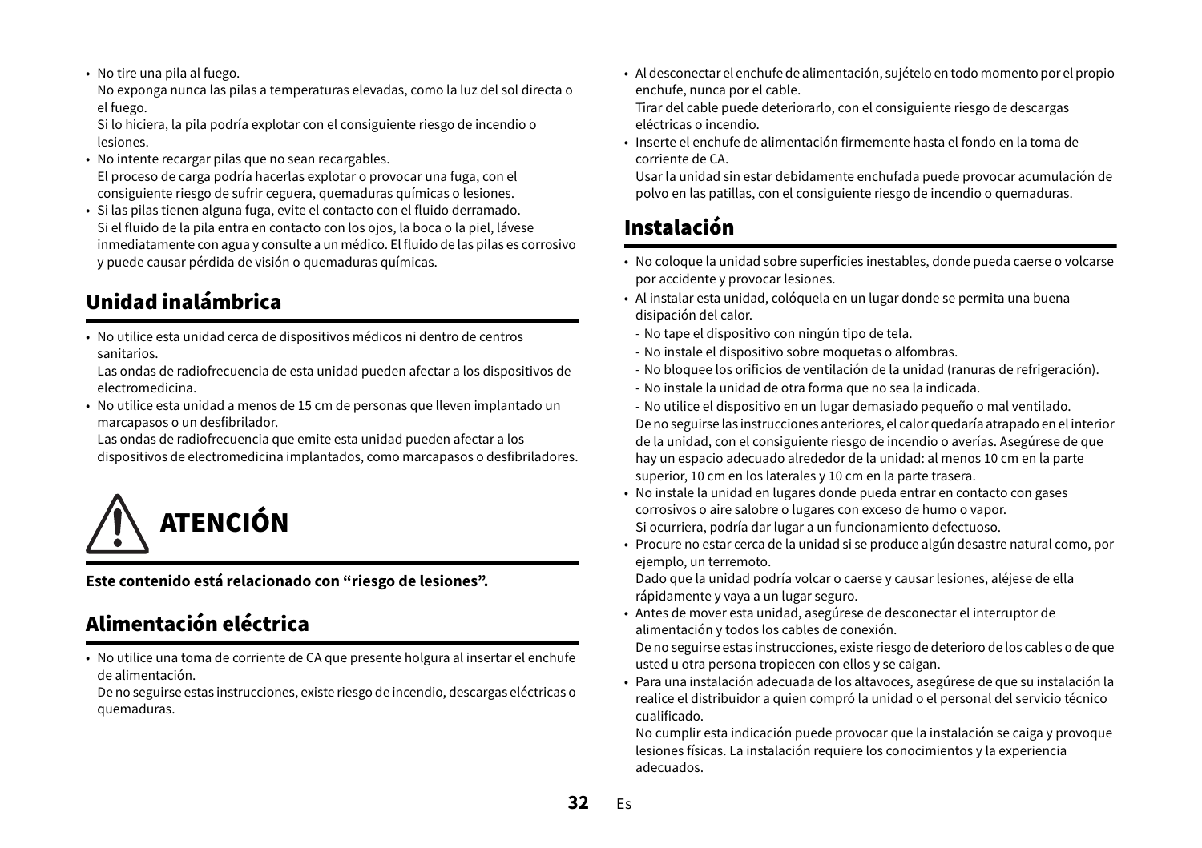- No tire una pila al fuego.
  No exponga nunca las pilas a temperaturas elevadas, como la luz del sol directa o el fuego.
  Si lo hiciera, la pila podría explotar con el consiguiente riesgo de incendio o lesiones.
- No intente recargar pilas que no sean recargables.
  El proceso de carga podría hacerlas explotar o provocar una fuga, con el consiguiente riesgo de sufrir ceguera, quemaduras químicas o lesiones.
- Si las pilas tienen alguna fuga, evite el contacto con el fluido derramado.
  Si el fluido de la pila entra en contacto con los ojos, la boca o la piel, lávese inmediatamente con agua y consulte a un médico. El fluido de las pilas es corrosivo y puede causar pérdida de visión o quemaduras químicas.

## Unidad inalámbrica

- No utilice esta unidad cerca de dispositivos médicos ni dentro de centros sanitarios.
  Las ondas de radiofrecuencia de esta unidad pueden afectar a los dispositivos de electromedicina.
- No utilice esta unidad a menos de 15 cm de personas que lleven implantado un marcapasos o un desfibrilador.
  Las ondas de radiofrecuencia que emite esta unidad pueden afectar a los dispositivos de electromedicina implantados, como marcapasos o desfibriladores.

# ATENCIÓN

**Este contenido está relacionado con “riesgo de lesiones”.**

## Alimentación eléctrica

- No utilice una toma de corriente de CA que presente holgura al insertar el enchufe de alimentación.
  De no seguirse estas instrucciones, existe riesgo de incendio, descargas eléctricas o quemaduras.
- Al desconectar el enchufe de alimentación, sujételo en todo momento por el propio enchufe, nunca por el cable.
  Tirar del cable puede deteriorarlo, con el consiguiente riesgo de descargas eléctricas o incendio.
- Inserte el enchufe de alimentación firmemente hasta el fondo en la toma de corriente de CA.
  Usar la unidad sin estar debidamente enchufada puede provocar acumulación de polvo en las patillas, con el consiguiente riesgo de incendio o quemaduras.

## Instalación

- No coloque la unidad sobre superficies inestables, donde pueda caerse o volcarse por accidente y provocar lesiones.
- Al instalar esta unidad, colóquela en un lugar donde se permita una buena disipación del calor.
  - No tape el dispositivo con ningún tipo de tela.
  - No instale el dispositivo sobre moquetas o alfombras.
  - No bloquee los orificios de ventilación de la unidad (ranuras de refrigeración).
  - No instale la unidad de otra forma que no sea la indicada.
  - No utilice el dispositivo en un lugar demasiado pequeño o mal ventilado.

  De no seguirse las instrucciones anteriores, el calor quedaría atrapado en el interior de la unidad, con el consiguiente riesgo de incendio o averías. Asegúrese de que hay un espacio adecuado alrededor de la unidad: al menos 10 cm en la parte superior, 10 cm en los laterales y 10 cm en la parte trasera.
- No instale la unidad en lugares donde pueda entrar en contacto con gases corrosivos o aire salobre o lugares con exceso de humo o vapor.
  Si ocurriera, podría dar lugar a un funcionamiento defectuoso.
- Procure no estar cerca de la unidad si se produce algún desastre natural como, por ejemplo, un terremoto.
  Dado que la unidad podría volcar o caerse y causar lesiones, aléjese de ella rápidamente y vaya a un lugar seguro.
- Antes de mover esta unidad, asegúrese de desconectar el interruptor de alimentación y todos los cables de conexión.
  De no seguirse estas instrucciones, existe riesgo de deterioro de los cables o de que usted u otra persona tropiecen con ellos y se caigan.
- Para una instalación adecuada de los altavoces, asegúrese de que su instalación la realice el distribuidor a quien compró la unidad o el personal del servicio técnico cualificado.
  No cumplir esta indicación puede provocar que la instalación se caiga y provoque lesiones físicas. La instalación requiere los conocimientos y la experiencia adecuados.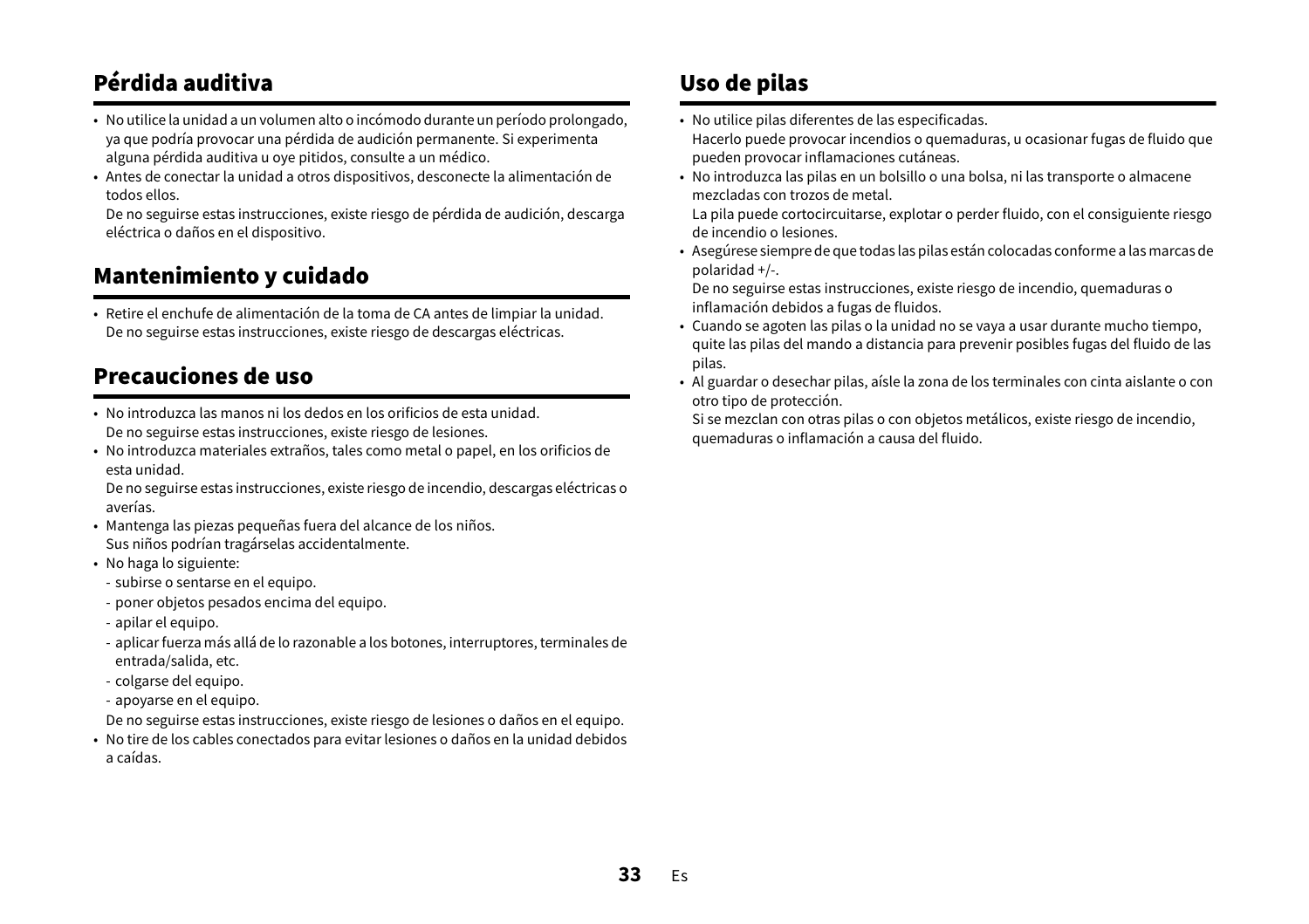## Pérdida auditiva

- No utilice la unidad a un volumen alto o incómodo durante un período prolongado, ya que podría provocar una pérdida de audición permanente. Si experimenta alguna pérdida auditiva u oye pitidos, consulte a un médico.
- Antes de conectar la unidad a otros dispositivos, desconecte la alimentación de todos ellos.
  De no seguirse estas instrucciones, existe riesgo de pérdida de audición, descarga eléctrica o daños en el dispositivo.

## Mantenimiento y cuidado

- Retire el enchufe de alimentación de la toma de CA antes de limpiar la unidad.
  De no seguirse estas instrucciones, existe riesgo de descargas eléctricas.

## Precauciones de uso

- No introduzca las manos ni los dedos en los orificios de esta unidad.
  De no seguirse estas instrucciones, existe riesgo de lesiones.
- No introduzca materiales extraños, tales como metal o papel, en los orificios de esta unidad.
  De no seguirse estas instrucciones, existe riesgo de incendio, descargas eléctricas o averías.
- Mantenga las piezas pequeñas fuera del alcance de los niños.
  Sus niños podrían tragárselas accidentalmente.
- No haga lo siguiente:
  - subirse o sentarse en el equipo.
  - poner objetos pesados encima del equipo.
  - apilar el equipo.
  - aplicar fuerza más allá de lo razonable a los botones, interruptores, terminales de entrada/salida, etc.
  - colgarse del equipo.
  - apoyarse en el equipo.

  De no seguirse estas instrucciones, existe riesgo de lesiones o daños en el equipo.
- No tire de los cables conectados para evitar lesiones o daños en la unidad debidos a caídas.

## Uso de pilas

- No utilice pilas diferentes de las especificadas.
  Hacerlo puede provocar incendios o quemaduras, u ocasionar fugas de fluido que pueden provocar inflamaciones cutáneas.
- No introduzca las pilas en un bolsillo o una bolsa, ni las transporte o almacene mezcladas con trozos de metal.
  La pila puede cortocircuitarse, explotar o perder fluido, con el consiguiente riesgo de incendio o lesiones.
- Asegúrese siempre de que todas las pilas están colocadas conforme a las marcas de polaridad +/-.
  De no seguirse estas instrucciones, existe riesgo de incendio, quemaduras o inflamación debidos a fugas de fluidos.
- Cuando se agoten las pilas o la unidad no se vaya a usar durante mucho tiempo, quite las pilas del mando a distancia para prevenir posibles fugas del fluido de las pilas.
- Al guardar o desechar pilas, aísle la zona de los terminales con cinta aislante o con otro tipo de protección.
  Si se mezclan con otras pilas o con objetos metálicos, existe riesgo de incendio, quemaduras o inflamación a causa del fluido.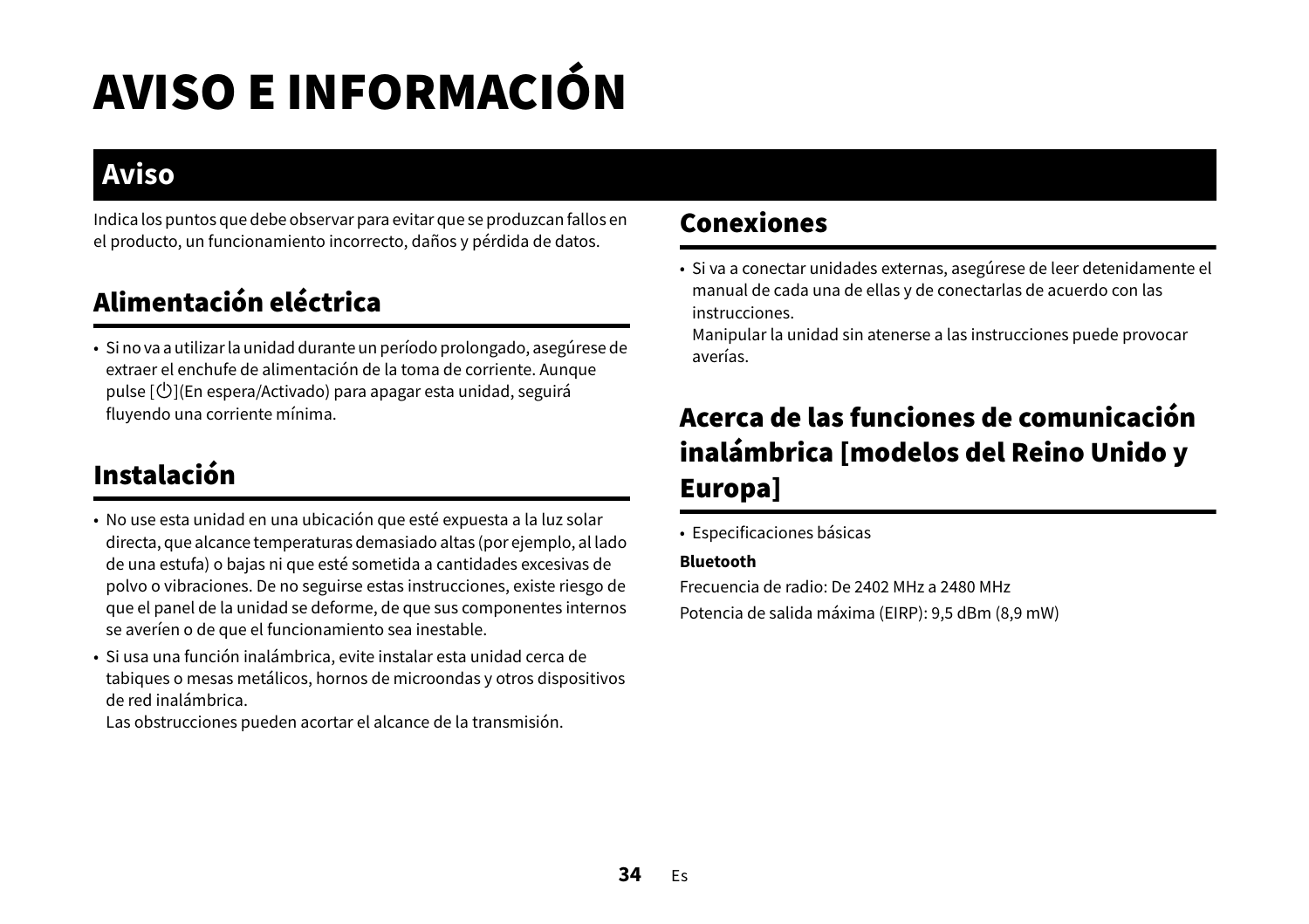# AVISO E INFORMACIÓN

## Aviso

Indica los puntos que debe observar para evitar que se produzcan fallos en el producto, un funcionamiento incorrecto, daños y pérdida de datos.

### Alimentación eléctrica

- Si no va a utilizar la unidad durante un período prolongado, asegúrese de extraer el enchufe de alimentación de la toma de corriente. Aunque pulse [⏻](En espera/Activado) para apagar esta unidad, seguirá fluyendo una corriente mínima.

### Instalación

- No use esta unidad en una ubicación que esté expuesta a la luz solar directa, que alcance temperaturas demasiado altas (por ejemplo, al lado de una estufa) o bajas ni que esté sometida a cantidades excesivas de polvo o vibraciones. De no seguirse estas instrucciones, existe riesgo de que el panel de la unidad se deforme, de que sus componentes internos se averíen o de que el funcionamiento sea inestable.
- Si usa una función inalámbrica, evite instalar esta unidad cerca de tabiques o mesas metálicos, hornos de microondas y otros dispositivos de red inalámbrica.
  Las obstrucciones pueden acortar el alcance de la transmisión.

### Conexiones

- Si va a conectar unidades externas, asegúrese de leer detenidamente el manual de cada una de ellas y de conectarlas de acuerdo con las instrucciones.
  Manipular la unidad sin atenerse a las instrucciones puede provocar averías.

### Acerca de las funciones de comunicación inalámbrica [modelos del Reino Unido y Europa]

- Especificaciones básicas

**Bluetooth**

Frecuencia de radio: De 2402 MHz a 2480 MHz

Potencia de salida máxima (EIRP): 9,5 dBm (8,9 mW)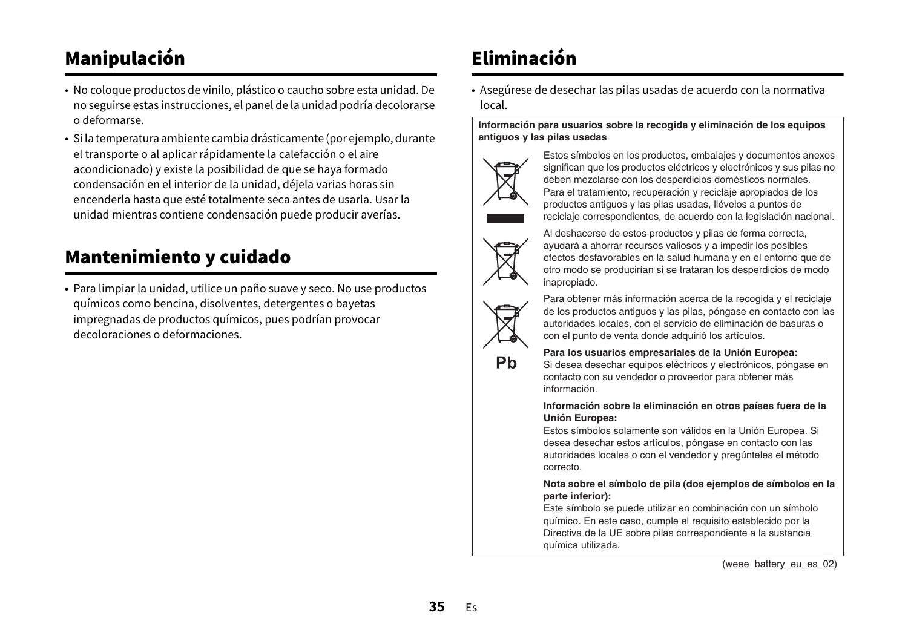## Manipulación

- No coloque productos de vinilo, plástico o caucho sobre esta unidad. De no seguirse estas instrucciones, el panel de la unidad podría decolorarse o deformarse.
- Si la temperatura ambiente cambia drásticamente (por ejemplo, durante el transporte o al aplicar rápidamente la calefacción o el aire acondicionado) y existe la posibilidad de que se haya formado condensación en el interior de la unidad, déjela varias horas sin encenderla hasta que esté totalmente seca antes de usarla. Usar la unidad mientras contiene condensación puede producir averías.

## Mantenimiento y cuidado

- Para limpiar la unidad, utilice un paño suave y seco. No use productos químicos como bencina, disolventes, detergentes o bayetas impregnadas de productos químicos, pues podrían provocar decoloraciones o deformaciones.

## Eliminación

- Asegúrese de desechar las pilas usadas de acuerdo con la normativa local.

**Información para usuarios sobre la recogida y eliminación de los equipos antiguos y las pilas usadas**

Estos símbolos en los productos, embalajes y documentos anexos significan que los productos eléctricos y electrónicos y sus pilas no deben mezclarse con los desperdicios domésticos normales.
Para el tratamiento, recuperación y reciclaje apropiados de los productos antiguos y las pilas usadas, llévelos a puntos de reciclaje correspondientes, de acuerdo con la legislación nacional.

Al deshacerse de estos productos y pilas de forma correcta, ayudará a ahorrar recursos valiosos y a impedir los posibles efectos desfavorables en la salud humana y en el entorno que de otro modo se producirían si se trataran los desperdicios de modo inapropiado.

Para obtener más información acerca de la recogida y el reciclaje de los productos antiguos y las pilas, póngase en contacto con las autoridades locales, con el servicio de eliminación de basuras o con el punto de venta donde adquirió los artículos.

Pb

**Para los usuarios empresariales de la Unión Europea:**
Si desea desechar equipos eléctricos y electrónicos, póngase en contacto con su vendedor o proveedor para obtener más información.

**Información sobre la eliminación en otros países fuera de la Unión Europea:**
Estos símbolos solamente son válidos en la Unión Europea. Si desea desechar estos artículos, póngase en contacto con las autoridades locales o con el vendedor y pregúnteles el método correcto.

**Nota sobre el símbolo de pila (dos ejemplos de símbolos en la parte inferior):**
Este símbolo se puede utilizar en combinación con un símbolo químico. En este caso, cumple el requisito establecido por la Directiva de la UE sobre pilas correspondiente a la sustancia química utilizada.

(weee_battery_eu_es_02)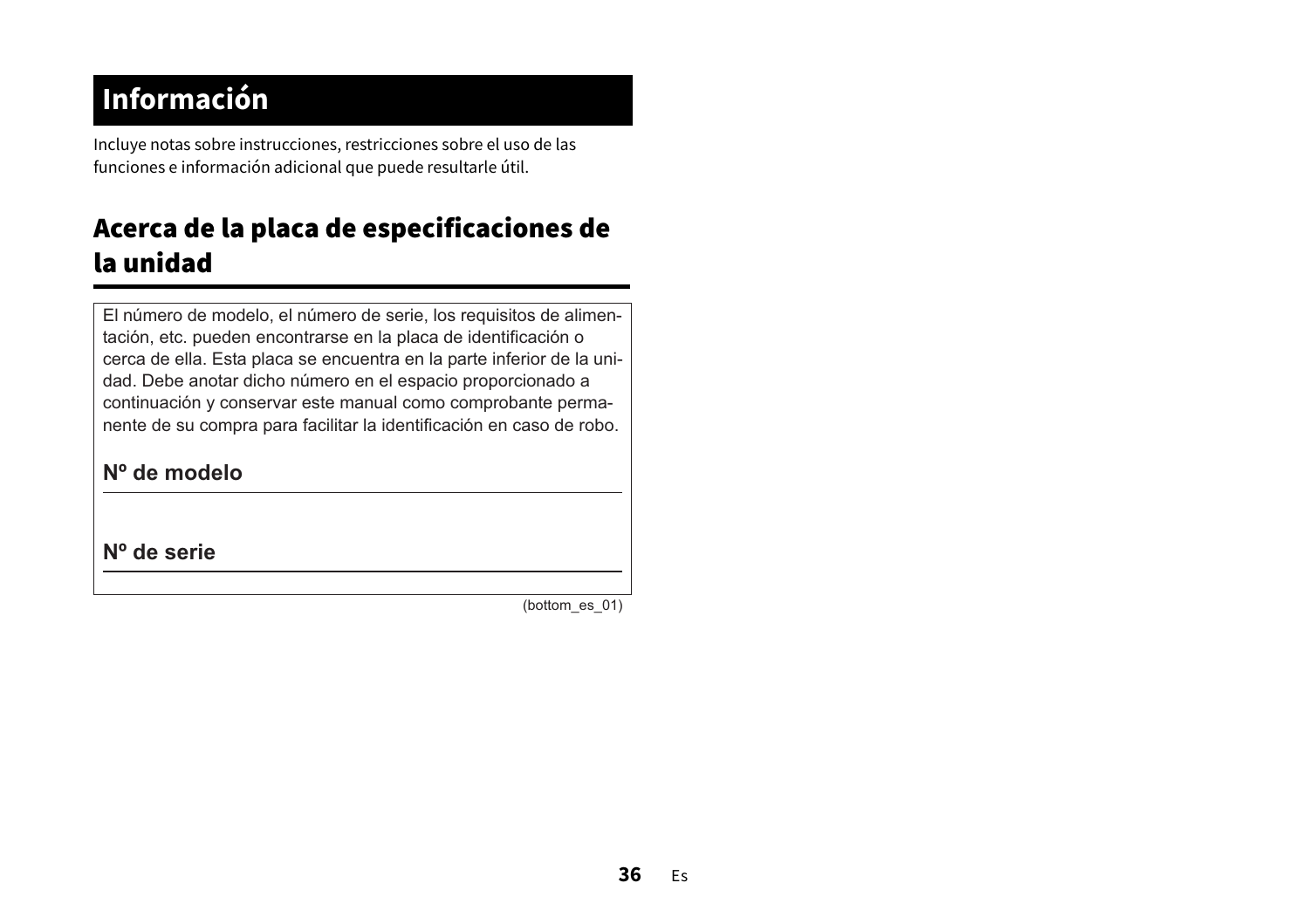# Información

Incluye notas sobre instrucciones, restricciones sobre el uso de las funciones e información adicional que puede resultarle útil.

## Acerca de la placa de especificaciones de la unidad

El número de modelo, el número de serie, los requisitos de alimentación, etc. pueden encontrarse en la placa de identificación o cerca de ella. Esta placa se encuentra en la parte inferior de la unidad. Debe anotar dicho número en el espacio proporcionado a continuación y conservar este manual como comprobante permanente de su compra para facilitar la identificación en caso de robo.

**Nº de modelo**

---

**Nº de serie**

---

(bottom_es_01)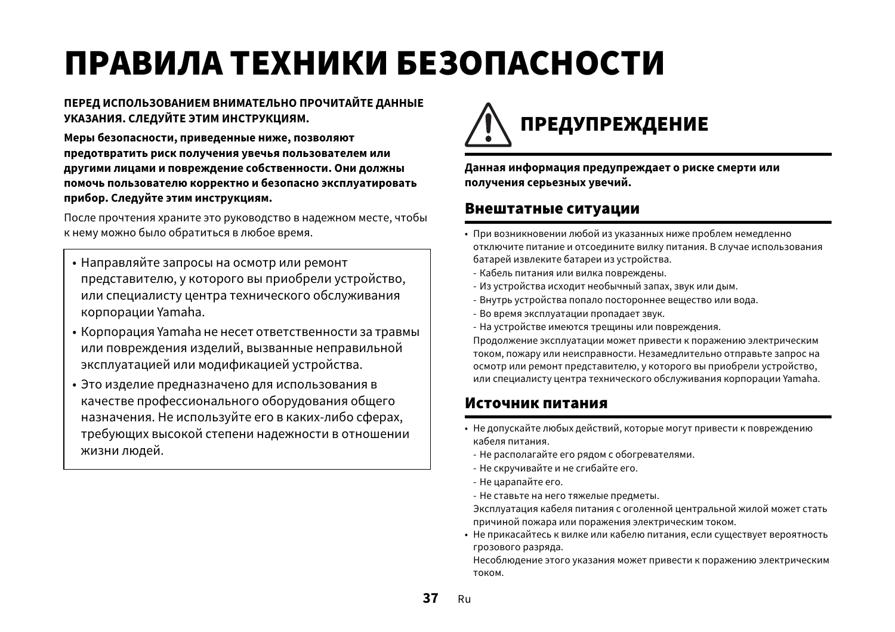# ПРАВИЛА ТЕХНИКИ БЕЗОПАСНОСТИ

**ПЕРЕД ИСПОЛЬЗОВАНИЕМ ВНИМАТЕЛЬНО ПРОЧИТАЙТЕ ДАННЫЕ УКАЗАНИЯ. СЛЕДУЙТЕ ЭТИМ ИНСТРУКЦИЯМ.**

**Меры безопасности, приведенные ниже, позволяют предотвратить риск получения увечья пользователем или другими лицами и повреждение собственности. Они должны помочь пользователю корректно и безопасно эксплуатировать прибор. Следуйте этим инструкциям.**

После прочтения храните это руководство в надежном месте, чтобы к нему можно было обратиться в любое время.

- Направляйте запросы на осмотр или ремонт представителю, у которого вы приобрели устройство, или специалисту центра технического обслуживания корпорации Yamaha.
- Корпорация Yamaha не несет ответственности за травмы или повреждения изделий, вызванные неправильной эксплуатацией или модификацией устройства.
- Это изделие предназначено для использования в качестве профессионального оборудования общего назначения. Не используйте его в каких-либо сферах, требующих высокой степени надежности в отношении жизни людей.

## ⚠ ПРЕДУПРЕЖДЕНИЕ

**Данная информация предупреждает о риске смерти или получения серьезных увечий.**

### Внештатные ситуации

- При возникновении любой из указанных ниже проблем немедленно отключите питание и отсоедините вилку питания. В случае использования батарей извлеките батареи из устройства.
  - Кабель питания или вилка повреждены.
  - Из устройства исходит необычный запах, звук или дым.
  - Внутрь устройства попало постороннее вещество или вода.
  - Во время эксплуатации пропадает звук.
  - На устройстве имеются трещины или повреждения.

  Продолжение эксплуатации может привести к поражению электрическим током, пожару или неисправности. Незамедлительно отправьте запрос на осмотр или ремонт представителю, у которого вы приобрели устройство, или специалисту центра технического обслуживания корпорации Yamaha.

### Источник питания

- Не допускайте любых действий, которые могут привести к повреждению кабеля питания.
  - Не располагайте его рядом с обогревателями.
  - Не скручивайте и не сгибайте его.
  - Не царапайте его.
  - Не ставьте на него тяжелые предметы.

  Эксплуатация кабеля питания с оголенной центральной жилой может стать причиной пожара или поражения электрическим током.
- Не прикасайтесь к вилке или кабелю питания, если существует вероятность грозового разряда.

  Несоблюдение этого указания может привести к поражению электрическим током.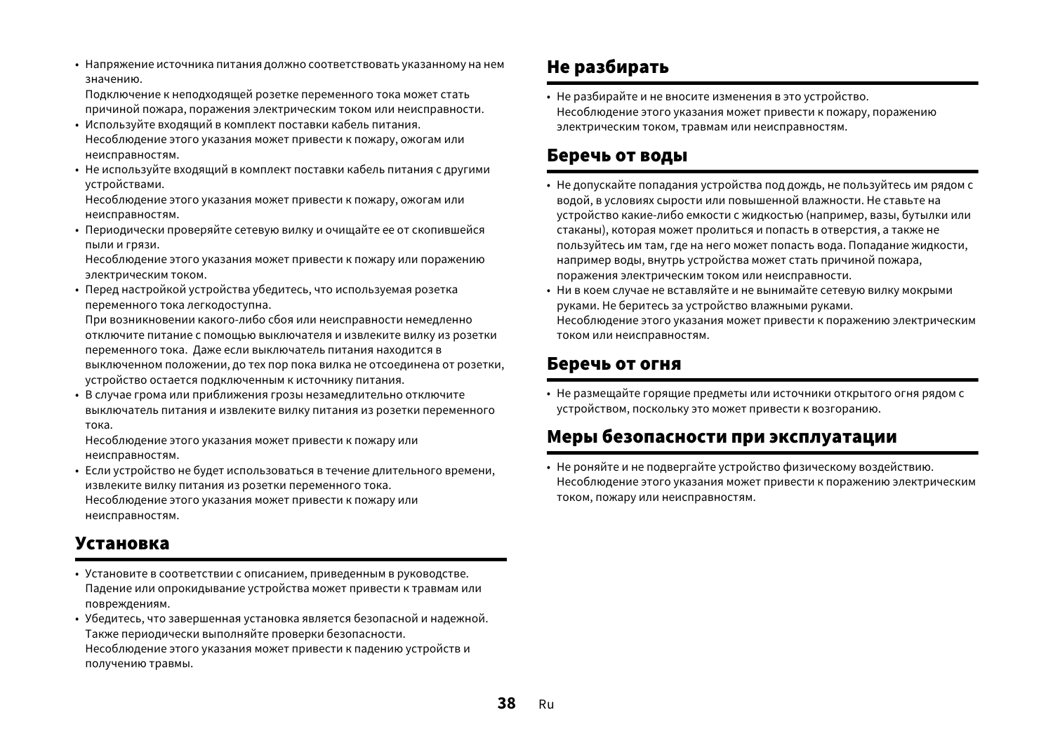- Напряжение источника питания должно соответствовать указанному на нем значению.
  Подключение к неподходящей розетке переменного тока может стать причиной пожара, поражения электрическим током или неисправности.
- Используйте входящий в комплект поставки кабель питания.
  Несоблюдение этого указания может привести к пожару, ожогам или неисправностям.
- Не используйте входящий в комплект поставки кабель питания с другими устройствами.
  Несоблюдение этого указания может привести к пожару, ожогам или неисправностям.
- Периодически проверяйте сетевую вилку и очищайте ее от скопившейся пыли и грязи.
  Несоблюдение этого указания может привести к пожару или поражению электрическим током.
- Перед настройкой устройства убедитесь, что используемая розетка переменного тока легкодоступна.
  При возникновении какого-либо сбоя или неисправности немедленно отключите питание с помощью выключателя и извлеките вилку из розетки переменного тока. Даже если выключатель питания находится в выключенном положении, до тех пор пока вилка не отсоединена от розетки, устройство остается подключенным к источнику питания.
- В случае грома или приближения грозы незамедлительно отключите выключатель питания и извлеките вилку питания из розетки переменного тока.
  Несоблюдение этого указания может привести к пожару или неисправностям.
- Если устройство не будет использоваться в течение длительного времени, извлеките вилку питания из розетки переменного тока.
  Несоблюдение этого указания может привести к пожару или неисправностям.

## Установка

- Установите в соответствии с описанием, приведенным в руководстве.
  Падение или опрокидывание устройства может привести к травмам или повреждениям.
- Убедитесь, что завершенная установка является безопасной и надежной. Также периодически выполняйте проверки безопасности.
  Несоблюдение этого указания может привести к падению устройств и получению травмы.

## Не разбирать

- Не разбирайте и не вносите изменения в это устройство.
  Несоблюдение этого указания может привести к пожару, поражению электрическим током, травмам или неисправностям.

## Беречь от воды

- Не допускайте попадания устройства под дождь, не пользуйтесь им рядом с водой, в условиях сырости или повышенной влажности. Не ставьте на устройство какие-либо емкости с жидкостью (например, вазы, бутылки или стаканы), которая может пролиться и попасть в отверстия, а также не пользуйтесь им там, где на него может попасть вода. Попадание жидкости, например воды, внутрь устройства может стать причиной пожара, поражения электрическим током или неисправности.
- Ни в коем случае не вставляйте и не вынимайте сетевую вилку мокрыми руками. Не беритесь за устройство влажными руками.
  Несоблюдение этого указания может привести к поражению электрическим током или неисправностям.

## Беречь от огня

- Не размещайте горящие предметы или источники открытого огня рядом с устройством, поскольку это может привести к возгоранию.

## Меры безопасности при эксплуатации

- Не роняйте и не подвергайте устройство физическому воздействию.
  Несоблюдение этого указания может привести к поражению электрическим током, пожару или неисправностям.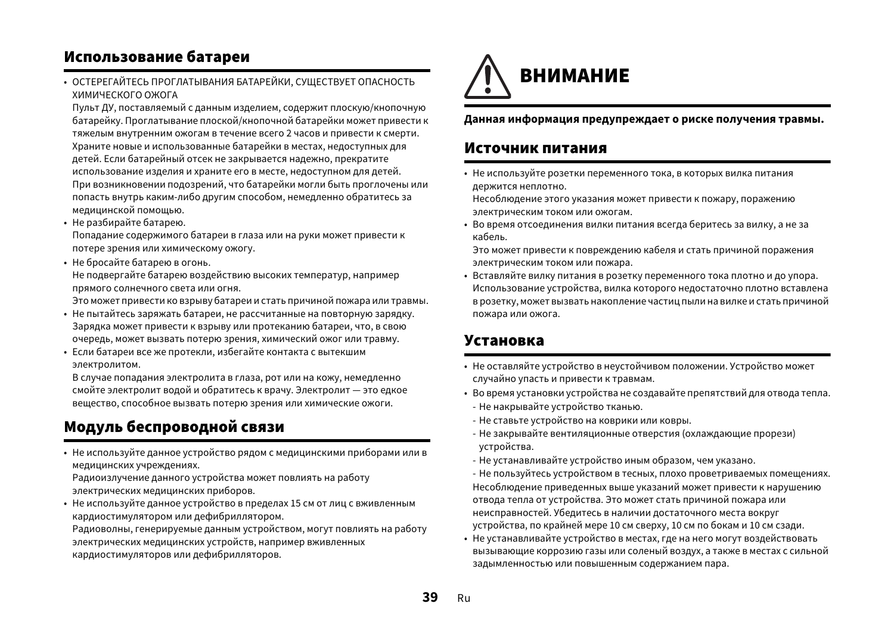## Использование батареи

- ОСТЕРЕГАЙТЕСЬ ПРОГЛАТЫВАНИЯ БАТАРЕЙКИ, СУЩЕСТВУЕТ ОПАСНОСТЬ ХИМИЧЕСКОГО ОЖОГА

  Пульт ДУ, поставляемый с данным изделием, содержит плоскую/кнопочную батарейку. Проглатывание плоской/кнопочной батарейки может привести к тяжелым внутренним ожогам в течение всего 2 часов и привести к смерти. Храните новые и использованные батарейки в местах, недоступных для детей. Если батарейный отсек не закрывается надежно, прекратите использование изделия и храните его в месте, недоступном для детей. При возникновении подозрений, что батарейки могли быть проглочены или попасть внутрь каким-либо другим способом, немедленно обратитесь за медицинской помощью.
- Не разбирайте батарею.
  Попадание содержимого батареи в глаза или на руки может привести к потере зрения или химическому ожогу.
- Не бросайте батарею в огонь.
  Не подвергайте батарею воздействию высоких температур, например прямого солнечного света или огня.
  Это может привести ко взрыву батареи и стать причиной пожара или травмы.
- Не пытайтесь заряжать батареи, не рассчитанные на повторную зарядку.
  Зарядка может привести к взрыву или протеканию батареи, что, в свою очередь, может вызвать потерю зрения, химический ожог или травму.
- Если батареи все же протекли, избегайте контакта с вытекшим электролитом.
  В случае попадания электролита в глаза, рот или на кожу, немедленно смойте электролит водой и обратитесь к врачу. Электролит — это едкое вещество, способное вызвать потерю зрения или химические ожоги.

## Модуль беспроводной связи

- Не используйте данное устройство рядом с медицинскими приборами или в медицинских учреждениях.
  Радиоизлучение данного устройства может повлиять на работу электрических медицинских приборов.
- Не используйте данное устройство в пределах 15 см от лиц с вживленным кардиостимулятором или дефибриллятором.
  Радиоволны, генерируемые данным устройством, могут повлиять на работу электрических медицинских устройств, например вживленных кардиостимуляторов или дефибрилляторов.

# ВНИМАНИЕ

**Данная информация предупреждает о риске получения травмы.**

## Источник питания

- Не используйте розетки переменного тока, в которых вилка питания держится неплотно.
  Несоблюдение этого указания может привести к пожару, поражению электрическим током или ожогам.
- Во время отсоединения вилки питания всегда беритесь за вилку, а не за кабель.
  Это может привести к повреждению кабеля и стать причиной поражения электрическим током или пожара.
- Вставляйте вилку питания в розетку переменного тока плотно и до упора. Использование устройства, вилка которого недостаточно плотно вставлена в розетку, может вызвать накопление частиц пыли на вилке и стать причиной пожара или ожога.

## Установка

- Не оставляйте устройство в неустойчивом положении. Устройство может случайно упасть и привести к травмам.
- Во время установки устройства не создавайте препятствий для отвода тепла.
  - Не накрывайте устройство тканью.
  - Не ставьте устройство на коврики или ковры.
  - Не закрывайте вентиляционные отверстия (охлаждающие прорези) устройства.
  - Не устанавливайте устройство иным образом, чем указано.
  - Не пользуйтесь устройством в тесных, плохо проветриваемых помещениях.

  Несоблюдение приведенных выше указаний может привести к нарушению отвода тепла от устройства. Это может стать причиной пожара или неисправностей. Убедитесь в наличии достаточного места вокруг устройства, по крайней мере 10 см сверху, 10 см по бокам и 10 см сзади.
- Не устанавливайте устройство в местах, где на него могут воздействовать вызывающие коррозию газы или соленый воздух, а также в местах с сильной задымленностью или повышенным содержанием пара.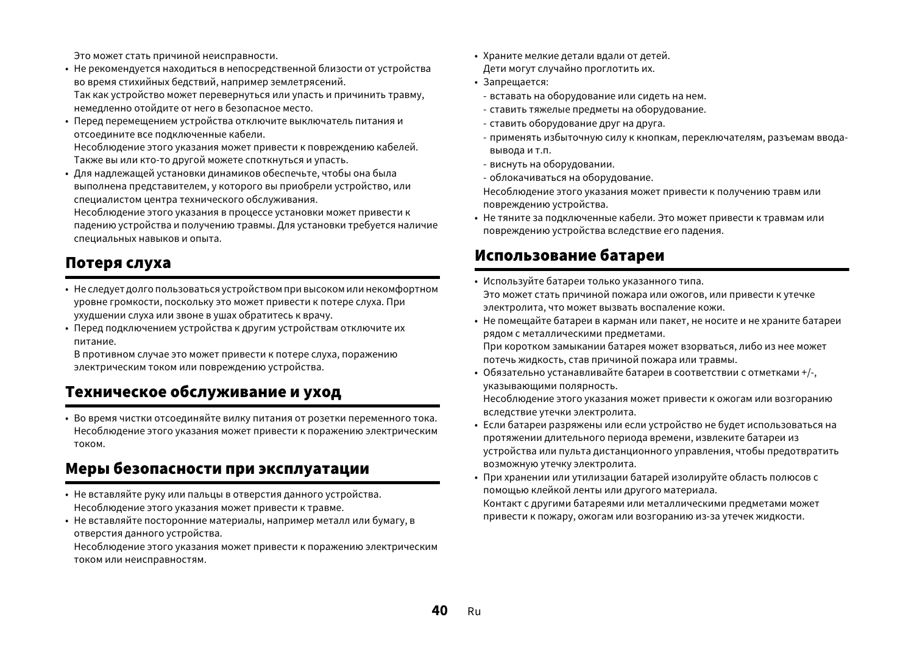Это может стать причиной неисправности.

- Не рекомендуется находиться в непосредственной близости от устройства во время стихийных бедствий, например землетрясений.
  Так как устройство может перевернуться или упасть и причинить травму, немедленно отойдите от него в безопасное место.
- Перед перемещением устройства отключите выключатель питания и отсоедините все подключенные кабели.
  Несоблюдение этого указания может привести к повреждению кабелей. Также вы или кто-то другой можете споткнуться и упасть.
- Для надлежащей установки динамиков обеспечьте, чтобы она была выполнена представителем, у которого вы приобрели устройство, или специалистом центра технического обслуживания.
  Несоблюдение этого указания в процессе установки может привести к падению устройства и получению травмы. Для установки требуется наличие специальных навыков и опыта.

## Потеря слуха

- Не следует долго пользоваться устройством при высоком или некомфортном уровне громкости, поскольку это может привести к потере слуха. При ухудшении слуха или звоне в ушах обратитесь к врачу.
- Перед подключением устройства к другим устройствам отключите их питание.
  В противном случае это может привести к потере слуха, поражению электрическим током или повреждению устройства.

## Техническое обслуживание и уход

- Во время чистки отсоединяйте вилку питания от розетки переменного тока. Несоблюдение этого указания может привести к поражению электрическим током.

## Меры безопасности при эксплуатации

- Не вставляйте руку или пальцы в отверстия данного устройства.
  Несоблюдение этого указания может привести к травме.
- Не вставляйте посторонние материалы, например металл или бумагу, в отверстия данного устройства.
  Несоблюдение этого указания может привести к поражению электрическим током или неисправностям.
- Храните мелкие детали вдали от детей.
  Дети могут случайно проглотить их.
- Запрещается:
  - вставать на оборудование или сидеть на нем.
  - ставить тяжелые предметы на оборудование.
  - ставить оборудование друг на друга.
  - применять избыточную силу к кнопкам, переключателям, разъемам ввода-вывода и т.п.
  - виснуть на оборудовании.
  - облокачиваться на оборудование.

  Несоблюдение этого указания может привести к получению травм или повреждению устройства.
- Не тяните за подключенные кабели. Это может привести к травмам или повреждению устройства вследствие его падения.

## Использование батареи

- Используйте батареи только указанного типа.
  Это может стать причиной пожара или ожогов, или привести к утечке электролита, что может вызвать воспаление кожи.
- Не помещайте батареи в карман или пакет, не носите и не храните батареи рядом с металлическими предметами.
  При коротком замыкании батарея может взорваться, либо из нее может потечь жидкость, став причиной пожара или травмы.
- Обязательно устанавливайте батареи в соответствии с отметками +/-, указывающими полярность.
  Несоблюдение этого указания может привести к ожогам или возгоранию вследствие утечки электролита.
- Если батареи разряжены или если устройство не будет использоваться на протяжении длительного периода времени, извлеките батареи из устройства или пульта дистанционного управления, чтобы предотвратить возможную утечку электролита.
- При хранении или утилизации батарей изолируйте область полюсов с помощью клейкой ленты или другого материала.
  Контакт с другими батареями или металлическими предметами может привести к пожару, ожогам или возгоранию из-за утечек жидкости.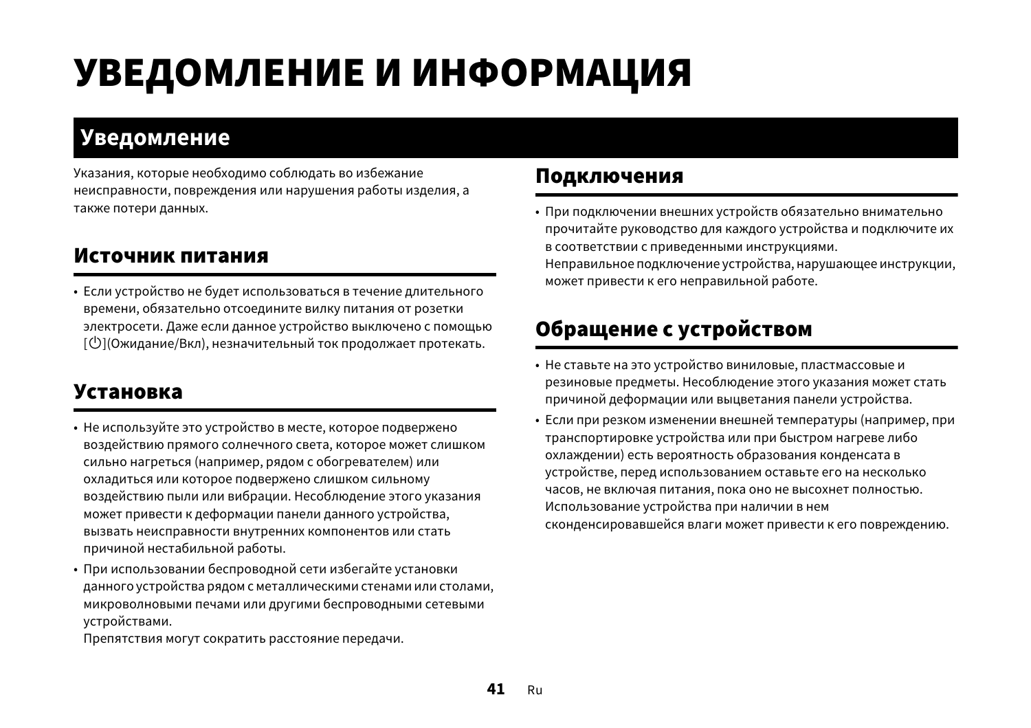# УВЕДОМЛЕНИЕ И ИНФОРМАЦИЯ

## Уведомление

Указания, которые необходимо соблюдать во избежание неисправности, повреждения или нарушения работы изделия, а также потери данных.

### Источник питания

- Если устройство не будет использоваться в течение длительного времени, обязательно отсоедините вилку питания от розетки электросети. Даже если данное устройство выключено с помощью [⏻](Ожидание/Вкл), незначительный ток продолжает протекать.

### Установка

- Не используйте это устройство в месте, которое подвержено воздействию прямого солнечного света, которое может слишком сильно нагреться (например, рядом с обогревателем) или охладиться или которое подвержено слишком сильному воздействию пыли или вибрации. Несоблюдение этого указания может привести к деформации панели данного устройства, вызвать неисправности внутренних компонентов или стать причиной нестабильной работы.
- При использовании беспроводной сети избегайте установки данного устройства рядом с металлическими стенами или столами, микроволновыми печами или другими беспроводными сетевыми устройствами.
  Препятствия могут сократить расстояние передачи.

### Подключения

- При подключении внешних устройств обязательно внимательно прочитайте руководство для каждого устройства и подключите их в соответствии с приведенными инструкциями.
  Неправильное подключение устройства, нарушающее инструкции, может привести к его неправильной работе.

### Обращение с устройством

- Не ставьте на это устройство виниловые, пластмассовые и резиновые предметы. Несоблюдение этого указания может стать причиной деформации или выцветания панели устройства.
- Если при резком изменении внешней температуры (например, при транспортировке устройства или при быстром нагреве либо охлаждении) есть вероятность образования конденсата в устройстве, перед использованием оставьте его на несколько часов, не включая питания, пока оно не высохнет полностью. Использование устройства при наличии в нем сконденсировавшейся влаги может привести к его повреждению.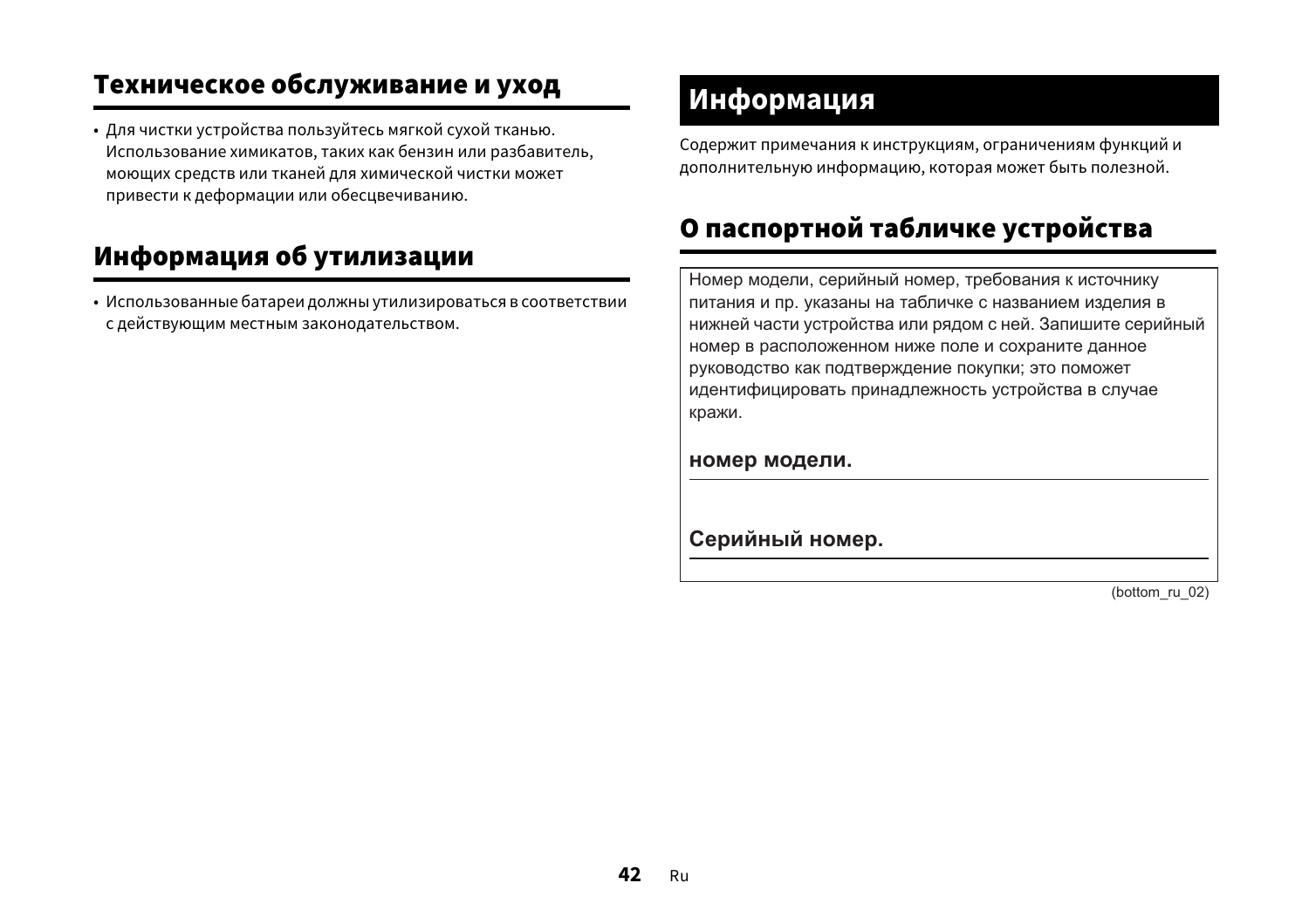## Техническое обслуживание и уход

- Для чистки устройства пользуйтесь мягкой сухой тканью. Использование химикатов, таких как бензин или разбавитель, моющих средств или тканей для химической чистки может привести к деформации или обесцвечиванию.

## Информация об утилизации

- Использованные батареи должны утилизироваться в соответствии с действующим местным законодательством.

# Информация

Содержит примечания к инструкциям, ограничениям функций и дополнительную информацию, которая может быть полезной.

## О паспортной табличке устройства

Номер модели, серийный номер, требования к источнику питания и пр. указаны на табличке с названием изделия в нижней части устройства или рядом с ней. Запишите серийный номер в расположенном ниже поле и сохраните данное руководство как подтверждение покупки; это поможет идентифицировать принадлежность устройства в случае кражи.

**номер модели.**

___________________________

**Серийный номер.**

___________________________

(bottom_ru_02)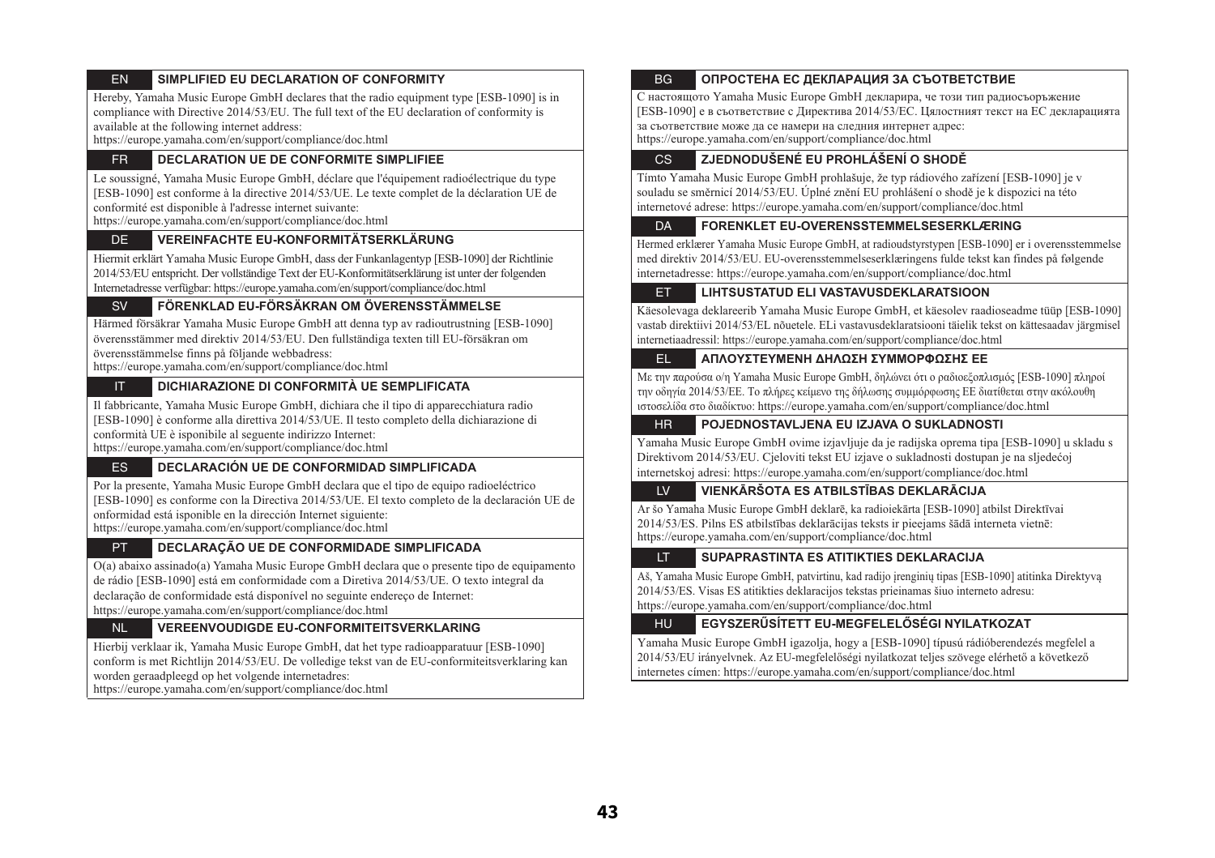## EN SIMPLIFIED EU DECLARATION OF CONFORMITY

Hereby, Yamaha Music Europe GmbH declares that the radio equipment type [ESB-1090] is in compliance with Directive 2014/53/EU. The full text of the EU declaration of conformity is available at the following internet address:
https://europe.yamaha.com/en/support/compliance/doc.html

## FR DECLARATION UE DE CONFORMITE SIMPLIFIEE

Le soussigné, Yamaha Music Europe GmbH, déclare que l'équipement radioélectrique du type [ESB-1090] est conforme à la directive 2014/53/UE. Le texte complet de la déclaration UE de conformité est disponible à l'adresse internet suivante:
https://europe.yamaha.com/en/support/compliance/doc.html

## DE VEREINFACHTE EU-KONFORMITÄTSERKLÄRUNG

Hiermit erklärt Yamaha Music Europe GmbH, dass der Funkanlagentyp [ESB-1090] der Richtlinie 2014/53/EU entspricht. Der vollständige Text der EU-Konformitätserklärung ist unter der folgenden Internetadresse verfügbar: https://europe.yamaha.com/en/support/compliance/doc.html

## SV FÖRENKLAD EU-FÖRSÄKRAN OM ÖVERENSSTÄMMELSE

Härmed försäkrar Yamaha Music Europe GmbH att denna typ av radioutrustning [ESB-1090] överensstämmer med direktiv 2014/53/EU. Den fullständiga texten till EU-försäkran om överensstämmelse finns på följande webbadress:
https://europe.yamaha.com/en/support/compliance/doc.html

## IT DICHIARAZIONE DI CONFORMITÀ UE SEMPLIFICATA

Il fabbricante, Yamaha Music Europe GmbH, dichiara che il tipo di apparecchiatura radio [ESB-1090] è conforme alla direttiva 2014/53/UE. Il testo completo della dichiarazione di conformità UE è isponibile al seguente indirizzo Internet:
https://europe.yamaha.com/en/support/compliance/doc.html

## ES DECLARACIÓN UE DE CONFORMIDAD SIMPLIFICADA

Por la presente, Yamaha Music Europe GmbH declara que el tipo de equipo radioeléctrico [ESB-1090] es conforme con la Directiva 2014/53/UE. El texto completo de la declaración UE de onformidad está isponible en la dirección Internet siguiente:
https://europe.yamaha.com/en/support/compliance/doc.html

## PT DECLARAÇÃO UE DE CONFORMIDADE SIMPLIFICADA

O(a) abaixo assinado(a) Yamaha Music Europe GmbH declara que o presente tipo de equipamento de rádio [ESB-1090] está em conformidade com a Diretiva 2014/53/UE. O texto integral da declaração de conformidade está disponível no seguinte endereço de Internet:
https://europe.yamaha.com/en/support/compliance/doc.html

## NL VEREENVOUDIGDE EU-CONFORMITEITSVERKLARING

Hierbij verklaar ik, Yamaha Music Europe GmbH, dat het type radioapparatuur [ESB-1090] conform is met Richtlijn 2014/53/EU. De volledige tekst van de EU-conformiteitsverklaring kan worden geraadpleegd op het volgende internetadres:
https://europe.yamaha.com/en/support/compliance/doc.html

## BG ОПРОСТЕНА ЕС ДЕКЛАРАЦИЯ ЗА СЪОТВЕТСТВИЕ

С настоящото Yamaha Music Europe GmbH декларира, че този тип радиосъоръжение [ESB-1090] е в съответствие с Директива 2014/53/ЕС. Цялостният текст на ЕС декларацията за съответствие може да се намери на следния интернет адрес:
https://europe.yamaha.com/en/support/compliance/doc.html

## CS ZJEDNODUŠENÉ EU PROHLÁŠENÍ O SHODĚ

Tímto Yamaha Music Europe GmbH prohlašuje, že typ rádiového zařízení [ESB-1090] je v souladu se směrnicí 2014/53/EU. Úplné znění EU prohlášení o shodě je k dispozici na této internetové adrese: https://europe.yamaha.com/en/support/compliance/doc.html

## DA FORENKLET EU-OVERENSSTEMMELSESERKLÆRING

Hermed erklærer Yamaha Music Europe GmbH, at radioudstyrstypen [ESB-1090] er i overensstemmelse med direktiv 2014/53/EU. EU-overensstemmelseserklæringens fulde tekst kan findes på følgende internetadresse: https://europe.yamaha.com/en/support/compliance/doc.html

## ET LIHTSUSTATUD ELI VASTAVUSDEKLARATSIOON

Käesolevaga deklareerib Yamaha Music Europe GmbH, et käesolev raadioseadme tüüp [ESB-1090] vastab direktiivi 2014/53/EL nõuetele. ELi vastavusdeklaratsiooni täielik tekst on kättesaadav järgmisel internetiaadressil: https://europe.yamaha.com/en/support/compliance/doc.html

## EL ΑΠΛΟΥΣΤΕΥΜΕΝΗ ΔΗΛΩΣΗ ΣΥΜΜΟΡΦΩΣΗΣ ΕΕ

Με την παρούσα ο/η Yamaha Music Europe GmbH, δηλώνει ότι ο ραδιοεξοπλισμός [ESB-1090] πληροί την οδηγία 2014/53/ΕΕ. Το πλήρες κείμενο της δήλωσης συμμόρφωσης ΕΕ διατίθεται στην ακόλουθη ιστοσελίδα στο διαδίκτυο: https://europe.yamaha.com/en/support/compliance/doc.html

## HR POJEDNOSTAVLJENA EU IZJAVA O SUKLADNOSTI

Yamaha Music Europe GmbH ovime izjavljuje da je radijska oprema tipa [ESB-1090] u skladu s Direktivom 2014/53/EU. Cjeloviti tekst EU izjave o sukladnosti dostupan je na sljedećoj internetskoj adresi: https://europe.yamaha.com/en/support/compliance/doc.html

## LV VIENKĀRŠOTA ES ATBILSTĪBAS DEKLARĀCIJA

Ar šo Yamaha Music Europe GmbH deklarē, ka radioiekārta [ESB-1090] atbilst Direktīvai 2014/53/ES. Pilns ES atbilstības deklarācijas teksts ir pieejams šādā interneta vietnē:
https://europe.yamaha.com/en/support/compliance/doc.html

## LT SUPAPRASTINTA ES ATITIKTIES DEKLARACIJA

Aš, Yamaha Music Europe GmbH, patvirtinu, kad radijo įrenginių tipas [ESB-1090] atitinka Direktyvą 2014/53/ES. Visas ES atitikties deklaracijos tekstas prieinamas šiuo interneto adresu:
https://europe.yamaha.com/en/support/compliance/doc.html

## HU EGYSZERŰSÍTETT EU-MEGFELELŐSÉGI NYILATKOZAT

Yamaha Music Europe GmbH igazolja, hogy a [ESB-1090] típusú rádióberendezés megfelel a 2014/53/EU irányelvnek. Az EU-megfelelőségi nyilatkozat teljes szövege elérhető a következő internetes címen: https://europe.yamaha.com/en/support/compliance/doc.html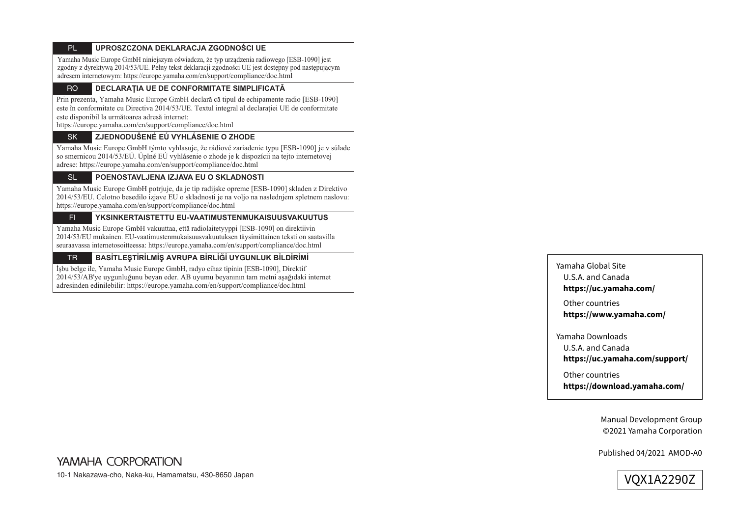**PL** **UPROSZCZONA DEKLARACJA ZGODNOŚCI UE**

Yamaha Music Europe GmbH niniejszym oświadcza, że typ urządzenia radiowego [ESB-1090] jest zgodny z dyrektywą 2014/53/UE. Pełny tekst deklaracji zgodności UE jest dostępny pod następującym adresem internetowym: https://europe.yamaha.com/en/support/compliance/doc.html

**RO** **DECLARAŢIA UE DE CONFORMITATE SIMPLIFICATĂ**

Prin prezenta, Yamaha Music Europe GmbH declară că tipul de echipamente radio [ESB-1090] este în conformitate cu Directiva 2014/53/UE. Textul integral al declarației UE de conformitate este disponibil la următoarea adresă internet:
https://europe.yamaha.com/en/support/compliance/doc.html

**SK** **ZJEDNODUŠENÉ EÚ VYHLÁSENIE O ZHODE**

Yamaha Music Europe GmbH týmto vyhlasuje, že rádiové zariadenie typu [ESB-1090] je v súlade so smernicou 2014/53/EÚ. Úplné EÚ vyhlásenie o zhode je k dispozícii na tejto internetovej adrese: https://europe.yamaha.com/en/support/compliance/doc.html

**SL** **POENOSTAVLJENA IZJAVA EU O SKLADNOSTI**

Yamaha Music Europe GmbH potrjuje, da je tip radijske opreme [ESB-1090] skladen z Direktivo 2014/53/EU. Celotno besedilo izjave EU o skladnosti je na voljo na naslednjem spletnem naslovu: https://europe.yamaha.com/en/support/compliance/doc.html

**FI** **YKSINKERTAISTETTU EU-VAATIMUSTENMUKAISUUSVAKUUTUS**

Yamaha Music Europe GmbH vakuuttaa, että radiolaitetyyppi [ESB-1090] on direktiivin 2014/53/EU mukainen. EU-vaatimustenmukaisuusvakuutuksen täysimittainen teksti on saatavilla seuraavassa internetosoitteessa: https://europe.yamaha.com/en/support/compliance/doc.html

**TR** **BASİTLEŞTİRİLMİŞ AVRUPA BİRLİĞİ UYGUNLUK BİLDİRİMİ**

İşbu belge ile, Yamaha Music Europe GmbH, radyo cihaz tipinin [ESB-1090], Direktif 2014/53/AB'ye uygunluğunu beyan eder. AB uyumu beyanının tam metni aşağıdaki internet adresinden edinilebilir: https://europe.yamaha.com/en/support/compliance/doc.html

Yamaha Global Site
U.S.A. and Canada
**https://uc.yamaha.com/**
Other countries
**https://www.yamaha.com/**

Yamaha Downloads
U.S.A. and Canada
**https://uc.yamaha.com/support/**
Other countries
**https://download.yamaha.com/**

Manual Development Group
©2021 Yamaha Corporation

Published 04/2021 AMOD-A0

VQX1A2290Z

YAMAHA CORPORATION
10-1 Nakazawa-cho, Naka-ku, Hamamatsu, 430-8650 Japan